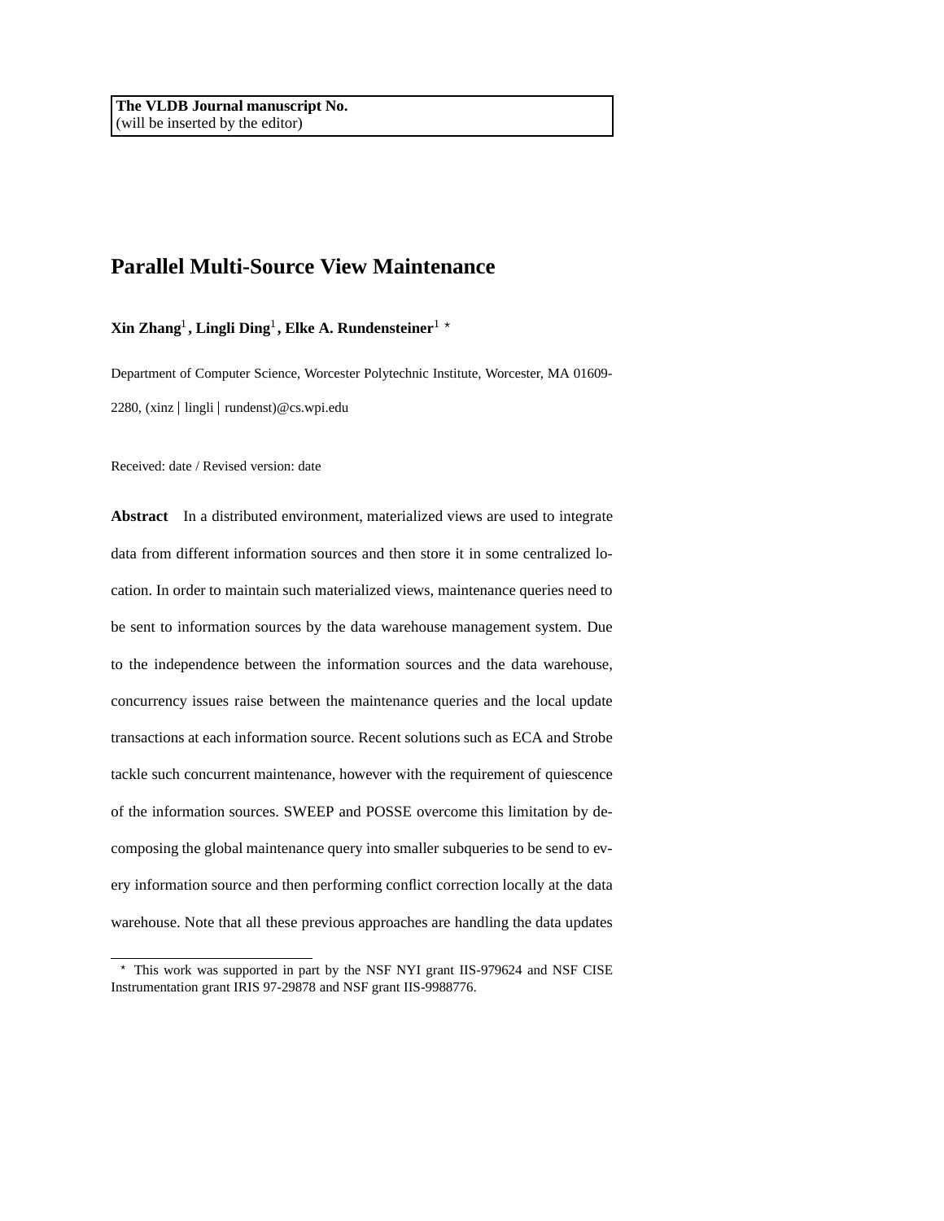**The VLDB Journal manuscript No.**
(will be inserted by the editor)

# Parallel Multi-Source View Maintenance

**Xin Zhang**[1], **Lingli Ding**[1], **Elke A. Rundensteiner**[1] *

Department of Computer Science, Worcester Polytechnic Institute, Worcester, MA 01609-2280, (xinz | lingli | rundenst)@cs.wpi.edu

Received: date / Revised version: date

**Abstract** In a distributed environment, materialized views are used to integrate data from different information sources and then store it in some centralized location. In order to maintain such materialized views, maintenance queries need to be sent to information sources by the data warehouse management system. Due to the independence between the information sources and the data warehouse, concurrency issues raise between the maintenance queries and the local update transactions at each information source. Recent solutions such as ECA and Strobe tackle such concurrent maintenance, however with the requirement of quiescence of the information sources. SWEEP and POSSE overcome this limitation by decomposing the global maintenance query into smaller subqueries to be send to every information source and then performing conflict correction locally at the data warehouse. Note that all these previous approaches are handling the data updates

* This work was supported in part by the NSF NYI grant IIS-979624 and NSF CISE Instrumentation grant IRIS 97-29878 and NSF grant IIS-9988776.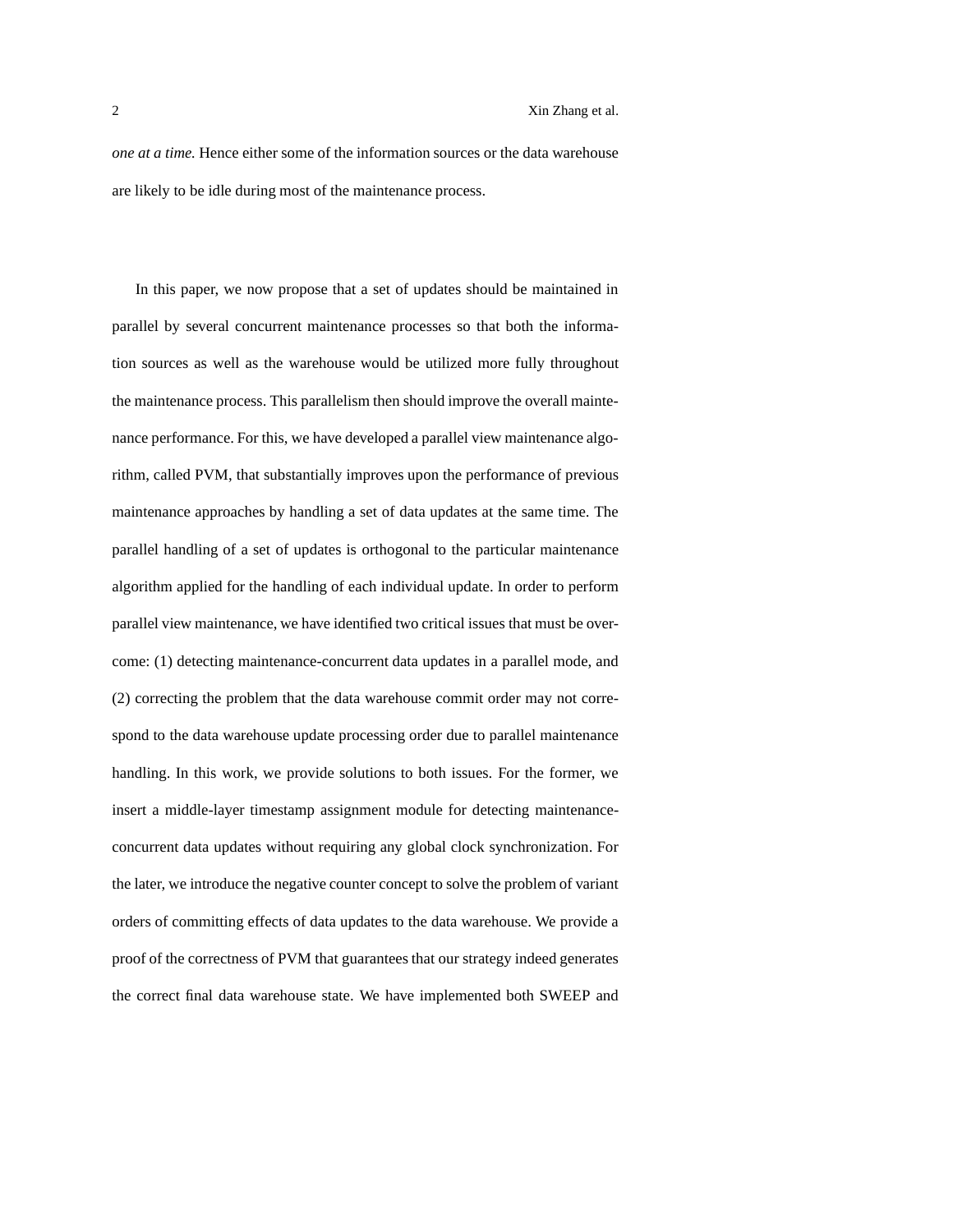*one at a time.* Hence either some of the information sources or the data warehouse are likely to be idle during most of the maintenance process.

In this paper, we now propose that a set of updates should be maintained in parallel by several concurrent maintenance processes so that both the information sources as well as the warehouse would be utilized more fully throughout the maintenance process. This parallelism then should improve the overall maintenance performance. For this, we have developed a parallel view maintenance algorithm, called PVM, that substantially improves upon the performance of previous maintenance approaches by handling a set of data updates at the same time. The parallel handling of a set of updates is orthogonal to the particular maintenance algorithm applied for the handling of each individual update. In order to perform parallel view maintenance, we have identified two critical issues that must be overcome: (1) detecting maintenance-concurrent data updates in a parallel mode, and (2) correcting the problem that the data warehouse commit order may not correspond to the data warehouse update processing order due to parallel maintenance handling. In this work, we provide solutions to both issues. For the former, we insert a middle-layer timestamp assignment module for detecting maintenance-concurrent data updates without requiring any global clock synchronization. For the later, we introduce the negative counter concept to solve the problem of variant orders of committing effects of data updates to the data warehouse. We provide a proof of the correctness of PVM that guarantees that our strategy indeed generates the correct final data warehouse state. We have implemented both SWEEP and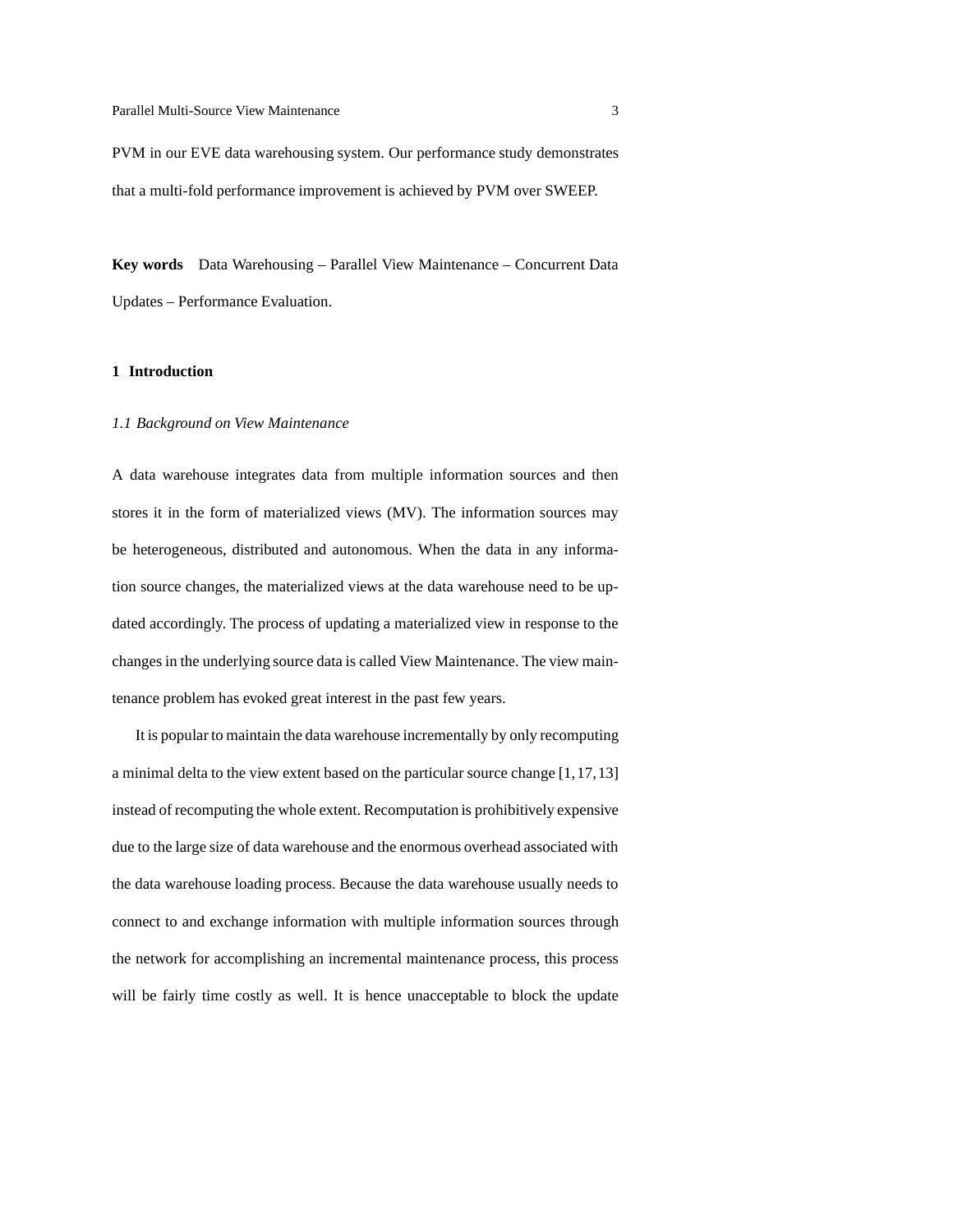PVM in our EVE data warehousing system. Our performance study demonstrates that a multi-fold performance improvement is achieved by PVM over SWEEP.

**Key words** Data Warehousing – Parallel View Maintenance – Concurrent Data Updates – Performance Evaluation.

## 1 Introduction

### *1.1 Background on View Maintenance*

A data warehouse integrates data from multiple information sources and then stores it in the form of materialized views (MV). The information sources may be heterogeneous, distributed and autonomous. When the data in any information source changes, the materialized views at the data warehouse need to be updated accordingly. The process of updating a materialized view in response to the changes in the underlying source data is called View Maintenance. The view maintenance problem has evoked great interest in the past few years.

It is popular to maintain the data warehouse incrementally by only recomputing a minimal delta to the view extent based on the particular source change [1,17,13] instead of recomputing the whole extent. Recomputation is prohibitively expensive due to the large size of data warehouse and the enormous overhead associated with the data warehouse loading process. Because the data warehouse usually needs to connect to and exchange information with multiple information sources through the network for accomplishing an incremental maintenance process, this process will be fairly time costly as well. It is hence unacceptable to block the update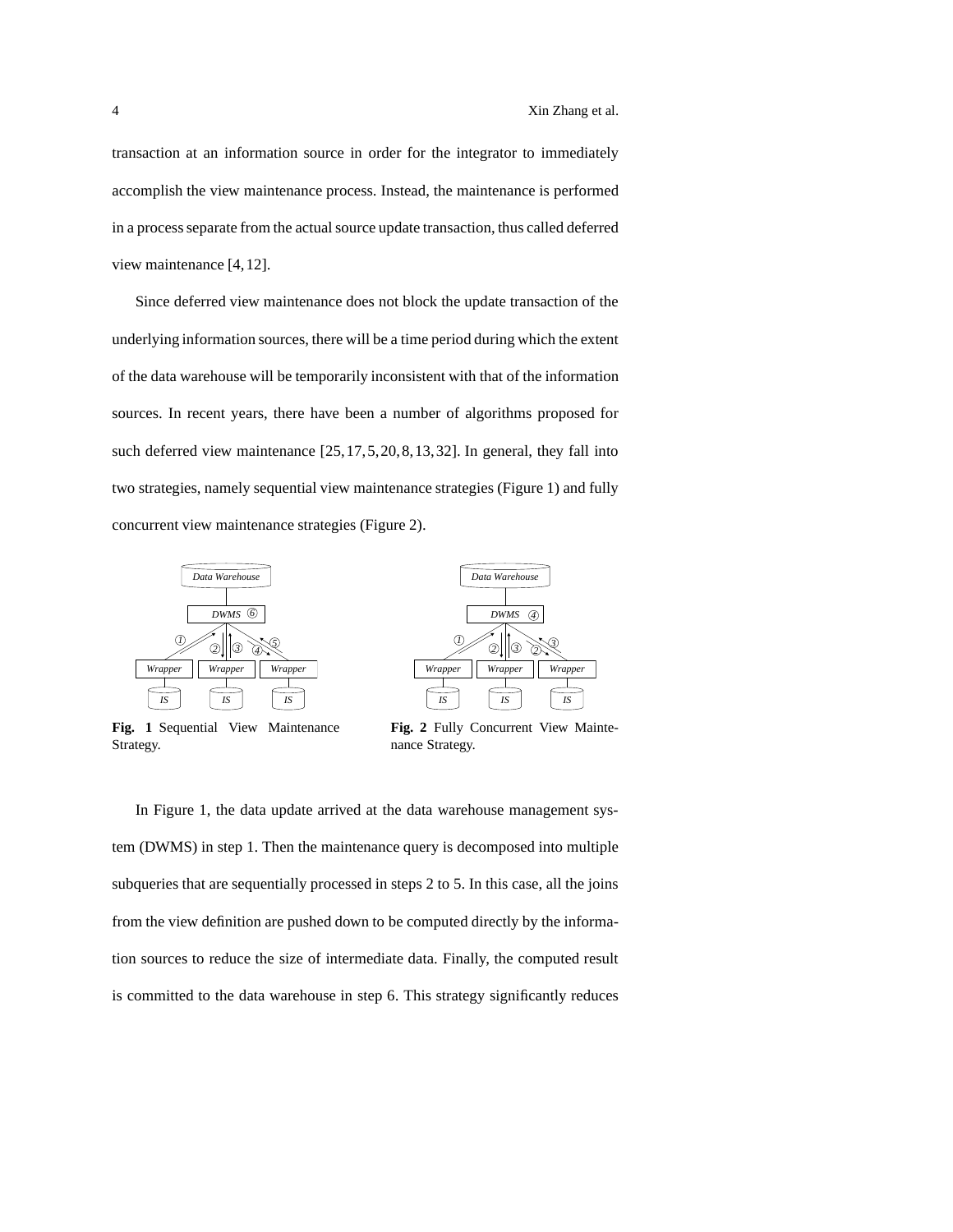transaction at an information source in order for the integrator to immediately accomplish the view maintenance process. Instead, the maintenance is performed in a process separate from the actual source update transaction, thus called deferred view maintenance [4,12].

Since deferred view maintenance does not block the update transaction of the underlying information sources, there will be a time period during which the extent of the data warehouse will be temporarily inconsistent with that of the information sources. In recent years, there have been a number of algorithms proposed for such deferred view maintenance [25,17,5,20,8,13,32]. In general, they fall into two strategies, namely sequential view maintenance strategies (Figure 1) and fully concurrent view maintenance strategies (Figure 2).

Data Warehouse

DWMS ⑥

①
②
③
④
⑤

Wrapper
Wrapper
Wrapper

IS
IS
IS

**Fig. 1** Sequential View Maintenance Strategy.

Data Warehouse

DWMS ④

①
②
③
②
③

Wrapper
Wrapper
Wrapper

IS
IS
IS

**Fig. 2** Fully Concurrent View Maintenance Strategy.

In Figure 1, the data update arrived at the data warehouse management system (DWMS) in step 1. Then the maintenance query is decomposed into multiple subqueries that are sequentially processed in steps 2 to 5. In this case, all the joins from the view definition are pushed down to be computed directly by the information sources to reduce the size of intermediate data. Finally, the computed result is committed to the data warehouse in step 6. This strategy significantly reduces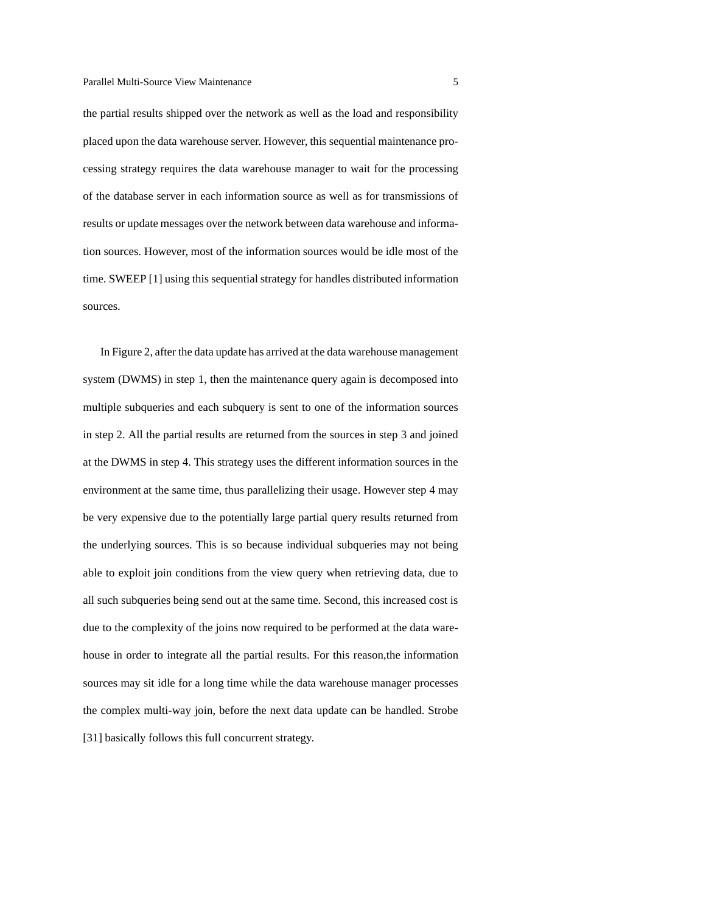the partial results shipped over the network as well as the load and responsibility placed upon the data warehouse server. However, this sequential maintenance processing strategy requires the data warehouse manager to wait for the processing of the database server in each information source as well as for transmissions of results or update messages over the network between data warehouse and information sources. However, most of the information sources would be idle most of the time. SWEEP [1] using this sequential strategy for handles distributed information sources.

In Figure 2, after the data update has arrived at the data warehouse management system (DWMS) in step 1, then the maintenance query again is decomposed into multiple subqueries and each subquery is sent to one of the information sources in step 2. All the partial results are returned from the sources in step 3 and joined at the DWMS in step 4. This strategy uses the different information sources in the environment at the same time, thus parallelizing their usage. However step 4 may be very expensive due to the potentially large partial query results returned from the underlying sources. This is so because individual subqueries may not being able to exploit join conditions from the view query when retrieving data, due to all such subqueries being send out at the same time. Second, this increased cost is due to the complexity of the joins now required to be performed at the data warehouse in order to integrate all the partial results. For this reason,the information sources may sit idle for a long time while the data warehouse manager processes the complex multi-way join, before the next data update can be handled. Strobe [31] basically follows this full concurrent strategy.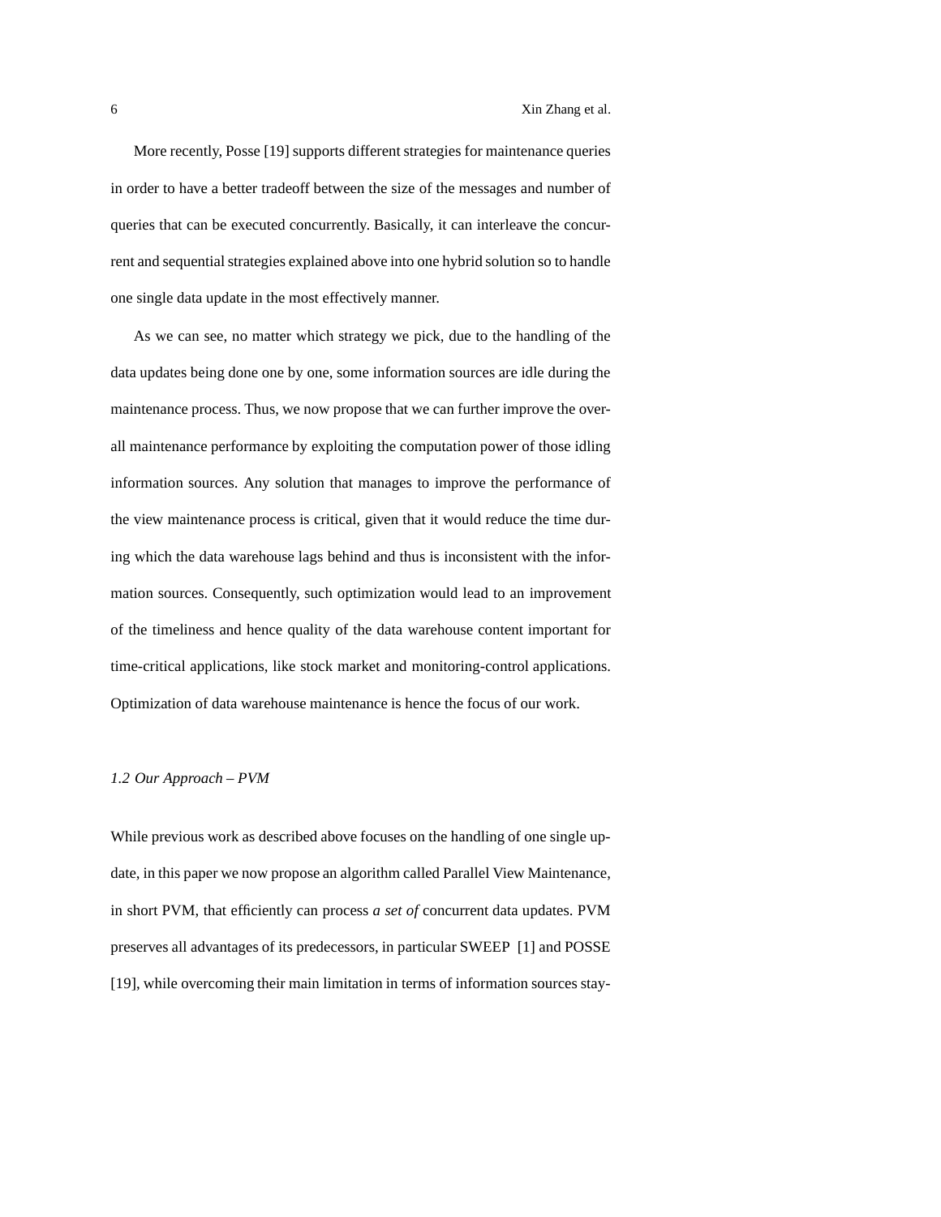More recently, Posse [19] supports different strategies for maintenance queries in order to have a better tradeoff between the size of the messages and number of queries that can be executed concurrently. Basically, it can interleave the concurrent and sequential strategies explained above into one hybrid solution so to handle one single data update in the most effectively manner.

As we can see, no matter which strategy we pick, due to the handling of the data updates being done one by one, some information sources are idle during the maintenance process. Thus, we now propose that we can further improve the overall maintenance performance by exploiting the computation power of those idling information sources. Any solution that manages to improve the performance of the view maintenance process is critical, given that it would reduce the time during which the data warehouse lags behind and thus is inconsistent with the information sources. Consequently, such optimization would lead to an improvement of the timeliness and hence quality of the data warehouse content important for time-critical applications, like stock market and monitoring-control applications. Optimization of data warehouse maintenance is hence the focus of our work.

### *1.2 Our Approach – PVM*

While previous work as described above focuses on the handling of one single update, in this paper we now propose an algorithm called Parallel View Maintenance, in short PVM, that efficiently can process *a set of* concurrent data updates. PVM preserves all advantages of its predecessors, in particular SWEEP [1] and POSSE [19], while overcoming their main limitation in terms of information sources stay-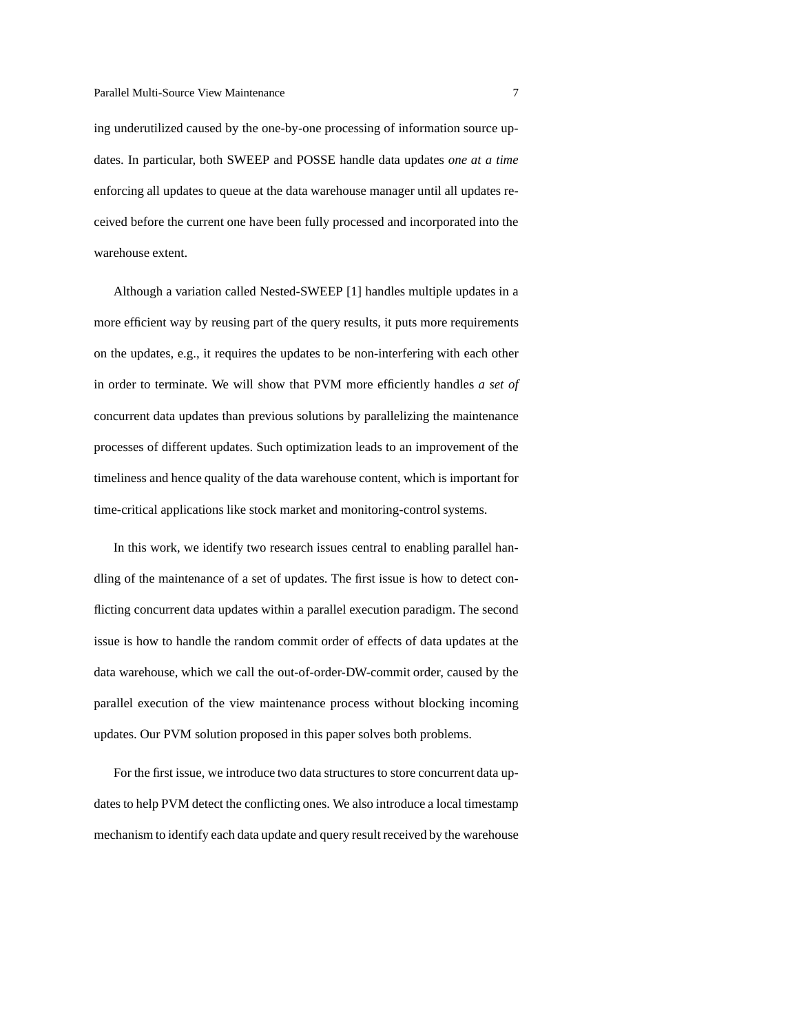ing underutilized caused by the one-by-one processing of information source updates. In particular, both SWEEP and POSSE handle data updates *one at a time* enforcing all updates to queue at the data warehouse manager until all updates received before the current one have been fully processed and incorporated into the warehouse extent.

Although a variation called Nested-SWEEP [1] handles multiple updates in a more efficient way by reusing part of the query results, it puts more requirements on the updates, e.g., it requires the updates to be non-interfering with each other in order to terminate. We will show that PVM more efficiently handles *a set of* concurrent data updates than previous solutions by parallelizing the maintenance processes of different updates. Such optimization leads to an improvement of the timeliness and hence quality of the data warehouse content, which is important for time-critical applications like stock market and monitoring-control systems.

In this work, we identify two research issues central to enabling parallel handling of the maintenance of a set of updates. The first issue is how to detect conflicting concurrent data updates within a parallel execution paradigm. The second issue is how to handle the random commit order of effects of data updates at the data warehouse, which we call the out-of-order-DW-commit order, caused by the parallel execution of the view maintenance process without blocking incoming updates. Our PVM solution proposed in this paper solves both problems.

For the first issue, we introduce two data structures to store concurrent data updates to help PVM detect the conflicting ones. We also introduce a local timestamp mechanism to identify each data update and query result received by the warehouse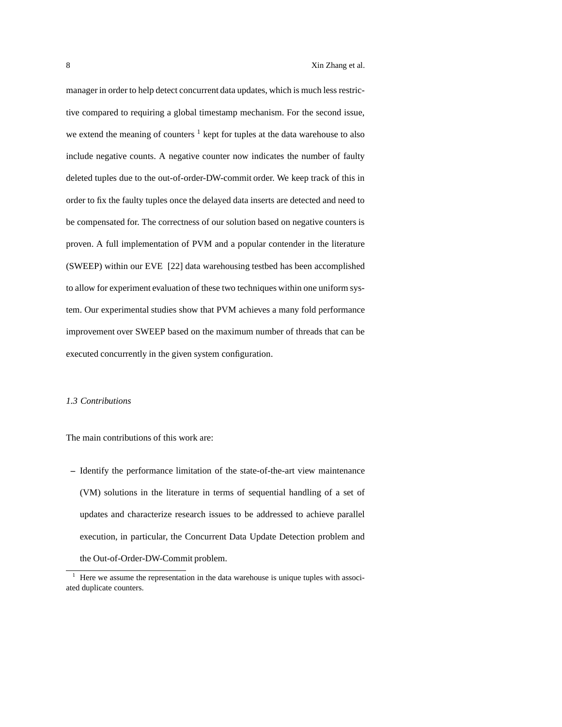manager in order to help detect concurrent data updates, which is much less restrictive compared to requiring a global timestamp mechanism. For the second issue, we extend the meaning of counters [1] kept for tuples at the data warehouse to also include negative counts. A negative counter now indicates the number of faulty deleted tuples due to the out-of-order-DW-commit order. We keep track of this in order to fix the faulty tuples once the delayed data inserts are detected and need to be compensated for. The correctness of our solution based on negative counters is proven. A full implementation of PVM and a popular contender in the literature (SWEEP) within our EVE [22] data warehousing testbed has been accomplished to allow for experiment evaluation of these two techniques within one uniform system. Our experimental studies show that PVM achieves a many fold performance improvement over SWEEP based on the maximum number of threads that can be executed concurrently in the given system configuration.

### *1.3 Contributions*

The main contributions of this work are:

- Identify the performance limitation of the state-of-the-art view maintenance (VM) solutions in the literature in terms of sequential handling of a set of updates and characterize research issues to be addressed to achieve parallel execution, in particular, the Concurrent Data Update Detection problem and the Out-of-Order-DW-Commit problem.

---

[1] Here we assume the representation in the data warehouse is unique tuples with associated duplicate counters.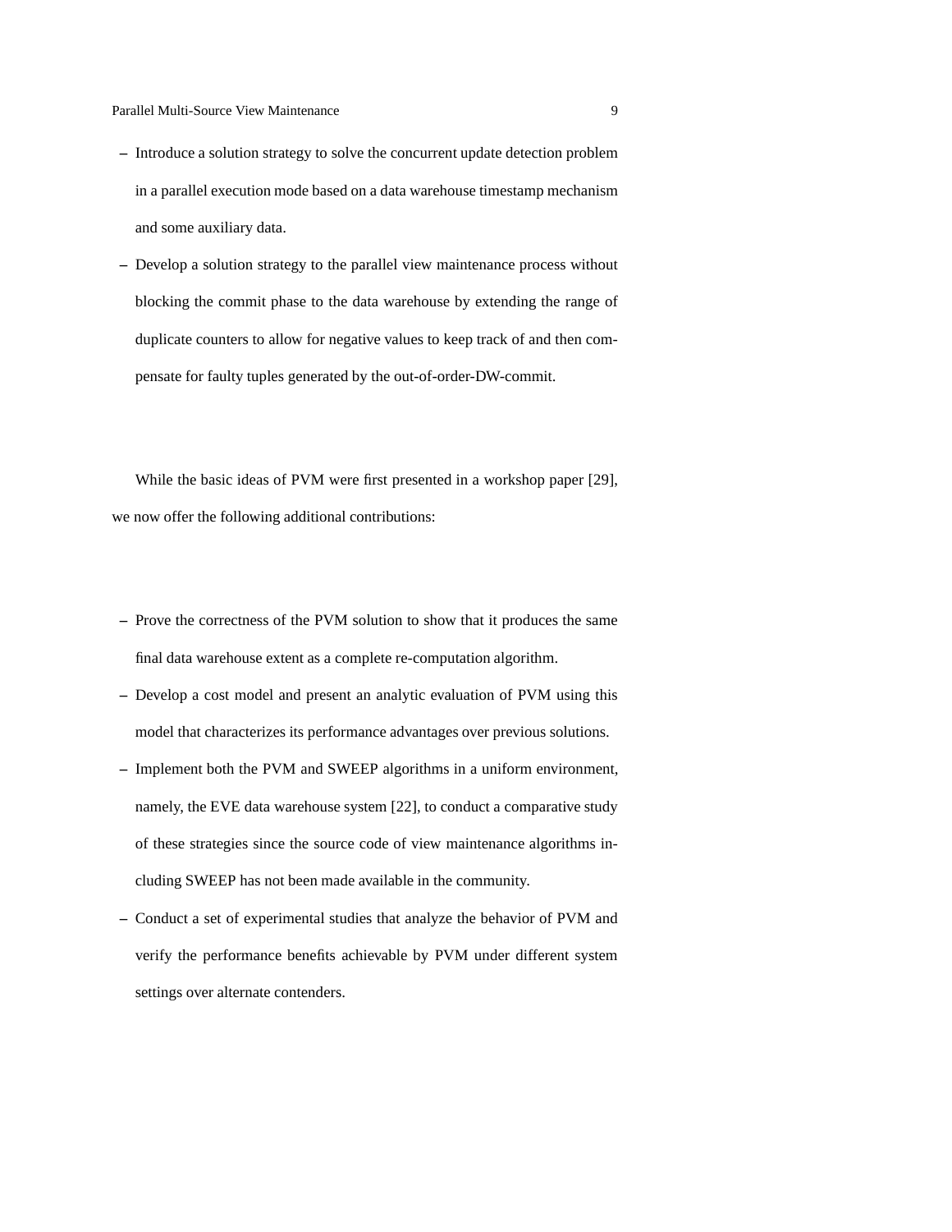- Introduce a solution strategy to solve the concurrent update detection problem in a parallel execution mode based on a data warehouse timestamp mechanism and some auxiliary data.
- Develop a solution strategy to the parallel view maintenance process without blocking the commit phase to the data warehouse by extending the range of duplicate counters to allow for negative values to keep track of and then compensate for faulty tuples generated by the out-of-order-DW-commit.

While the basic ideas of PVM were first presented in a workshop paper [29], we now offer the following additional contributions:

- Prove the correctness of the PVM solution to show that it produces the same final data warehouse extent as a complete re-computation algorithm.
- Develop a cost model and present an analytic evaluation of PVM using this model that characterizes its performance advantages over previous solutions.
- Implement both the PVM and SWEEP algorithms in a uniform environment, namely, the EVE data warehouse system [22], to conduct a comparative study of these strategies since the source code of view maintenance algorithms including SWEEP has not been made available in the community.
- Conduct a set of experimental studies that analyze the behavior of PVM and verify the performance benefits achievable by PVM under different system settings over alternate contenders.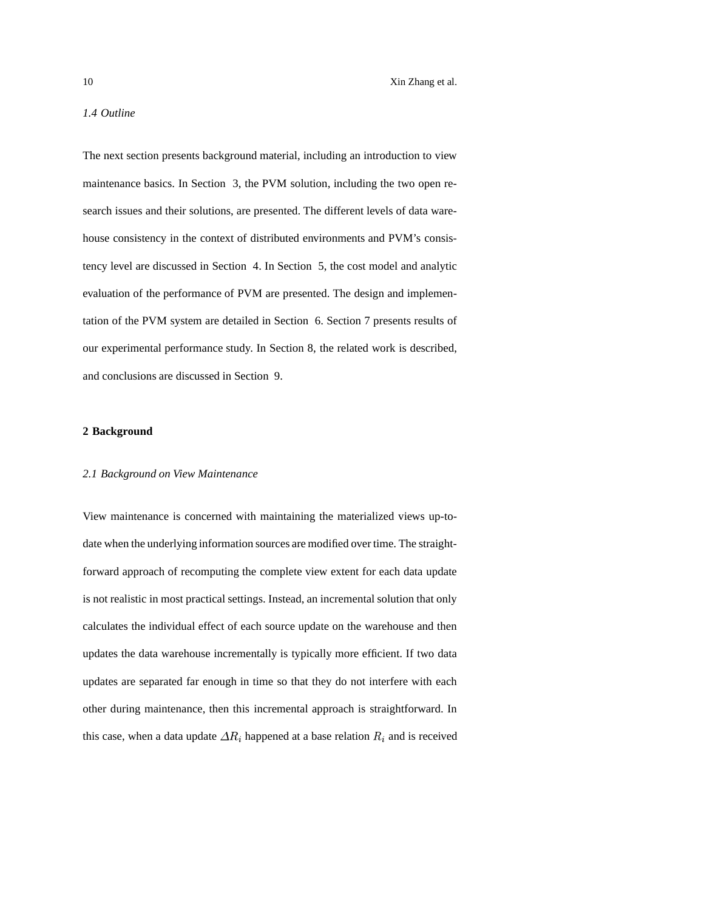### *1.4 Outline*

The next section presents background material, including an introduction to view maintenance basics. In Section 3, the PVM solution, including the two open research issues and their solutions, are presented. The different levels of data warehouse consistency in the context of distributed environments and PVM's consistency level are discussed in Section 4. In Section 5, the cost model and analytic evaluation of the performance of PVM are presented. The design and implementation of the PVM system are detailed in Section 6. Section 7 presents results of our experimental performance study. In Section 8, the related work is described, and conclusions are discussed in Section 9.

## 2 Background

### *2.1 Background on View Maintenance*

View maintenance is concerned with maintaining the materialized views up-to-date when the underlying information sources are modified over time. The straightforward approach of recomputing the complete view extent for each data update is not realistic in most practical settings. Instead, an incremental solution that only calculates the individual effect of each source update on the warehouse and then updates the data warehouse incrementally is typically more efficient. If two data updates are separated far enough in time so that they do not interfere with each other during maintenance, then this incremental approach is straightforward. In this case, when a data update $\Delta R_i$ happened at a base relation $R_i$ and is received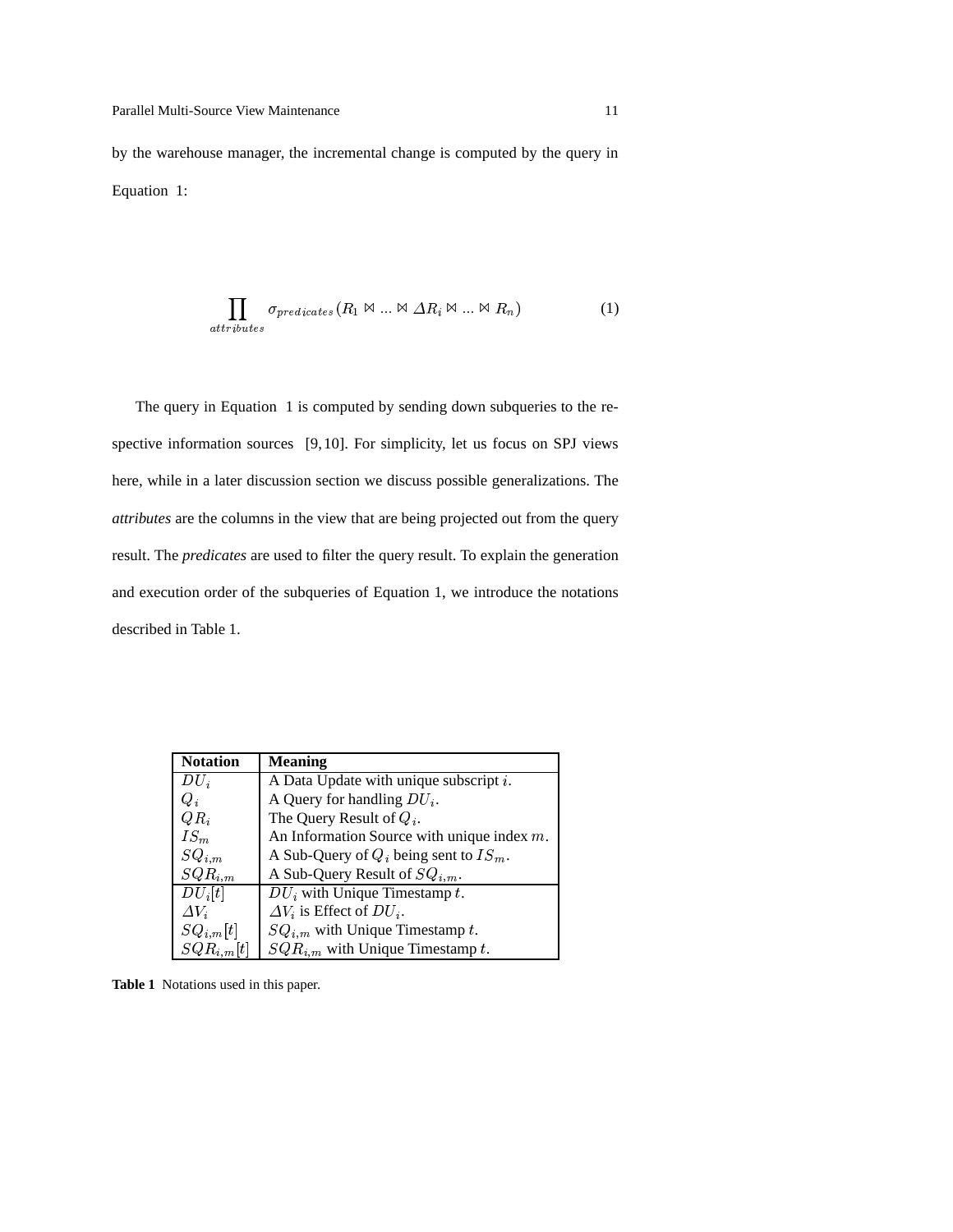by the warehouse manager, the incremental change is computed by the query in Equation 1:

$$\prod_{attributes} \sigma_{predicates}(R_1 \bowtie ... \bowtie \Delta R_i \bowtie ... \bowtie R_n) \tag{1}$$

The query in Equation 1 is computed by sending down subqueries to the respective information sources [9,10]. For simplicity, let us focus on SPJ views here, while in a later discussion section we discuss possible generalizations. The *attributes* are the columns in the view that are being projected out from the query result. The *predicates* are used to filter the query result. To explain the generation and execution order of the subqueries of Equation 1, we introduce the notations described in Table 1.

| Notation | Meaning |
|---|---|
| $DU_i$ | A Data Update with unique subscript $i$. |
| $Q_i$ | A Query for handling $DU_i$. |
| $QR_i$ | The Query Result of $Q_i$. |
| $IS_m$ | An Information Source with unique index $m$. |
| $SQ_{i,m}$ | A Sub-Query of $Q_i$ being sent to $IS_m$. |
| $SQR_{i,m}$ | A Sub-Query Result of $SQ_{i,m}$. |
| $DU_i[t]$ | $DU_i$ with Unique Timestamp $t$. |
| $\Delta V_i$ | $\Delta V_i$ is Effect of $DU_i$. |
| $SQ_{i,m}[t]$ | $SQ_{i,m}$ with Unique Timestamp $t$. |
| $SQR_{i,m}[t]$ | $SQR_{i,m}$ with Unique Timestamp $t$. |

**Table 1** Notations used in this paper.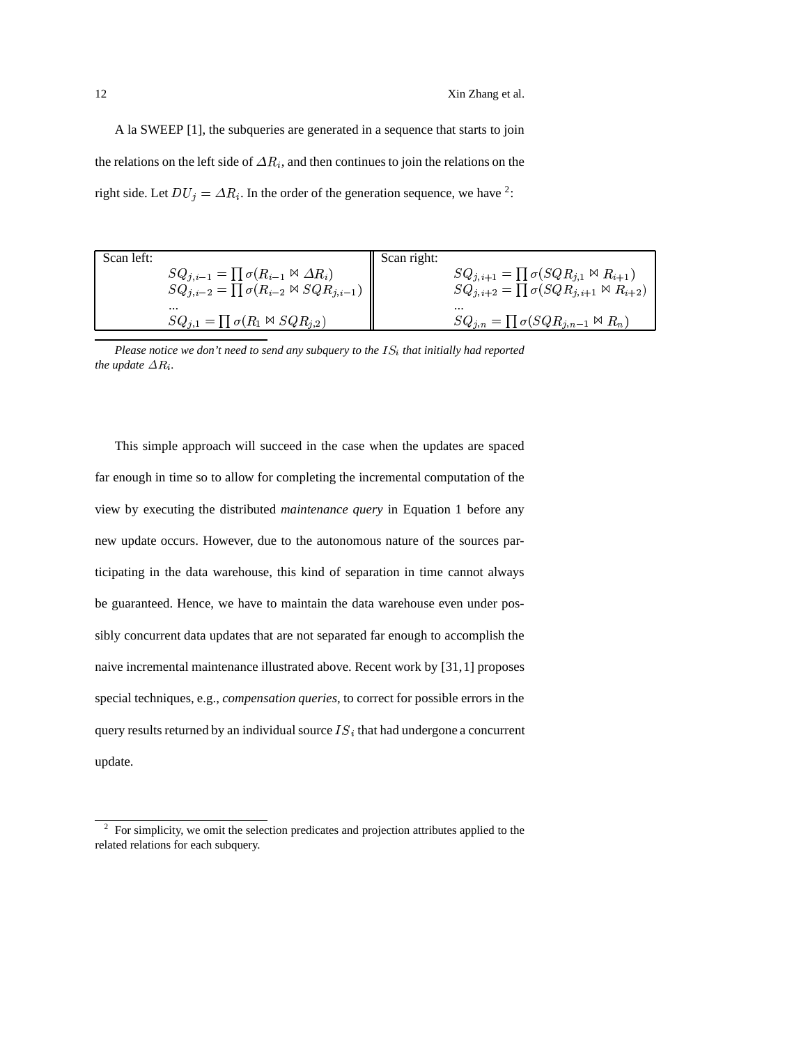A la SWEEP [1], the subqueries are generated in a sequence that starts to join the relations on the left side of $\Delta R_i$, and then continues to join the relations on the right side. Let $DU_j = \Delta R_i$. In the order of the generation sequence, we have [2]:

| Scan left: | Scan right: |
| --- | --- |
| $SQ_{j,i-1} = \prod \sigma(R_{i-1} \bowtie \Delta R_i)$ | $SQ_{j,i+1} = \prod \sigma(SQR_{j,1} \bowtie R_{i+1})$ |
| $SQ_{j,i-2} = \prod \sigma(R_{i-2} \bowtie SQR_{j,i-1})$ | $SQ_{j,i+2} = \prod \sigma(SQR_{j,i+1} \bowtie R_{i+2})$ |
| ... | ... |
| $SQ_{j,1} = \prod \sigma(R_1 \bowtie SQR_{j,2})$ | $SQ_{j,n} = \prod \sigma(SQR_{j,n-1} \bowtie R_n)$ |

*Please notice we don't need to send any subquery to the $IS_i$ that initially had reported the update $\Delta R_i$.*

This simple approach will succeed in the case when the updates are spaced far enough in time so to allow for completing the incremental computation of the view by executing the distributed *maintenance query* in Equation 1 before any new update occurs. However, due to the autonomous nature of the sources participating in the data warehouse, this kind of separation in time cannot always be guaranteed. Hence, we have to maintain the data warehouse even under possibly concurrent data updates that are not separated far enough to accomplish the naive incremental maintenance illustrated above. Recent work by [31, 1] proposes special techniques, e.g., *compensation queries*, to correct for possible errors in the query results returned by an individual source $IS_i$ that had undergone a concurrent update.

[2] For simplicity, we omit the selection predicates and projection attributes applied to the related relations for each subquery.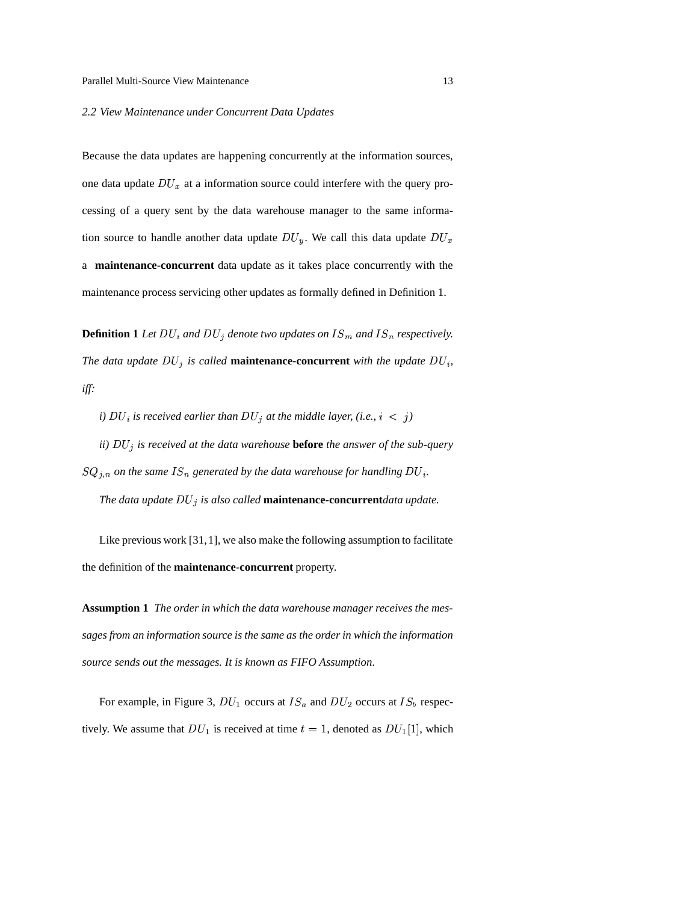*2.2 View Maintenance under Concurrent Data Updates*

Because the data updates are happening concurrently at the information sources, one data update $DU_x$ at a information source could interfere with the query processing of a query sent by the data warehouse manager to the same information source to handle another data update $DU_y$. We call this data update $DU_x$ a **maintenance-concurrent** data update as it takes place concurrently with the maintenance process servicing other updates as formally defined in Definition 1.

**Definition 1** *Let $DU_i$ and $DU_j$ denote two updates on $IS_m$ and $IS_n$ respectively. The data update $DU_j$ is called* **maintenance-concurrent** *with the update $DU_i$, iff:*

*i) $DU_i$ is received earlier than $DU_j$ at the middle layer, (i.e., $i < j$)*

*ii) $DU_j$ is received at the data warehouse* **before** *the answer of the sub-query $SQ_{j,n}$ on the same $IS_n$ generated by the data warehouse for handling $DU_i$.*

*The data update $DU_j$ is also called* **maintenance-concurrent***data update.*

Like previous work [31, 1], we also make the following assumption to facilitate the definition of the **maintenance-concurrent** property.

**Assumption 1** *The order in which the data warehouse manager receives the messages from an information source is the same as the order in which the information source sends out the messages. It is known as FIFO Assumption.*

For example, in Figure 3, $DU_1$ occurs at $IS_a$ and $DU_2$ occurs at $IS_b$ respectively. We assume that $DU_1$ is received at time $t = 1$, denoted as $DU_1[1]$, which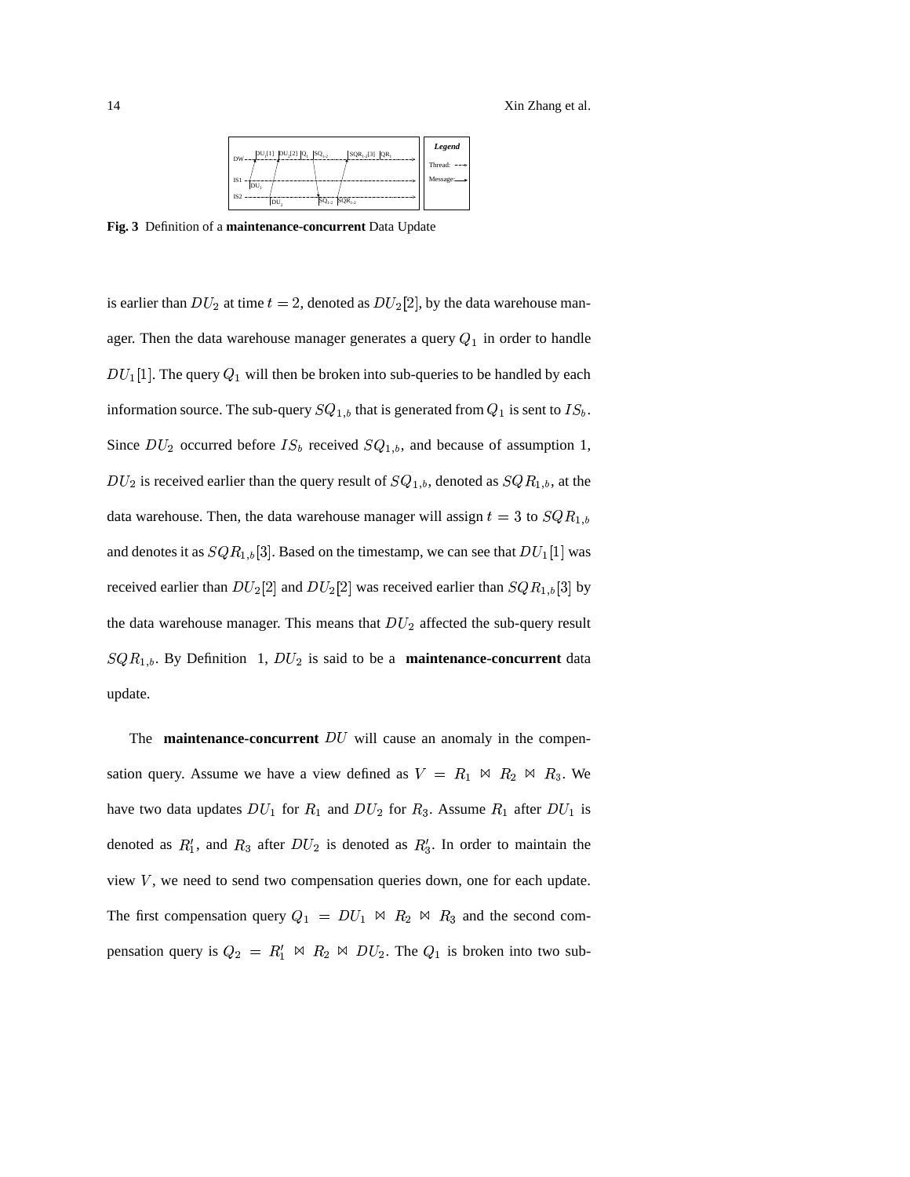DW
$DU_1[1]$ $DU_2[2]$ $Q_1$ $SQ_{1,2}$ $SQR_{1,2}[3]$ $QR_1$
IS1
$DU_1$
IS2
$DU_2$ $SQ_{1,2}$ $SQR_{1,2}$

Legend
Thread:
Message:

**Fig. 3** Definition of a **maintenance-concurrent** Data Update

is earlier than $DU_2$ at time $t = 2$, denoted as $DU_2[2]$, by the data warehouse manager. Then the data warehouse manager generates a query $Q_1$ in order to handle $DU_1[1]$. The query $Q_1$ will then be broken into sub-queries to be handled by each information source. The sub-query $SQ_{1,b}$ that is generated from $Q_1$ is sent to $IS_b$. Since $DU_2$ occurred before $IS_b$ received $SQ_{1,b}$, and because of assumption 1, $DU_2$ is received earlier than the query result of $SQ_{1,b}$, denoted as $SQR_{1,b}$, at the data warehouse. Then, the data warehouse manager will assign $t = 3$ to $SQR_{1,b}$ and denotes it as $SQR_{1,b}[3]$. Based on the timestamp, we can see that $DU_1[1]$ was received earlier than $DU_2[2]$ and $DU_2[2]$ was received earlier than $SQR_{1,b}[3]$ by the data warehouse manager. This means that $DU_2$ affected the sub-query result $SQR_{1,b}$. By Definition 1, $DU_2$ is said to be a **maintenance-concurrent** data update.

The **maintenance-concurrent** $DU$ will cause an anomaly in the compensation query. Assume we have a view defined as $V = R_1 \bowtie R_2 \bowtie R_3$. We have two data updates $DU_1$ for $R_1$ and $DU_2$ for $R_3$. Assume $R_1$ after $DU_1$ is denoted as $R_1'$, and $R_3$ after $DU_2$ is denoted as $R_3'$. In order to maintain the view $V$, we need to send two compensation queries down, one for each update. The first compensation query $Q_1 = DU_1 \bowtie R_2 \bowtie R_3$ and the second compensation query is $Q_2 = R_1' \bowtie R_2 \bowtie DU_2$. The $Q_1$ is broken into two sub-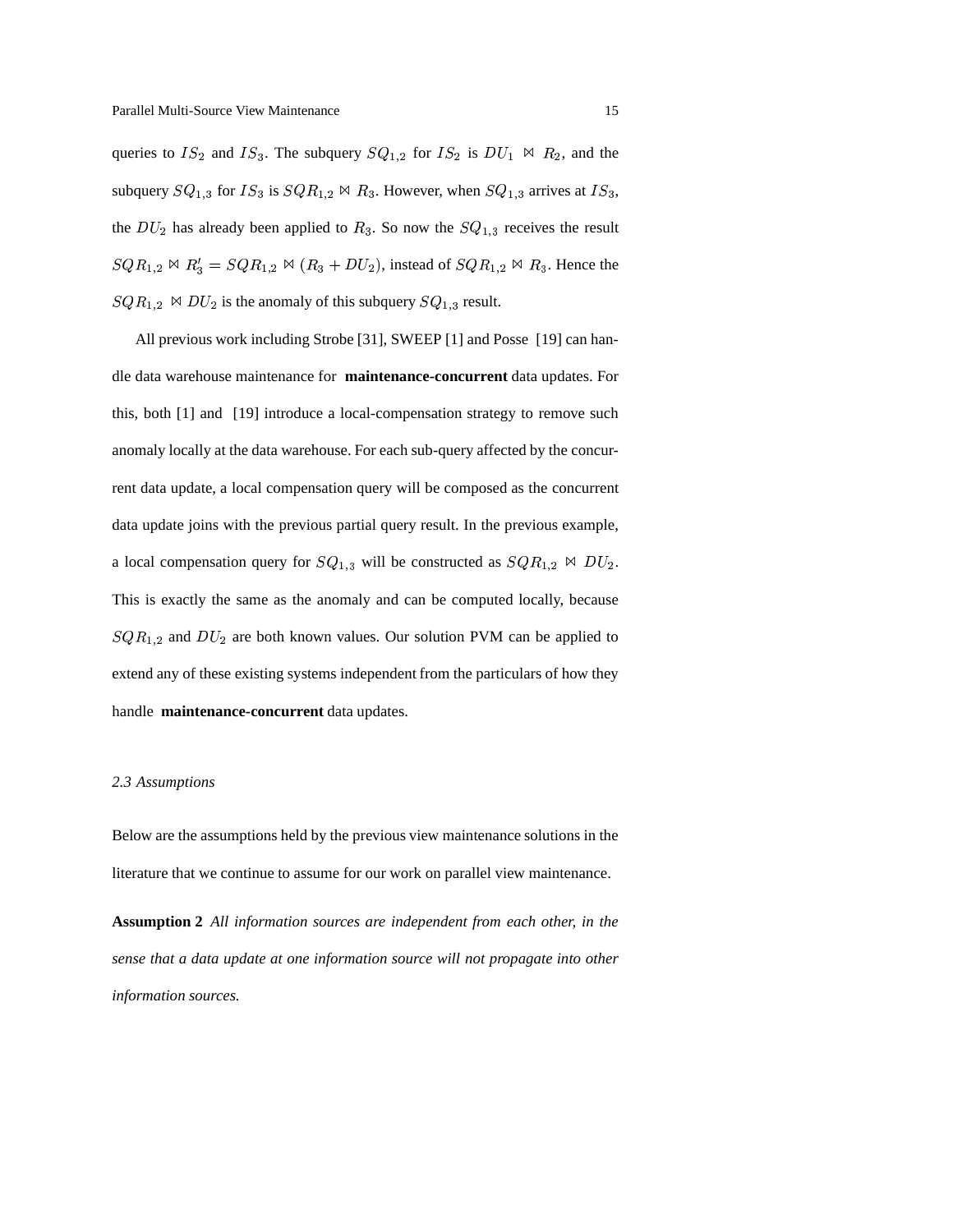queries to $IS_2$ and $IS_3$. The subquery $SQ_{1,2}$ for $IS_2$ is $DU_1 \bowtie R_2$, and the subquery $SQ_{1,3}$ for $IS_3$ is $SQR_{1,2} \bowtie R_3$. However, when $SQ_{1,3}$ arrives at $IS_3$, the $DU_2$ has already been applied to $R_3$. So now the $SQ_{1,3}$ receives the result $SQR_{1,2} \bowtie R_3' = SQR_{1,2} \bowtie (R_3 + DU_2)$, instead of $SQR_{1,2} \bowtie R_3$. Hence the $SQR_{1,2} \bowtie DU_2$ is the anomaly of this subquery $SQ_{1,3}$ result.

All previous work including Strobe [31], SWEEP [1] and Posse [19] can handle data warehouse maintenance for **maintenance-concurrent** data updates. For this, both [1] and [19] introduce a local-compensation strategy to remove such anomaly locally at the data warehouse. For each sub-query affected by the concurrent data update, a local compensation query will be composed as the concurrent data update joins with the previous partial query result. In the previous example, a local compensation query for $SQ_{1,3}$ will be constructed as $SQR_{1,2} \bowtie DU_2$. This is exactly the same as the anomaly and can be computed locally, because $SQR_{1,2}$ and $DU_2$ are both known values. Our solution PVM can be applied to extend any of these existing systems independent from the particulars of how they handle **maintenance-concurrent** data updates.

### *2.3 Assumptions*

Below are the assumptions held by the previous view maintenance solutions in the literature that we continue to assume for our work on parallel view maintenance.

**Assumption 2** *All information sources are independent from each other, in the sense that a data update at one information source will not propagate into other information sources.*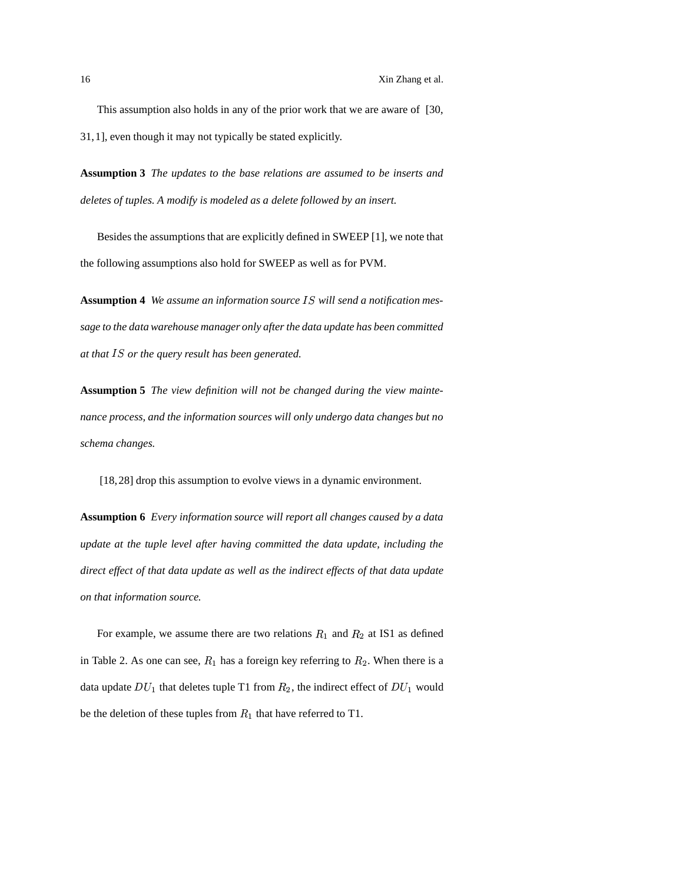This assumption also holds in any of the prior work that we are aware of [30, 31, 1], even though it may not typically be stated explicitly.

**Assumption 3** *The updates to the base relations are assumed to be inserts and deletes of tuples. A modify is modeled as a delete followed by an insert.*

Besides the assumptions that are explicitly defined in SWEEP [1], we note that the following assumptions also hold for SWEEP as well as for PVM.

**Assumption 4** *We assume an information source $IS$ will send a notification message to the data warehouse manager only after the data update has been committed at that $IS$ or the query result has been generated.*

**Assumption 5** *The view definition will not be changed during the view maintenance process, and the information sources will only undergo data changes but no schema changes.*

[18, 28] drop this assumption to evolve views in a dynamic environment.

**Assumption 6** *Every information source will report all changes caused by a data update at the tuple level after having committed the data update, including the direct effect of that data update as well as the indirect effects of that data update on that information source.*

For example, we assume there are two relations $R_1$ and $R_2$ at IS1 as defined in Table 2. As one can see, $R_1$ has a foreign key referring to $R_2$. When there is a data update $DU_1$ that deletes tuple T1 from $R_2$, the indirect effect of $DU_1$ would be the deletion of these tuples from $R_1$ that have referred to T1.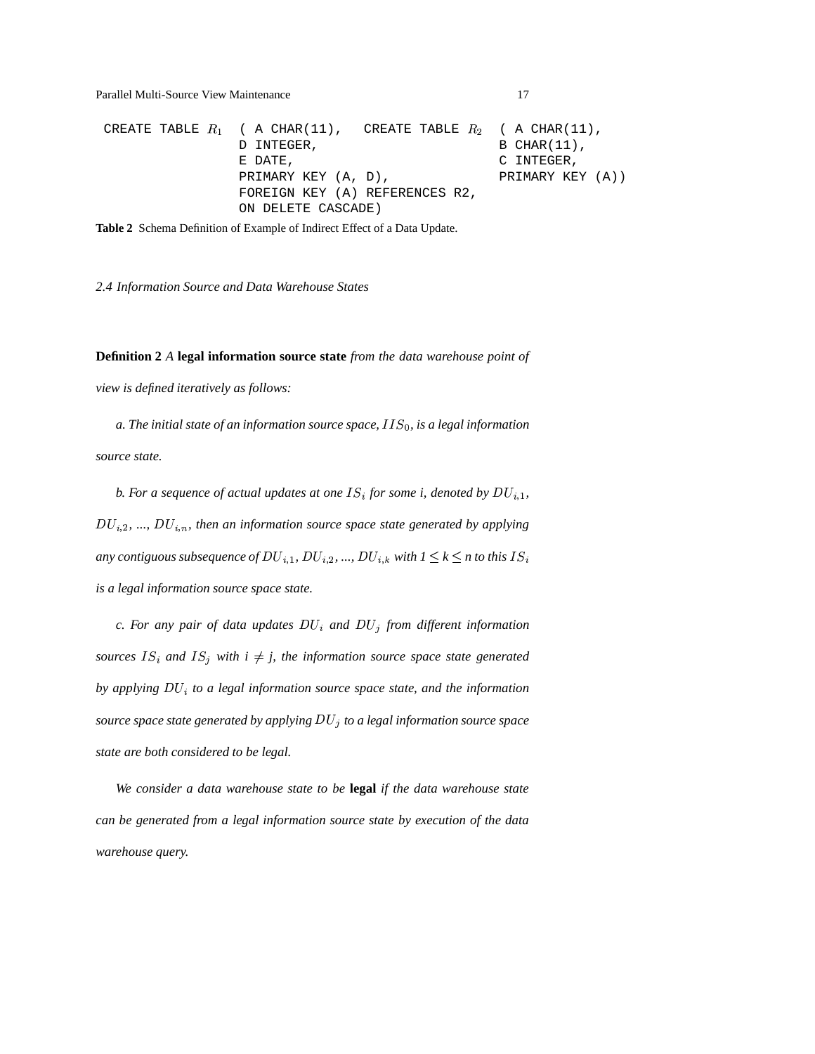```
CREATE TABLE R1  ( A CHAR(11),                CREATE TABLE R2  ( A CHAR(11),
                   D INTEGER,                                    B CHAR(11),
                   E DATE,                                       C INTEGER,
                   PRIMARY KEY (A, D),                           PRIMARY KEY (A))
                   FOREIGN KEY (A) REFERENCES R2,
                   ON DELETE CASCADE)
```

**Table 2** Schema Definition of Example of Indirect Effect of a Data Update.

### *2.4 Information Source and Data Warehouse States*

**Definition 2** *A* **legal information source state** *from the data warehouse point of view is defined iteratively as follows:*

*a. The initial state of an information source space, $IIS_0$, is a legal information source state.*

*b. For a sequence of actual updates at one $IS_i$ for some i, denoted by $DU_{i,1}$, $DU_{i,2}$, ..., $DU_{i,n}$, then an information source space state generated by applying any contiguous subsequence of $DU_{i,1}$, $DU_{i,2}$, ..., $DU_{i,k}$ with $1 \leq k \leq n$ to this $IS_i$ is a legal information source space state.*

*c. For any pair of data updates $DU_i$ and $DU_j$ from different information sources $IS_i$ and $IS_j$ with $i \neq j$, the information source space state generated by applying $DU_i$ to a legal information source space state, and the information source space state generated by applying $DU_j$ to a legal information source space state are both considered to be legal.*

*We consider a data warehouse state to be* **legal** *if the data warehouse state can be generated from a legal information source state by execution of the data warehouse query.*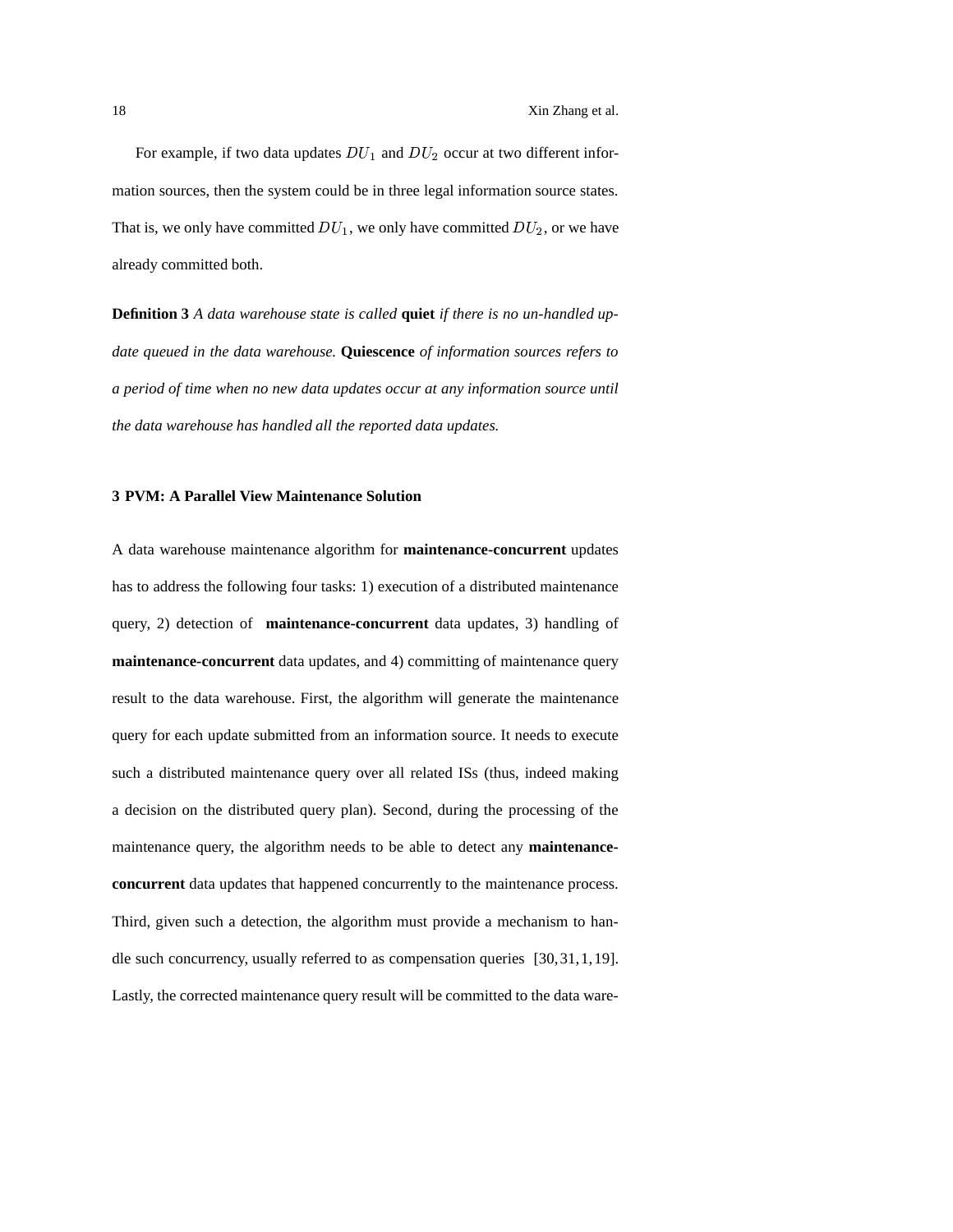For example, if two data updates $DU_1$ and $DU_2$ occur at two different information sources, then the system could be in three legal information source states. That is, we only have committed $DU_1$, we only have committed $DU_2$, or we have already committed both.

**Definition 3** *A data warehouse state is called* **quiet** *if there is no un-handled update queued in the data warehouse.* **Quiescence** *of information sources refers to a period of time when no new data updates occur at any information source until the data warehouse has handled all the reported data updates.*

## 3 PVM: A Parallel View Maintenance Solution

A data warehouse maintenance algorithm for **maintenance-concurrent** updates has to address the following four tasks: 1) execution of a distributed maintenance query, 2) detection of **maintenance-concurrent** data updates, 3) handling of **maintenance-concurrent** data updates, and 4) committing of maintenance query result to the data warehouse. First, the algorithm will generate the maintenance query for each update submitted from an information source. It needs to execute such a distributed maintenance query over all related ISs (thus, indeed making a decision on the distributed query plan). Second, during the processing of the maintenance query, the algorithm needs to be able to detect any **maintenance-concurrent** data updates that happened concurrently to the maintenance process. Third, given such a detection, the algorithm must provide a mechanism to handle such concurrency, usually referred to as compensation queries [30, 31, 1, 19]. Lastly, the corrected maintenance query result will be committed to the data ware-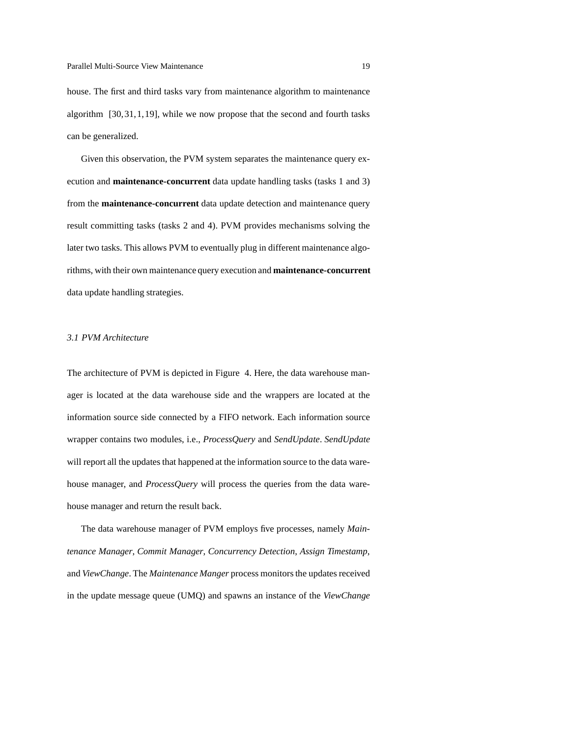house. The first and third tasks vary from maintenance algorithm to maintenance algorithm [30,31,1,19], while we now propose that the second and fourth tasks can be generalized.

Given this observation, the PVM system separates the maintenance query execution and **maintenance-concurrent** data update handling tasks (tasks 1 and 3) from the **maintenance-concurrent** data update detection and maintenance query result committing tasks (tasks 2 and 4). PVM provides mechanisms solving the later two tasks. This allows PVM to eventually plug in different maintenance algorithms, with their own maintenance query execution and **maintenance-concurrent** data update handling strategies.

### *3.1 PVM Architecture*

The architecture of PVM is depicted in Figure 4. Here, the data warehouse manager is located at the data warehouse side and the wrappers are located at the information source side connected by a FIFO network. Each information source wrapper contains two modules, i.e., *ProcessQuery* and *SendUpdate*. *SendUpdate* will report all the updates that happened at the information source to the data warehouse manager, and *ProcessQuery* will process the queries from the data warehouse manager and return the result back.

The data warehouse manager of PVM employs five processes, namely *Maintenance Manager*, *Commit Manager*, *Concurrency Detection*, *Assign Timestamp*, and *ViewChange*. The *Maintenance Manger* process monitors the updates received in the update message queue (UMQ) and spawns an instance of the *ViewChange*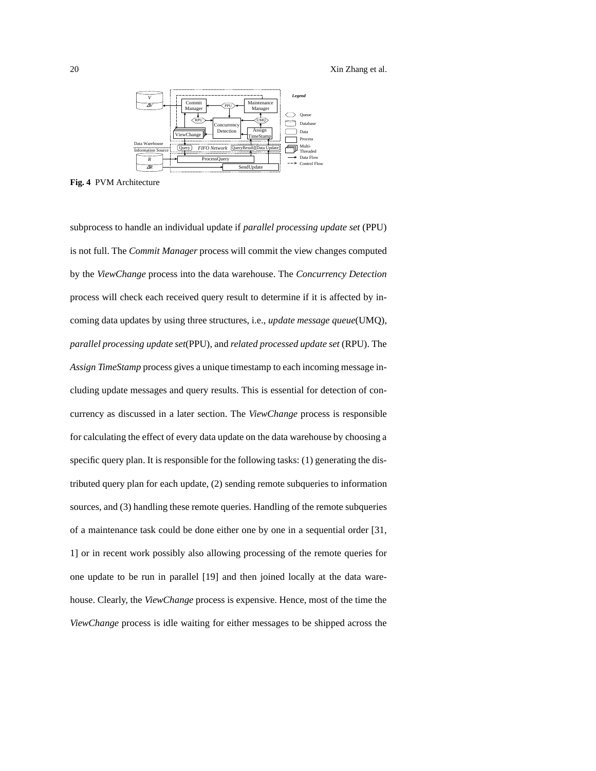Fig. 4 PVM Architecture

subprocess to handle an individual update if *parallel processing update set* (PPU) is not full. The *Commit Manager* process will commit the view changes computed by the *ViewChange* process into the data warehouse. The *Concurrency Detection* process will check each received query result to determine if it is affected by incoming data updates by using three structures, i.e., *update message queue*(UMQ), *parallel processing update set*(PPU), and *related processed update set* (RPU). The *Assign TimeStamp* process gives a unique timestamp to each incoming message including update messages and query results. This is essential for detection of concurrency as discussed in a later section. The *ViewChange* process is responsible for calculating the effect of every data update on the data warehouse by choosing a specific query plan. It is responsible for the following tasks: (1) generating the distributed query plan for each update, (2) sending remote subqueries to information sources, and (3) handling these remote queries. Handling of the remote subqueries of a maintenance task could be done either one by one in a sequential order [31, 1] or in recent work possibly also allowing processing of the remote queries for one update to be run in parallel [19] and then joined locally at the data warehouse. Clearly, the *ViewChange* process is expensive. Hence, most of the time the *ViewChange* process is idle waiting for either messages to be shipped across the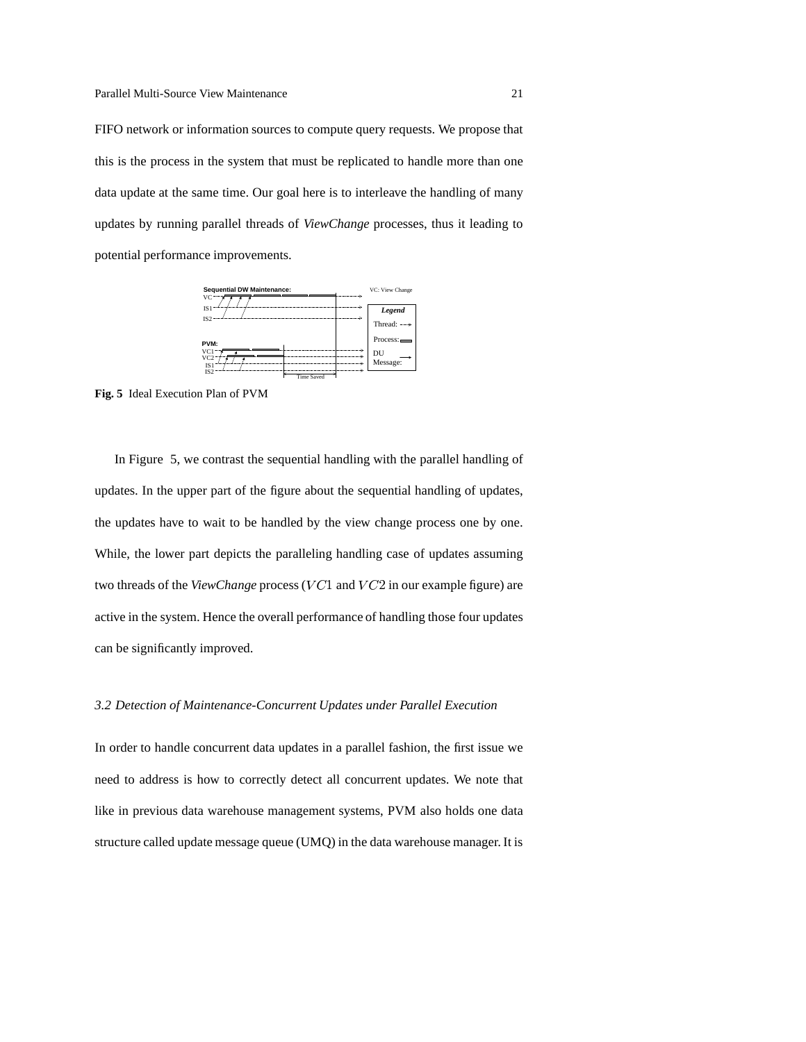FIFO network or information sources to compute query requests. We propose that this is the process in the system that must be replicated to handle more than one data update at the same time. Our goal here is to interleave the handling of many updates by running parallel threads of *ViewChange* processes, thus it leading to potential performance improvements.

Sequential DW Maintenance:
VC
IS1
IS2
PVM:
VC1
VC2
IS1
IS2
Time Saved
VC: View Change
Legend
Thread:
Process:
DU Message:

**Fig. 5** Ideal Execution Plan of PVM

In Figure 5, we contrast the sequential handling with the parallel handling of updates. In the upper part of the figure about the sequential handling of updates, the updates have to wait to be handled by the view change process one by one. While, the lower part depicts the paralleling handling case of updates assuming two threads of the *ViewChange* process ($VC1$ and $VC2$ in our example figure) are active in the system. Hence the overall performance of handling those four updates can be significantly improved.

### *3.2 Detection of Maintenance-Concurrent Updates under Parallel Execution*

In order to handle concurrent data updates in a parallel fashion, the first issue we need to address is how to correctly detect all concurrent updates. We note that like in previous data warehouse management systems, PVM also holds one data structure called update message queue (UMQ) in the data warehouse manager. It is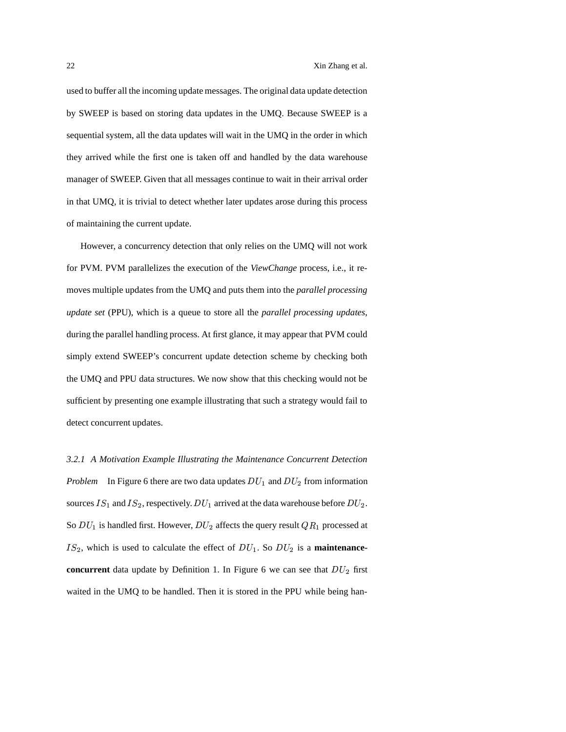used to buffer all the incoming update messages. The original data update detection by SWEEP is based on storing data updates in the UMQ. Because SWEEP is a sequential system, all the data updates will wait in the UMQ in the order in which they arrived while the first one is taken off and handled by the data warehouse manager of SWEEP. Given that all messages continue to wait in their arrival order in that UMQ, it is trivial to detect whether later updates arose during this process of maintaining the current update.

However, a concurrency detection that only relies on the UMQ will not work for PVM. PVM parallelizes the execution of the *ViewChange* process, i.e., it removes multiple updates from the UMQ and puts them into the *parallel processing update set* (PPU), which is a queue to store all the *parallel processing updates*, during the parallel handling process. At first glance, it may appear that PVM could simply extend SWEEP's concurrent update detection scheme by checking both the UMQ and PPU data structures. We now show that this checking would not be sufficient by presenting one example illustrating that such a strategy would fail to detect concurrent updates.

*3.2.1 A Motivation Example Illustrating the Maintenance Concurrent Detection Problem* In Figure 6 there are two data updates $DU_1$ and $DU_2$ from information sources $IS_1$ and $IS_2$, respectively. $DU_1$ arrived at the data warehouse before $DU_2$. So $DU_1$ is handled first. However, $DU_2$ affects the query result $QR_1$ processed at $IS_2$, which is used to calculate the effect of $DU_1$. So $DU_2$ is a **maintenance-concurrent** data update by Definition 1. In Figure 6 we can see that $DU_2$ first waited in the UMQ to be handled. Then it is stored in the PPU while being han-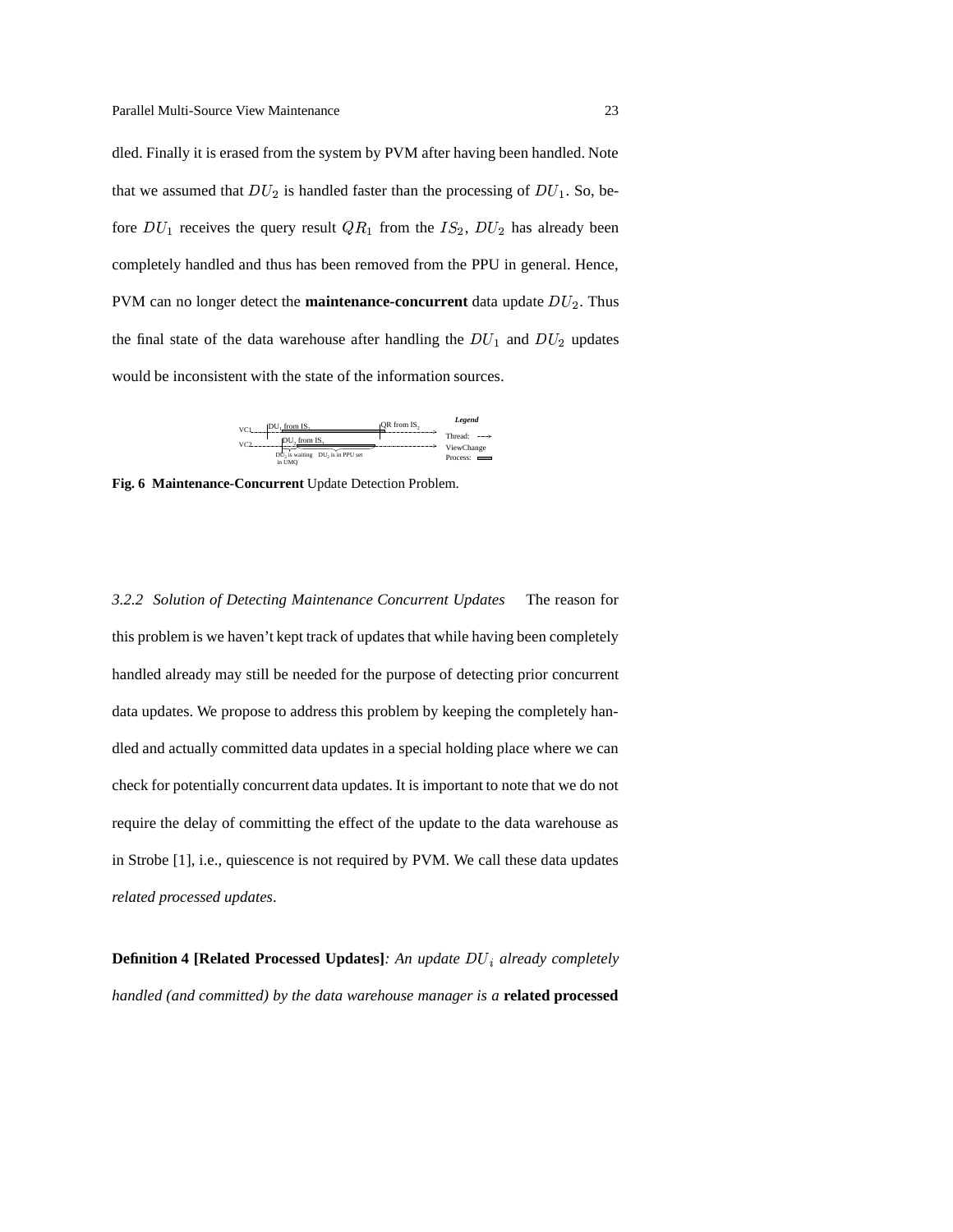dled. Finally it is erased from the system by PVM after having been handled. Note that we assumed that $DU_2$ is handled faster than the processing of $DU_1$. So, before $DU_1$ receives the query result $QR_1$ from the $IS_2$, $DU_2$ has already been completely handled and thus has been removed from the PPU in general. Hence, PVM can no longer detect the **maintenance-concurrent** data update $DU_2$. Thus the final state of the data warehouse after handling the $DU_1$ and $DU_2$ updates would be inconsistent with the state of the information sources.

VC1
VC2
$DU_1$ from $IS_1$
$DU_2$ from $IS_1$
QR from $IS_2$
$DU_2$ is waiting in UMQ
$DU_2$ is in PPU set
*Legend*
Thread:
ViewChange
Process:

**Fig. 6** **Maintenance-Concurrent** Update Detection Problem.

*3.2.2 Solution of Detecting Maintenance Concurrent Updates* The reason for this problem is we haven't kept track of updates that while having been completely handled already may still be needed for the purpose of detecting prior concurrent data updates. We propose to address this problem by keeping the completely handled and actually committed data updates in a special holding place where we can check for potentially concurrent data updates. It is important to note that we do not require the delay of committing the effect of the update to the data warehouse as in Strobe [1], i.e., quiescence is not required by PVM. We call these data updates *related processed updates*.

**Definition 4 [Related Processed Updates]**: *An update $DU_i$ already completely handled (and committed) by the data warehouse manager is a* **related processed**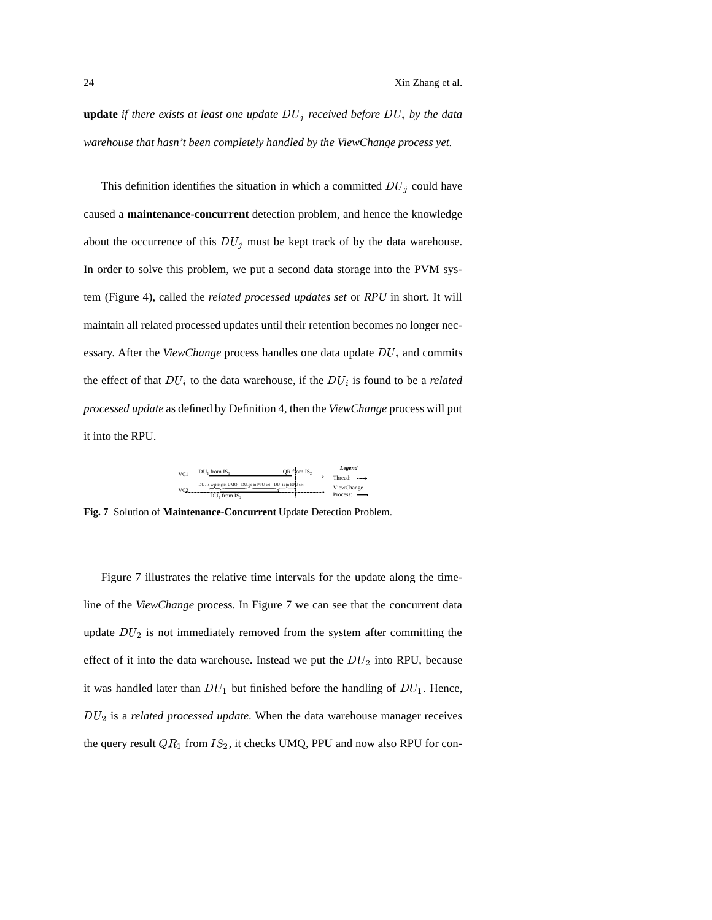**update** *if there exists at least one update $DU_j$ received before $DU_i$ by the data warehouse that hasn't been completely handled by the ViewChange process yet.*

This definition identifies the situation in which a committed $DU_j$ could have caused a **maintenance-concurrent** detection problem, and hence the knowledge about the occurrence of this $DU_j$ must be kept track of by the data warehouse. In order to solve this problem, we put a second data storage into the PVM system (Figure 4), called the *related processed updates set* or *RPU* in short. It will maintain all related processed updates until their retention becomes no longer necessary. After the *ViewChange* process handles one data update $DU_i$ and commits the effect of that $DU_i$ to the data warehouse, if the $DU_i$ is found to be a *related processed update* as defined by Definition 4, then the *ViewChange* process will put it into the RPU.

VC1
VC2
$DU_1$ from $IS_1$
QR from $IS_2$
$DU_2$ is waiting in UMQ
$DU_2$ is in PPU set
$DU_2$ is in RPU set
$DU_2$ from $IS_2$
*Legend*
Thread:
ViewChange Process:

**Fig. 7** Solution of **Maintenance-Concurrent** Update Detection Problem.

Figure 7 illustrates the relative time intervals for the update along the timeline of the *ViewChange* process. In Figure 7 we can see that the concurrent data update $DU_2$ is not immediately removed from the system after committing the effect of it into the data warehouse. Instead we put the $DU_2$ into RPU, because it was handled later than $DU_1$ but finished before the handling of $DU_1$. Hence, $DU_2$ is a *related processed update*. When the data warehouse manager receives the query result $QR_1$ from $IS_2$, it checks UMQ, PPU and now also RPU for con-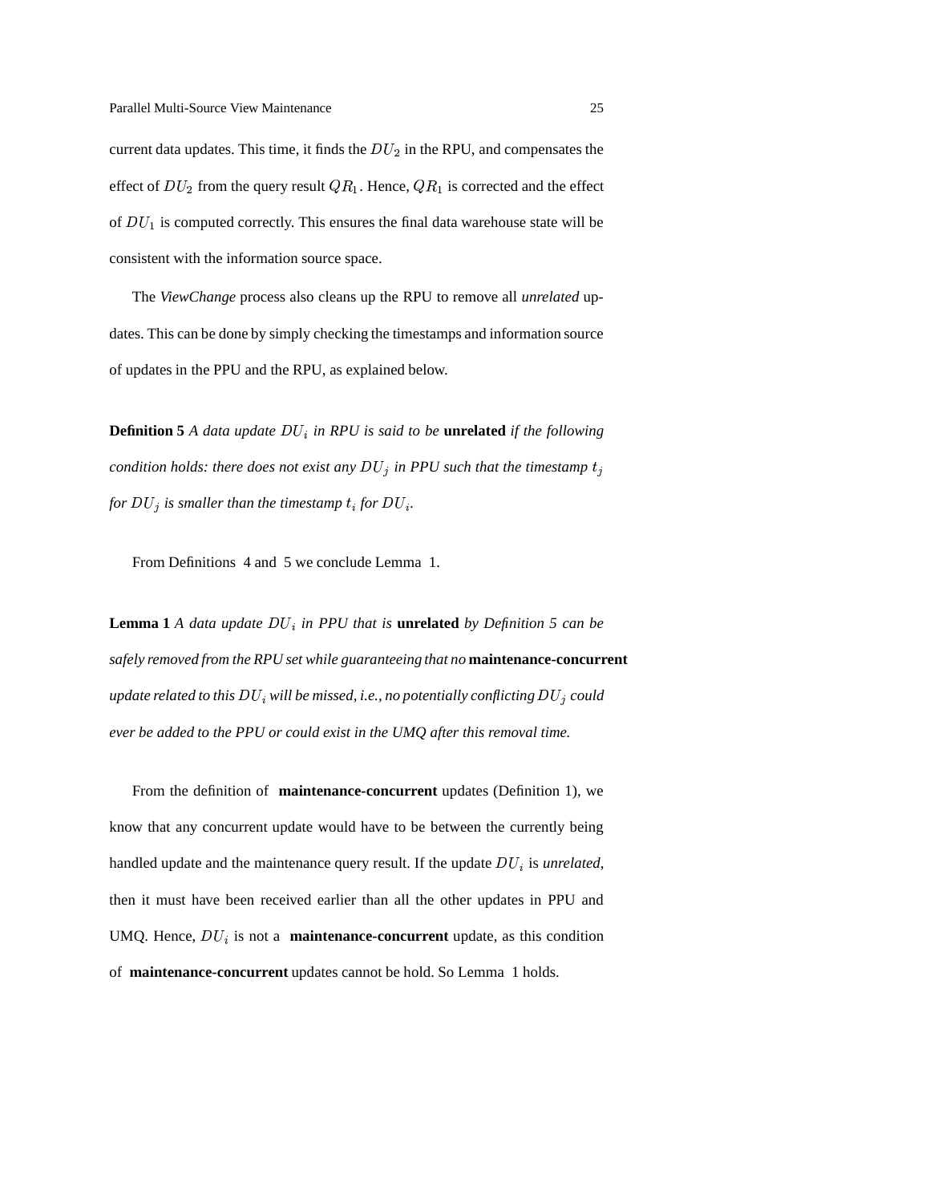current data updates. This time, it finds the $DU_2$ in the RPU, and compensates the effect of $DU_2$ from the query result $QR_1$. Hence, $QR_1$ is corrected and the effect of $DU_1$ is computed correctly. This ensures the final data warehouse state will be consistent with the information source space.

The *ViewChange* process also cleans up the RPU to remove all *unrelated* updates. This can be done by simply checking the timestamps and information source of updates in the PPU and the RPU, as explained below.

**Definition 5** *A data update $DU_i$ in RPU is said to be* **unrelated** *if the following condition holds: there does not exist any $DU_j$ in PPU such that the timestamp $t_j$ for $DU_j$ is smaller than the timestamp $t_i$ for $DU_i$.*

From Definitions 4 and 5 we conclude Lemma 1.

**Lemma 1** *A data update $DU_i$ in PPU that is* **unrelated** *by Definition 5 can be safely removed from the RPU set while guaranteeing that no* **maintenance-concurrent** *update related to this $DU_i$ will be missed, i.e., no potentially conflicting $DU_j$ could ever be added to the PPU or could exist in the UMQ after this removal time.*

From the definition of **maintenance-concurrent** updates (Definition 1), we know that any concurrent update would have to be between the currently being handled update and the maintenance query result. If the update $DU_i$ is *unrelated*, then it must have been received earlier than all the other updates in PPU and UMQ. Hence, $DU_i$ is not a **maintenance-concurrent** update, as this condition of **maintenance-concurrent** updates cannot be hold. So Lemma 1 holds.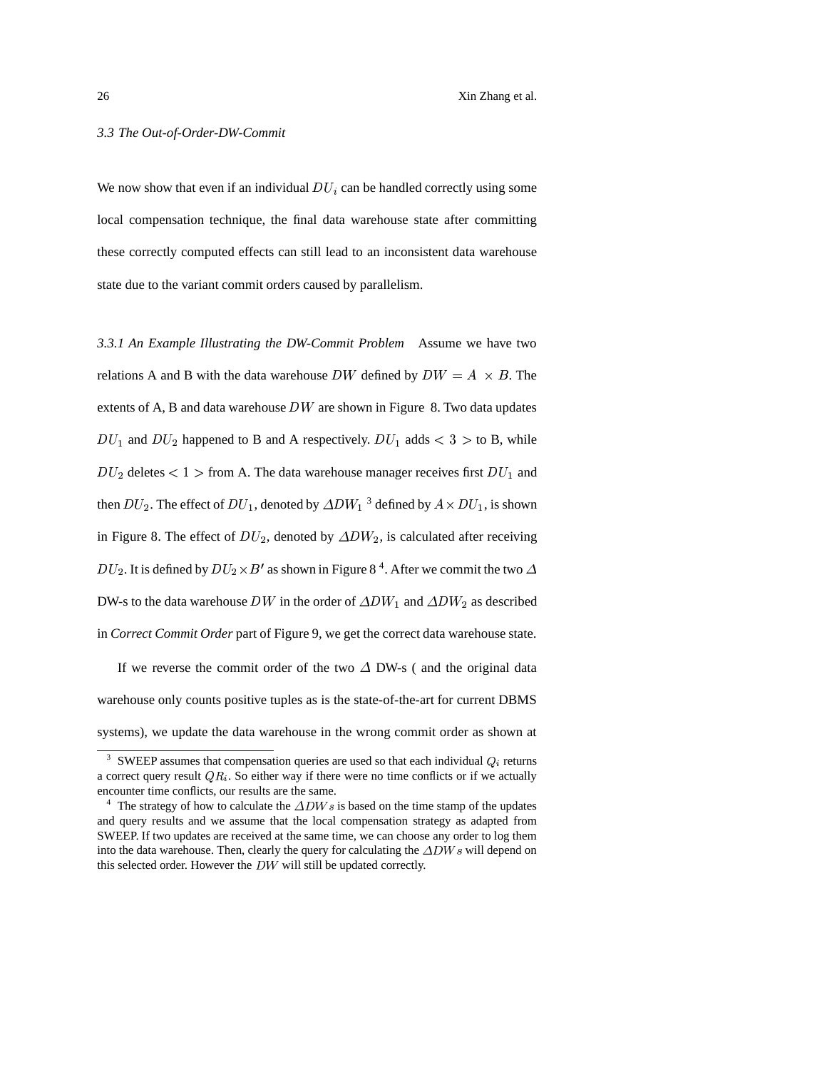### 3.3 The Out-of-Order-DW-Commit

We now show that even if an individual $DU_i$ can be handled correctly using some local compensation technique, the final data warehouse state after committing these correctly computed effects can still lead to an inconsistent data warehouse state due to the variant commit orders caused by parallelism.

*3.3.1 An Example Illustrating the DW-Commit Problem* Assume we have two relations A and B with the data warehouse $DW$ defined by $DW = A \times B$. The extents of A, B and data warehouse $DW$ are shown in Figure 8. Two data updates $DU_1$ and $DU_2$ happened to B and A respectively. $DU_1$ adds $< 3 >$ to B, while $DU_2$ deletes $< 1 >$ from A. The data warehouse manager receives first $DU_1$ and then $DU_2$. The effect of $DU_1$, denoted by $\Delta DW_1$ [3] defined by $A \times DU_1$, is shown in Figure 8. The effect of $DU_2$, denoted by $\Delta DW_2$, is calculated after receiving $DU_2$. It is defined by $DU_2 \times B'$ as shown in Figure 8 [4]. After we commit the two $\Delta$ DW-s to the data warehouse $DW$ in the order of $\Delta DW_1$ and $\Delta DW_2$ as described in *Correct Commit Order* part of Figure 9, we get the correct data warehouse state.

If we reverse the commit order of the two $\Delta$ DW-s ( and the original data warehouse only counts positive tuples as is the state-of-the-art for current DBMS systems), we update the data warehouse in the wrong commit order as shown at

---

[3] SWEEP assumes that compensation queries are used so that each individual $Q_i$ returns a correct query result $QR_i$. So either way if there were no time conflicts or if we actually encounter time conflicts, our results are the same.

[4] The strategy of how to calculate the $\Delta DWs$ is based on the time stamp of the updates and query results and we assume that the local compensation strategy as adapted from SWEEP. If two updates are received at the same time, we can choose any order to log them into the data warehouse. Then, clearly the query for calculating the $\Delta DWs$ will depend on this selected order. However the $DW$ will still be updated correctly.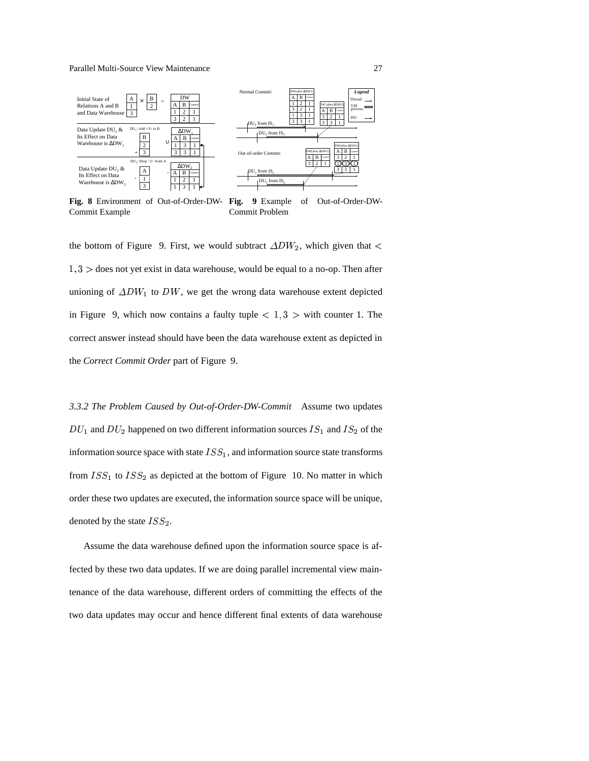Fig. 8 Environment of Out-of-Order-DW-Commit Example

Fig. 9 Example of Out-of-Order-DW-Commit Problem

the bottom of Figure 9. First, we would subtract $\Delta DW_2$, which given that $< 1, 3 >$ does not yet exist in data warehouse, would be equal to a no-op. Then after unioning of $\Delta DW_1$ to $DW$, we get the wrong data warehouse extent depicted in Figure 9, which now contains a faulty tuple $< 1, 3 >$ with counter 1. The correct answer instead should have been the data warehouse extent as depicted in the *Correct Commit Order* part of Figure 9.

*3.3.2 The Problem Caused by Out-of-Order-DW-Commit* Assume two updates $DU_1$ and $DU_2$ happened on two different information sources $IS_1$ and $IS_2$ of the information source space with state $ISS_1$, and information source state transforms from $ISS_1$ to $ISS_2$ as depicted at the bottom of Figure 10. No matter in which order these two updates are executed, the information source space will be unique, denoted by the state $ISS_2$.

Assume the data warehouse defined upon the information source space is affected by these two data updates. If we are doing parallel incremental view maintenance of the data warehouse, different orders of committing the effects of the two data updates may occur and hence different final extents of data warehouse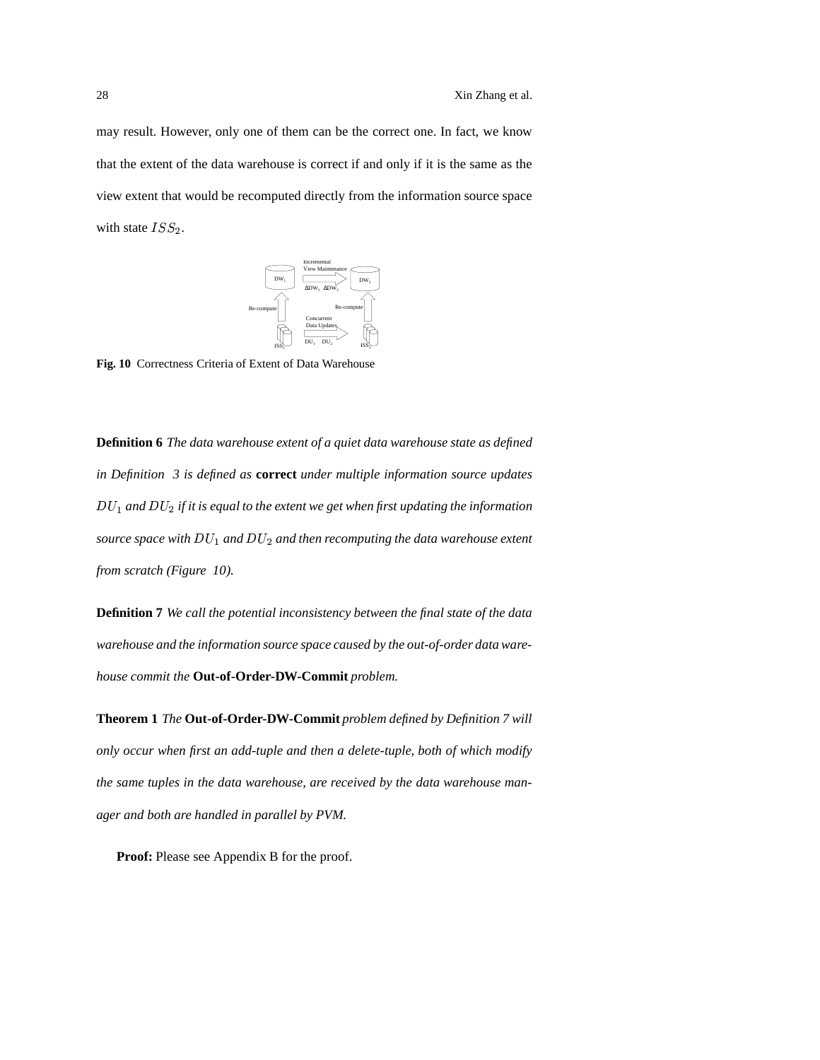may result. However, only one of them can be the correct one. In fact, we know that the extent of the data warehouse is correct if and only if it is the same as the view extent that would be recomputed directly from the information source space with state $ISS_2$.

Incremental View Maintenance

$DW_1$

$DW_2$

$\Delta DW_1$ $\Delta DW_2$

Re-compute

Re-compute

Concurrent Data Updates

$DU_1$ $DU_2$

$ISS_1$

$ISS_2$

**Fig. 10** Correctness Criteria of Extent of Data Warehouse

**Definition 6** *The data warehouse extent of a quiet data warehouse state as defined in Definition 3 is defined as* **correct** *under multiple information source updates $DU_1$ and $DU_2$ if it is equal to the extent we get when first updating the information source space with $DU_1$ and $DU_2$ and then recomputing the data warehouse extent from scratch (Figure 10).*

**Definition 7** *We call the potential inconsistency between the final state of the data warehouse and the information source space caused by the out-of-order data warehouse commit the* **Out-of-Order-DW-Commit** *problem.*

**Theorem 1** *The* **Out-of-Order-DW-Commit** *problem defined by Definition 7 will only occur when first an add-tuple and then a delete-tuple, both of which modify the same tuples in the data warehouse, are received by the data warehouse manager and both are handled in parallel by PVM.*

**Proof:** Please see Appendix B for the proof.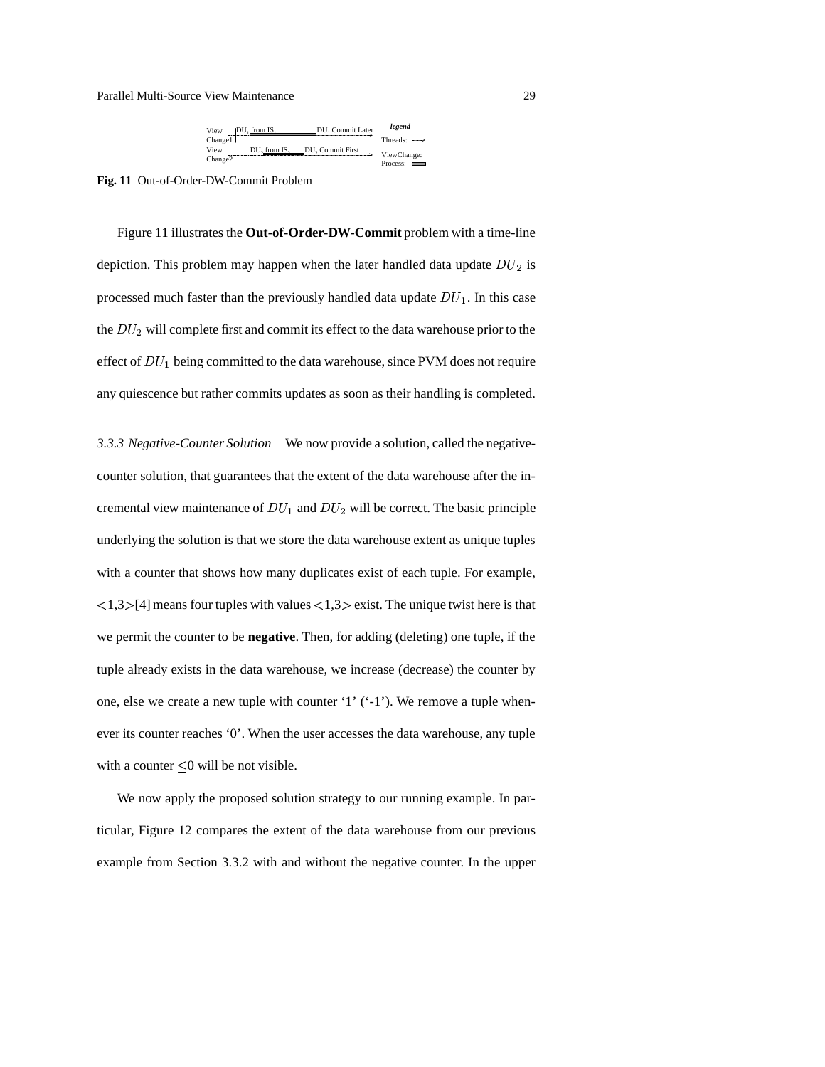View Change1
$DU_1$ from $IS_1$
$DU_1$ Commit Later
View Change2
$DU_2$ from $IS_2$
$DU_2$ Commit First
*legend*
Threads:
ViewChange: Process:

**Fig. 11** Out-of-Order-DW-Commit Problem

Figure 11 illustrates the **Out-of-Order-DW-Commit** problem with a time-line depiction. This problem may happen when the later handled data update $DU_2$ is processed much faster than the previously handled data update $DU_1$. In this case the $DU_2$ will complete first and commit its effect to the data warehouse prior to the effect of $DU_1$ being committed to the data warehouse, since PVM does not require any quiescence but rather commits updates as soon as their handling is completed.

*3.3.3 Negative-Counter Solution* We now provide a solution, called the negative-counter solution, that guarantees that the extent of the data warehouse after the incremental view maintenance of $DU_1$ and $DU_2$ will be correct. The basic principle underlying the solution is that we store the data warehouse extent as unique tuples with a counter that shows how many duplicates exist of each tuple. For example, <1,3>[4] means four tuples with values <1,3> exist. The unique twist here is that we permit the counter to be **negative**. Then, for adding (deleting) one tuple, if the tuple already exists in the data warehouse, we increase (decrease) the counter by one, else we create a new tuple with counter '1' ('-1'). We remove a tuple whenever its counter reaches '0'. When the user accesses the data warehouse, any tuple with a counter $\leq$0 will be not visible.

We now apply the proposed solution strategy to our running example. In particular, Figure 12 compares the extent of the data warehouse from our previous example from Section 3.3.2 with and without the negative counter. In the upper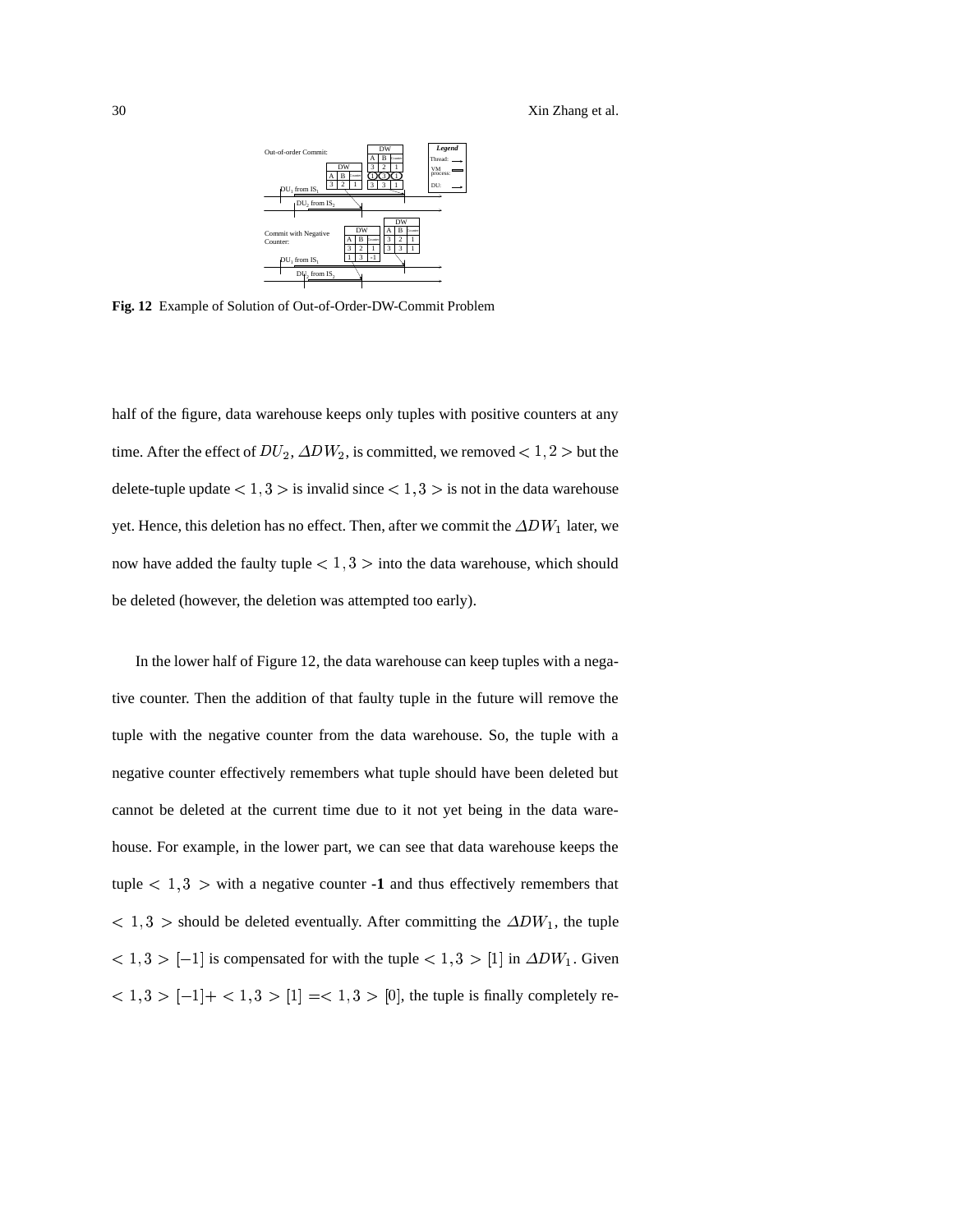Out-of-order Commit:

DW

| A | B | Counter |
| --- | --- | --- |
| 3 | 2 | 1 |

DW

| A | B | Counter |
| --- | --- | --- |
| 3 | 2 | 1 |
| 1 | 3 | 1 |
| 3 | 3 | 1 |

Legend

Thread:

VM process:

DU:

$DU_1$ from $IS_1$

$DU_2$ from $IS_2$

Commit with Negative Counter:

DW

| A | B | Counter |
| --- | --- | --- |
| 3 | 2 | 1 |
| 1 | 3 | -1 |

DW

| A | B | Counter |
| --- | --- | --- |
| 3 | 2 | 1 |
| 3 | 3 | 1 |

$DU_1$ from $IS_1$

$DU_2$ from $IS_2$

**Fig. 12** Example of Solution of Out-of-Order-DW-Commit Problem

half of the figure, data warehouse keeps only tuples with positive counters at any time. After the effect of $DU_2$, $\Delta DW_2$, is committed, we removed $< 1, 2 >$ but the delete-tuple update $< 1, 3 >$ is invalid since $< 1, 3 >$ is not in the data warehouse yet. Hence, this deletion has no effect. Then, after we commit the $\Delta DW_1$ later, we now have added the faulty tuple $< 1, 3 >$ into the data warehouse, which should be deleted (however, the deletion was attempted too early).

In the lower half of Figure 12, the data warehouse can keep tuples with a negative counter. Then the addition of that faulty tuple in the future will remove the tuple with the negative counter from the data warehouse. So, the tuple with a negative counter effectively remembers what tuple should have been deleted but cannot be deleted at the current time due to it not yet being in the data warehouse. For example, in the lower part, we can see that data warehouse keeps the tuple $< 1, 3 >$ with a negative counter **-1** and thus effectively remembers that $< 1, 3 >$ should be deleted eventually. After committing the $\Delta DW_1$, the tuple $< 1, 3 > [-1]$ is compensated for with the tuple $< 1, 3 > [1]$ in $\Delta DW_1$. Given $< 1, 3 > [-1]+ < 1, 3 > [1] =< 1, 3 > [0]$, the tuple is finally completely re-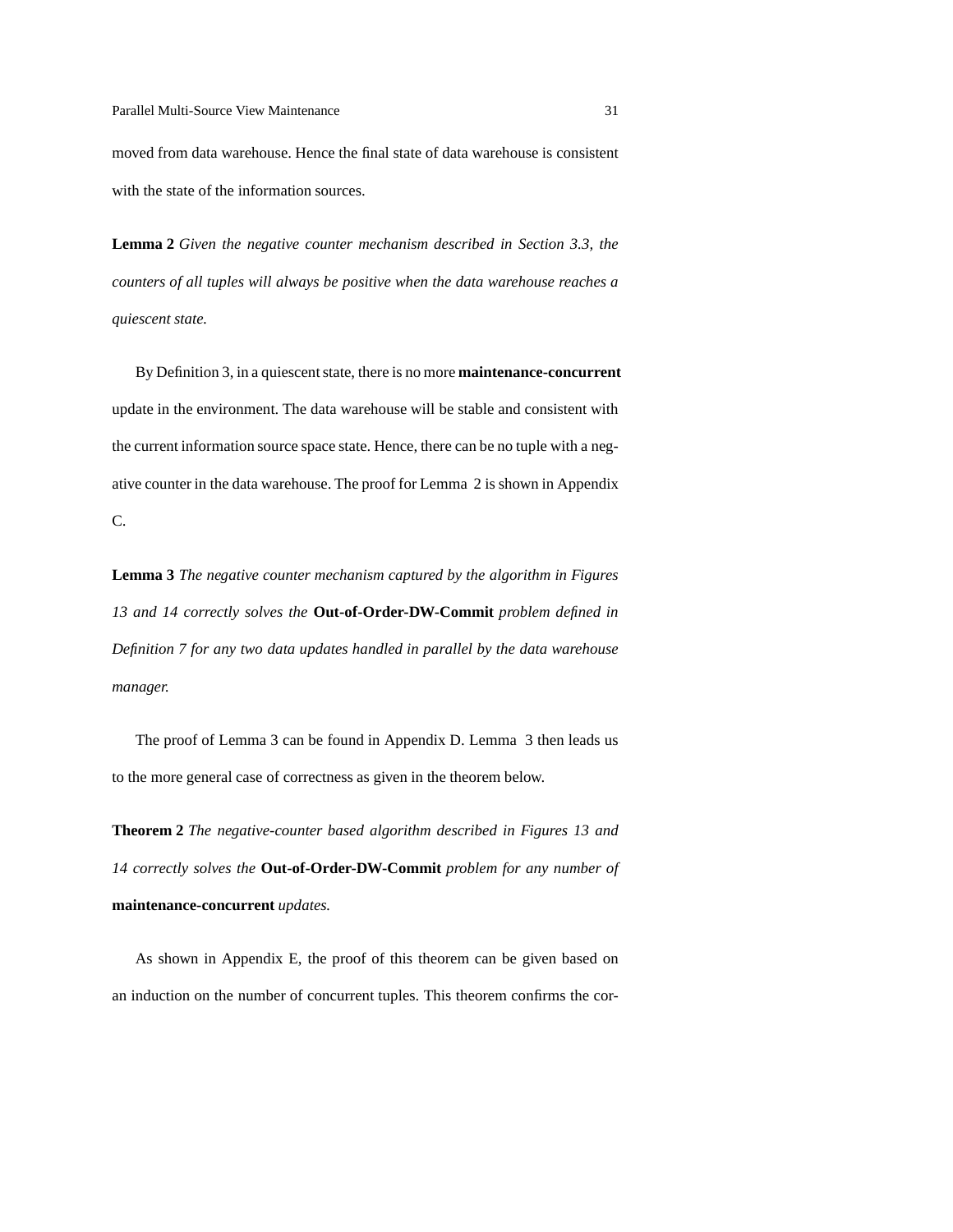moved from data warehouse. Hence the final state of data warehouse is consistent with the state of the information sources.

**Lemma 2** *Given the negative counter mechanism described in Section 3.3, the counters of all tuples will always be positive when the data warehouse reaches a quiescent state.*

By Definition 3, in a quiescent state, there is no more **maintenance-concurrent** update in the environment. The data warehouse will be stable and consistent with the current information source space state. Hence, there can be no tuple with a negative counter in the data warehouse. The proof for Lemma 2 is shown in Appendix C.

**Lemma 3** *The negative counter mechanism captured by the algorithm in Figures 13 and 14 correctly solves the* **Out-of-Order-DW-Commit** *problem defined in Definition 7 for any two data updates handled in parallel by the data warehouse manager.*

The proof of Lemma 3 can be found in Appendix D. Lemma 3 then leads us to the more general case of correctness as given in the theorem below.

**Theorem 2** *The negative-counter based algorithm described in Figures 13 and 14 correctly solves the* **Out-of-Order-DW-Commit** *problem for any number of* **maintenance-concurrent** *updates.*

As shown in Appendix E, the proof of this theorem can be given based on an induction on the number of concurrent tuples. This theorem confirms the cor-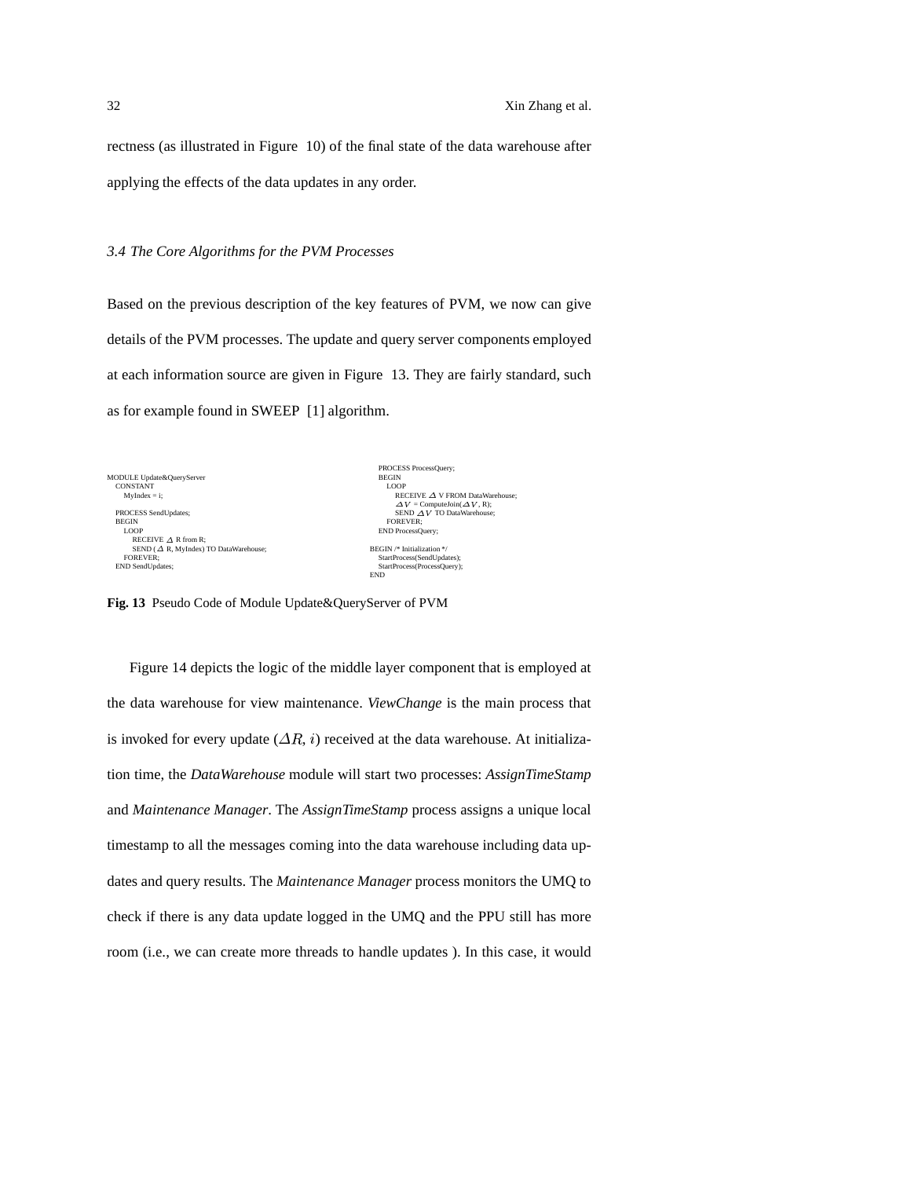rectness (as illustrated in Figure 10) of the final state of the data warehouse after applying the effects of the data updates in any order.

### 3.4 The Core Algorithms for the PVM Processes

Based on the previous description of the key features of PVM, we now can give details of the PVM processes. The update and query server components employed at each information source are given in Figure 13. They are fairly standard, such as for example found in SWEEP [1] algorithm.

```
MODULE Update&QueryServer
   CONSTANT
      MyIndex = i;

   PROCESS SendUpdates;
   BEGIN
      LOOP
         RECEIVE Δ R from R;
         SEND (Δ R, MyIndex) TO DataWarehouse;
      FOREVER;
   END SendUpdates;

   PROCESS ProcessQuery;
   BEGIN
      LOOP
         RECEIVE Δ V FROM DataWarehouse;
         ΔV = ComputeJoin(ΔV, R);
         SEND ΔV TO DataWarehouse;
      FOREVER;
   END ProcessQuery;

BEGIN /* Initialization */
   StartProcess(SendUpdates);
   StartProcess(ProcessQuery);
END
```

**Fig. 13** Pseudo Code of Module Update&QueryServer of PVM

Figure 14 depicts the logic of the middle layer component that is employed at the data warehouse for view maintenance. *ViewChange* is the main process that is invoked for every update ($\Delta R$, $i$) received at the data warehouse. At initialization time, the *DataWarehouse* module will start two processes: *AssignTimeStamp* and *Maintenance Manager*. The *AssignTimeStamp* process assigns a unique local timestamp to all the messages coming into the data warehouse including data updates and query results. The *Maintenance Manager* process monitors the UMQ to check if there is any data update logged in the UMQ and the PPU still has more room (i.e., we can create more threads to handle updates ). In this case, it would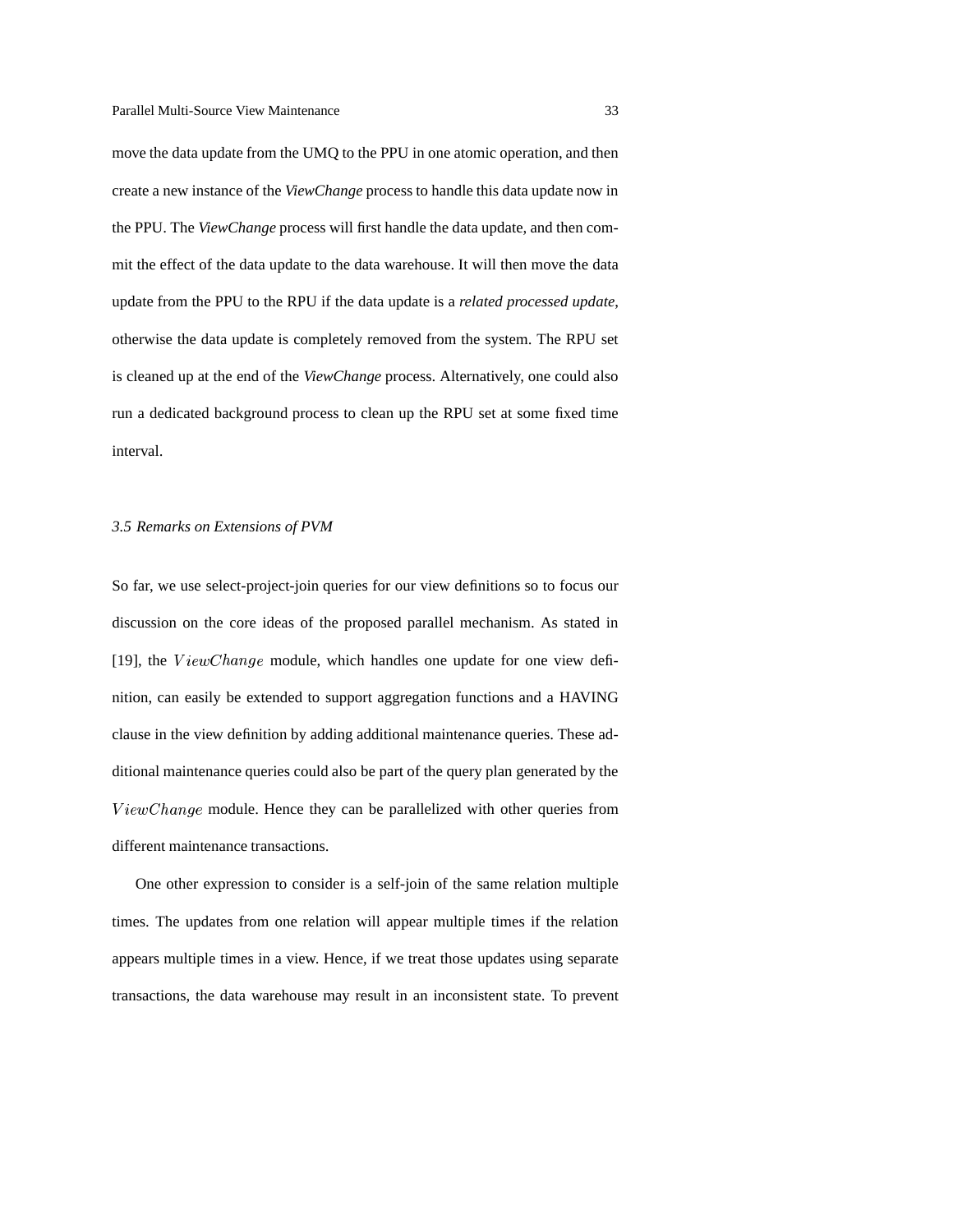move the data update from the UMQ to the PPU in one atomic operation, and then create a new instance of the *ViewChange* process to handle this data update now in the PPU. The *ViewChange* process will first handle the data update, and then commit the effect of the data update to the data warehouse. It will then move the data update from the PPU to the RPU if the data update is a *related processed update*, otherwise the data update is completely removed from the system. The RPU set is cleaned up at the end of the *ViewChange* process. Alternatively, one could also run a dedicated background process to clean up the RPU set at some fixed time interval.

### *3.5 Remarks on Extensions of PVM*

So far, we use select-project-join queries for our view definitions so to focus our discussion on the core ideas of the proposed parallel mechanism. As stated in [19], the $ViewChange$ module, which handles one update for one view definition, can easily be extended to support aggregation functions and a HAVING clause in the view definition by adding additional maintenance queries. These additional maintenance queries could also be part of the query plan generated by the $ViewChange$ module. Hence they can be parallelized with other queries from different maintenance transactions.

One other expression to consider is a self-join of the same relation multiple times. The updates from one relation will appear multiple times if the relation appears multiple times in a view. Hence, if we treat those updates using separate transactions, the data warehouse may result in an inconsistent state. To prevent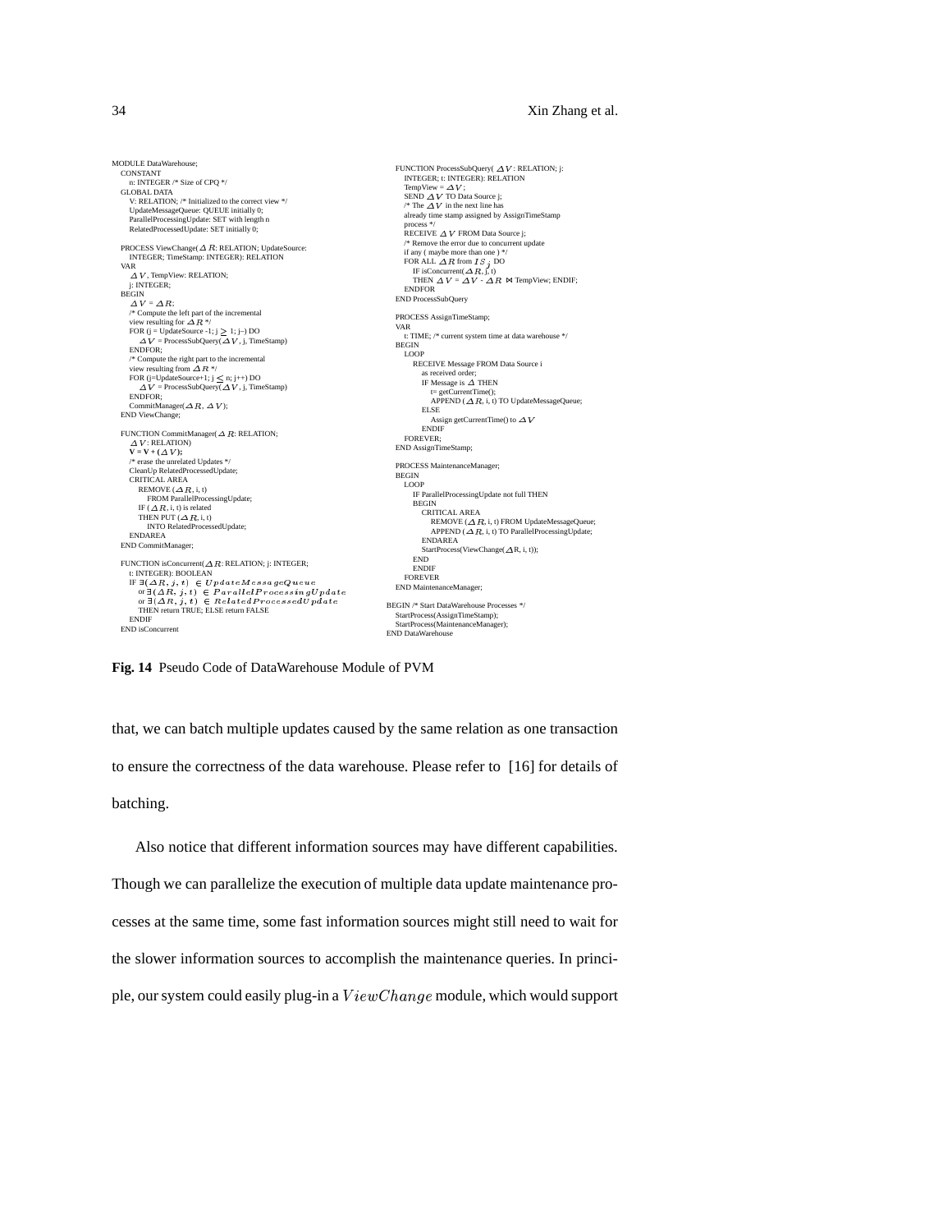```
MODULE DataWarehouse;
  CONSTANT
    n: INTEGER /* Size of CPQ */
  GLOBAL DATA
    V: RELATION; /* Initialized to the correct view */
    UpdateMessageQueue: QUEUE initially 0;
    ParallelProcessingUpdate: SET with length n
    RelatedProcessedUpdate: SET initially 0;

  PROCESS ViewChange(ΔR: RELATION; UpdateSource:
    INTEGER; TimeStamp: INTEGER): RELATION
  VAR
    ΔV, TempView: RELATION;
    j: INTEGER;
  BEGIN
    ΔV = ΔR;
    /* Compute the left part of the incremental
    view resulting for ΔR */
    FOR (j = UpdateSource -1; j ≥ 1; j--) DO
      ΔV = ProcessSubQuery(ΔV, j, TimeStamp)
    ENDFOR;
    /* Compute the right part to the incremental
    view resulting from ΔR */
    FOR (j=UpdateSource+1; j ≤ n; j++) DO
      ΔV = ProcessSubQuery(ΔV, j, TimeStamp)
    ENDFOR;
    CommitManager(ΔR, ΔV);
  END ViewChange;

  FUNCTION CommitManager(ΔR: RELATION;
    ΔV: RELATION)
    V = V + (ΔV);
    /* erase the unrelated Updates */
    CleanUp RelatedProcessedUpdate;
    CRITICAL AREA
      REMOVE (ΔR, i, t)
        FROM ParallelProcessingUpdate;
      IF (ΔR, i, t) is related
      THEN PUT (ΔR, i, t)
        INTO RelatedProcessedUpdate;
    ENDAREA
  END CommitManager;

  FUNCTION isConcurrent(ΔR: RELATION; j: INTEGER;
    t: INTEGER): BOOLEAN
    IF ∃(ΔR, j, t) ∈ UpdateMessageQueue
      or ∃(ΔR, j, t) ∈ ParallelProcessingUpdate
      or ∃(ΔR, j, t) ∈ RelatedProcessedUpdate
      THEN return TRUE; ELSE return FALSE
    ENDIF
  END isConcurrent

  FUNCTION ProcessSubQuery(ΔV: RELATION; j:
    INTEGER; t: INTEGER): RELATION
    TempView = ΔV;
    SEND ΔV TO Data Source j;
    /* The ΔV in the next line has
    already time stamp assigned by AssignTimeStamp
    process */
    RECEIVE ΔV FROM Data Source j;
    /* Remove the error due to concurrent update
    if any ( maybe more than one ) */
    FOR ALL ΔR from IS_j DO
      IF isConcurrent(ΔR, j, t)
      THEN ΔV = ΔV - ΔR ⋈ TempView; ENDIF;
    ENDFOR
  END ProcessSubQuery

  PROCESS AssignTimeStamp;
  VAR
    t: TIME; /* current system time at data warehouse */
  BEGIN
    LOOP
      RECEIVE Message FROM Data Source i
        as received order;
        IF Message is Δ THEN
          t= getCurrentTime();
          APPEND (ΔR, i, t) TO UpdateMessageQueue;
        ELSE
          Assign getCurrentTime() to ΔV
        ENDIF
    FOREVER;
  END AssignTimeStamp;

  PROCESS MaintenanceManager;
  BEGIN
    LOOP
      IF ParallelProcessingUpdate not full THEN
      BEGIN
        CRITICAL AREA
          REMOVE (ΔR, i, t) FROM UpdateMessageQueue;
          APPEND (ΔR, i, t) TO ParallelProcessingUpdate;
        ENDAREA
        StartProcess(ViewChange(ΔR, i, t));
      END
      ENDIF
    FOREVER
  END MaintenanceManager;

BEGIN /* Start DataWarehouse Processes */
  StartProcess(AssignTimeStamp);
  StartProcess(MaintenanceManager);
END DataWarehouse
```

**Fig. 14** Pseudo Code of DataWarehouse Module of PVM

that, we can batch multiple updates caused by the same relation as one transaction to ensure the correctness of the data warehouse. Please refer to [16] for details of batching.

Also notice that different information sources may have different capabilities. Though we can parallelize the execution of multiple data update maintenance processes at the same time, some fast information sources might still need to wait for the slower information sources to accomplish the maintenance queries. In principle, our system could easily plug-in a $ViewChange$ module, which would support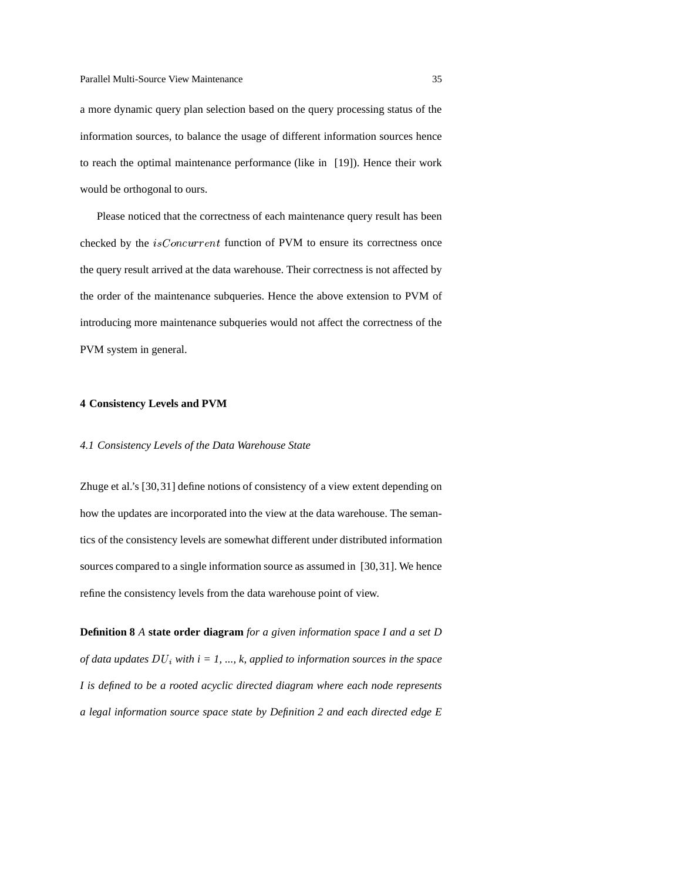a more dynamic query plan selection based on the query processing status of the information sources, to balance the usage of different information sources hence to reach the optimal maintenance performance (like in [19]). Hence their work would be orthogonal to ours.

Please noticed that the correctness of each maintenance query result has been checked by the $isConcurrent$ function of PVM to ensure its correctness once the query result arrived at the data warehouse. Their correctness is not affected by the order of the maintenance subqueries. Hence the above extension to PVM of introducing more maintenance subqueries would not affect the correctness of the PVM system in general.

## 4 Consistency Levels and PVM

### *4.1 Consistency Levels of the Data Warehouse State*

Zhuge et al.'s [30, 31] define notions of consistency of a view extent depending on how the updates are incorporated into the view at the data warehouse. The semantics of the consistency levels are somewhat different under distributed information sources compared to a single information source as assumed in [30, 31]. We hence refine the consistency levels from the data warehouse point of view.

**Definition 8** *A* **state order diagram** *for a given information space I and a set D of data updates $DU_i$ with i = 1, ..., k, applied to information sources in the space I is defined to be a rooted acyclic directed diagram where each node represents a legal information source space state by Definition 2 and each directed edge E*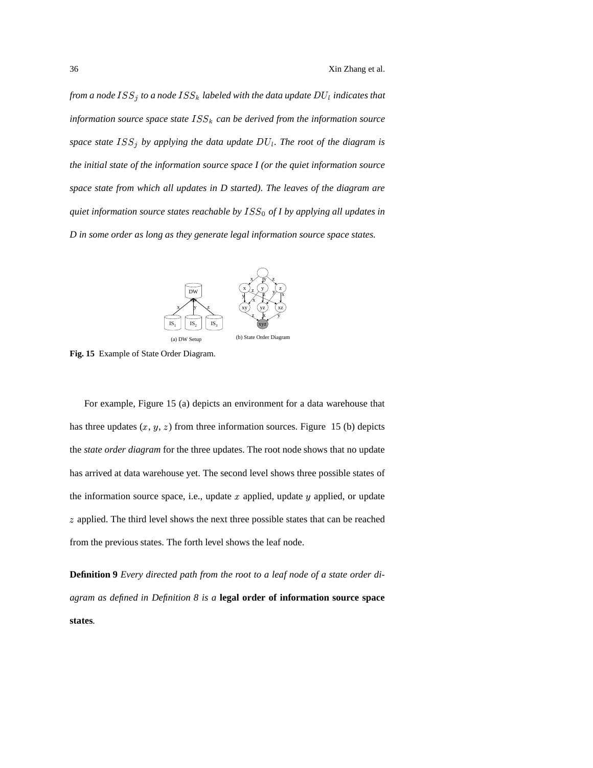*from a node $ISS_j$ to a node $ISS_k$ labeled with the data update $DU_l$ indicates that information source space state $ISS_k$ can be derived from the information source space state $ISS_j$ by applying the data update $DU_l$. The root of the diagram is the initial state of the information source space I (or the quiet information source space state from which all updates in D started). The leaves of the diagram are quiet information source states reachable by $ISS_0$ of I by applying all updates in D in some order as long as they generate legal information source space states.*

DW

x y z

IS1 IS2 IS3

(a) DW Setup

x y z

x y z

z y x

y z x y z x

xy yz xz

z x y

xyz

(b) State Order Diagram

**Fig. 15** Example of State Order Diagram.

For example, Figure 15 (a) depicts an environment for a data warehouse that has three updates ($x$, $y$, $z$) from three information sources. Figure 15 (b) depicts the *state order diagram* for the three updates. The root node shows that no update has arrived at data warehouse yet. The second level shows three possible states of the information source space, i.e., update $x$ applied, update $y$ applied, or update $z$ applied. The third level shows the next three possible states that can be reached from the previous states. The forth level shows the leaf node.

**Definition 9** *Every directed path from the root to a leaf node of a state order diagram as defined in Definition 8 is a* **legal order of information source space states***.*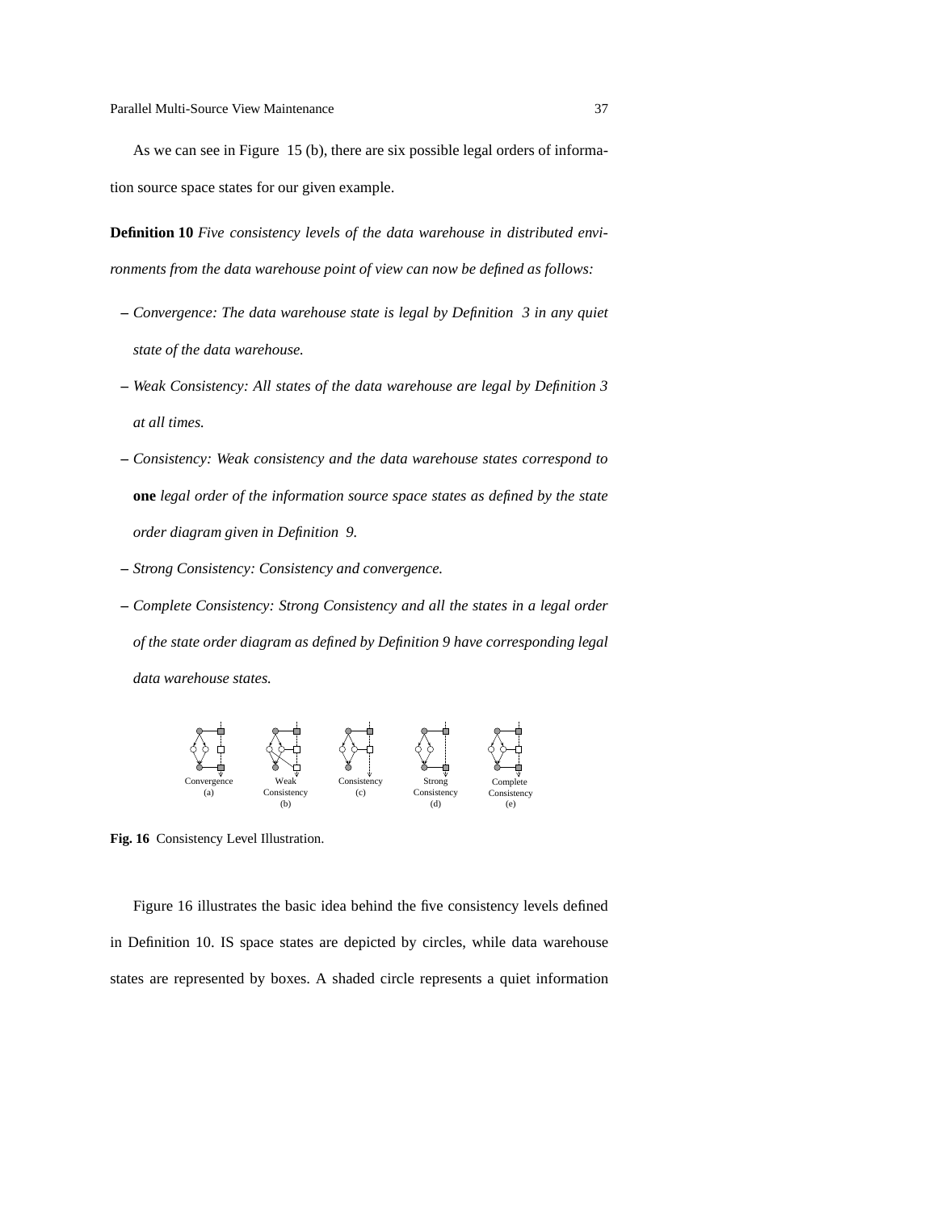As we can see in Figure 15 (b), there are six possible legal orders of information source space states for our given example.

**Definition 10** *Five consistency levels of the data warehouse in distributed environments from the data warehouse point of view can now be defined as follows:*

– *Convergence: The data warehouse state is legal by Definition 3 in any quiet state of the data warehouse.*

– *Weak Consistency: All states of the data warehouse are legal by Definition 3 at all times.*

– *Consistency: Weak consistency and the data warehouse states correspond to* **one** *legal order of the information source space states as defined by the state order diagram given in Definition 9.*

– *Strong Consistency: Consistency and convergence.*

– *Complete Consistency: Strong Consistency and all the states in a legal order of the state order diagram as defined by Definition 9 have corresponding legal data warehouse states.*

**Fig. 16** Consistency Level Illustration.

Figure 16 illustrates the basic idea behind the five consistency levels defined in Definition 10. IS space states are depicted by circles, while data warehouse states are represented by boxes. A shaded circle represents a quiet information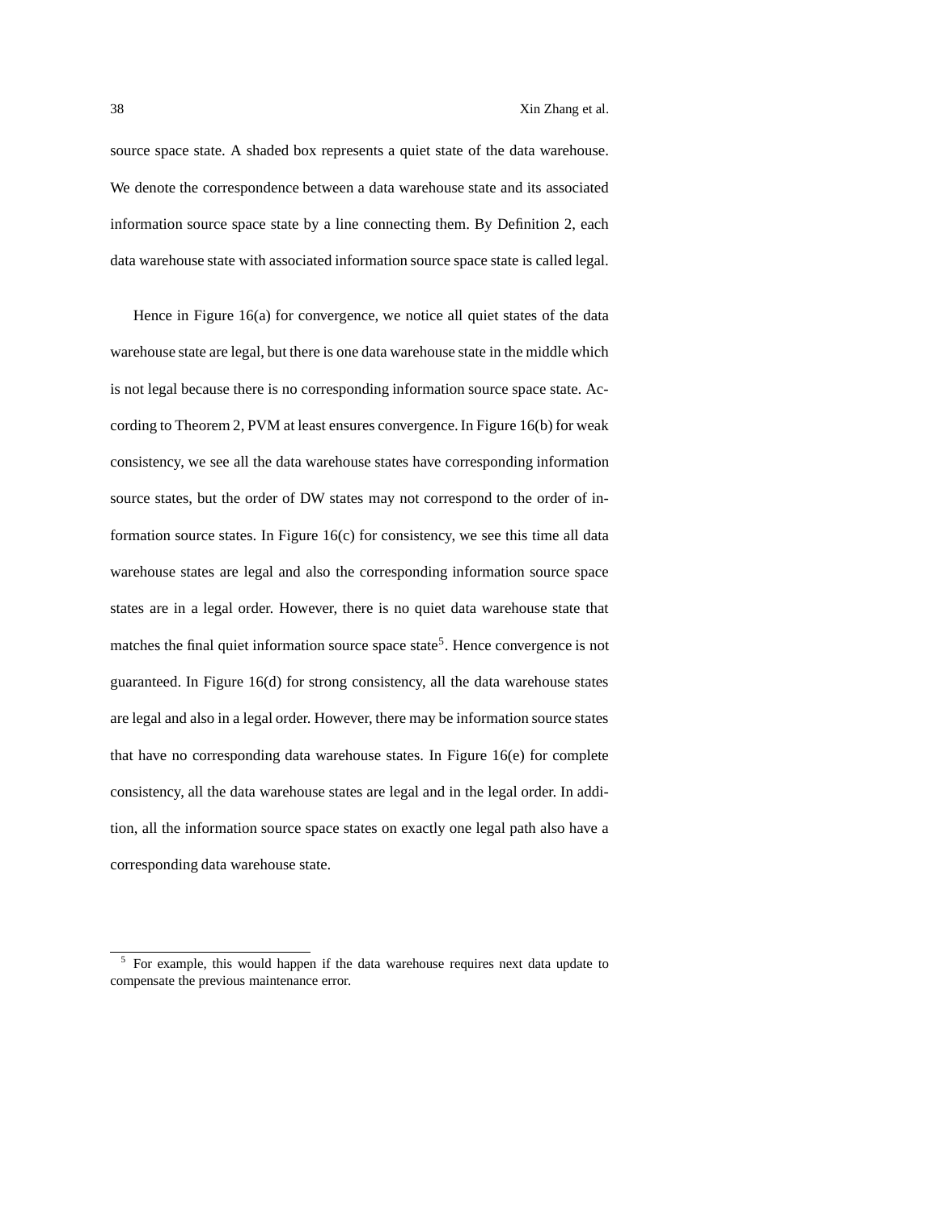source space state. A shaded box represents a quiet state of the data warehouse. We denote the correspondence between a data warehouse state and its associated information source space state by a line connecting them. By Definition 2, each data warehouse state with associated information source space state is called legal.

Hence in Figure 16(a) for convergence, we notice all quiet states of the data warehouse state are legal, but there is one data warehouse state in the middle which is not legal because there is no corresponding information source space state. According to Theorem 2, PVM at least ensures convergence. In Figure 16(b) for weak consistency, we see all the data warehouse states have corresponding information source states, but the order of DW states may not correspond to the order of information source states. In Figure 16(c) for consistency, we see this time all data warehouse states are legal and also the corresponding information source space states are in a legal order. However, there is no quiet data warehouse state that matches the final quiet information source space state[5]. Hence convergence is not guaranteed. In Figure 16(d) for strong consistency, all the data warehouse states are legal and also in a legal order. However, there may be information source states that have no corresponding data warehouse states. In Figure 16(e) for complete consistency, all the data warehouse states are legal and in the legal order. In addition, all the information source space states on exactly one legal path also have a corresponding data warehouse state.

---

[5] For example, this would happen if the data warehouse requires next data update to compensate the previous maintenance error.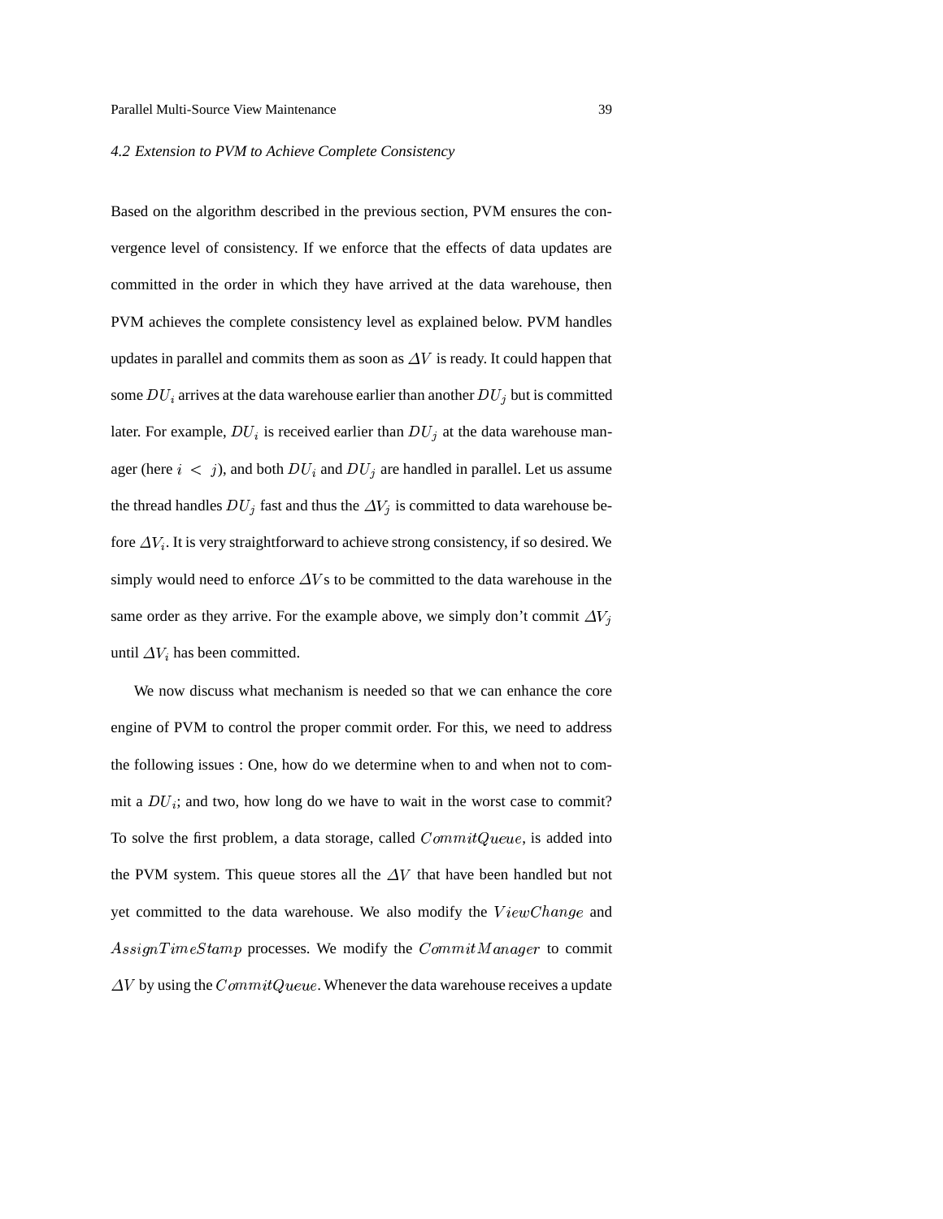### *4.2 Extension to PVM to Achieve Complete Consistency*

Based on the algorithm described in the previous section, PVM ensures the convergence level of consistency. If we enforce that the effects of data updates are committed in the order in which they have arrived at the data warehouse, then PVM achieves the complete consistency level as explained below. PVM handles updates in parallel and commits them as soon as $\Delta V$ is ready. It could happen that some $DU_i$ arrives at the data warehouse earlier than another $DU_j$ but is committed later. For example, $DU_i$ is received earlier than $DU_j$ at the data warehouse manager (here $i < j$), and both $DU_i$ and $DU_j$ are handled in parallel. Let us assume the thread handles $DU_j$ fast and thus the $\Delta V_j$ is committed to data warehouse before $\Delta V_i$. It is very straightforward to achieve strong consistency, if so desired. We simply would need to enforce $\Delta V$s to be committed to the data warehouse in the same order as they arrive. For the example above, we simply don't commit $\Delta V_j$ until $\Delta V_i$ has been committed.

We now discuss what mechanism is needed so that we can enhance the core engine of PVM to control the proper commit order. For this, we need to address the following issues : One, how do we determine when to and when not to commit a $DU_i$; and two, how long do we have to wait in the worst case to commit? To solve the first problem, a data storage, called $CommitQueue$, is added into the PVM system. This queue stores all the $\Delta V$ that have been handled but not yet committed to the data warehouse. We also modify the $ViewChange$ and $AssignTimeStamp$ processes. We modify the $CommitManager$ to commit $\Delta V$ by using the $CommitQueue$. Whenever the data warehouse receives a update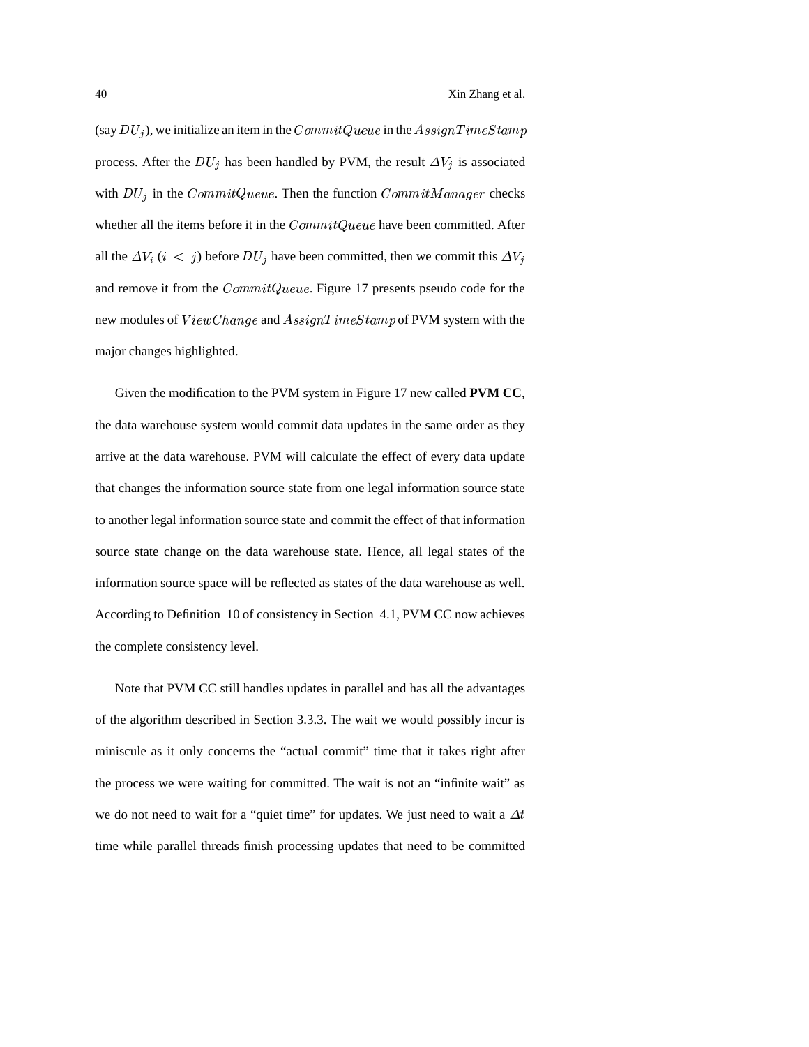(say $DU_j$), we initialize an item in the $CommitQueue$ in the $AssignTimeStamp$ process. After the $DU_j$ has been handled by PVM, the result $\Delta V_j$ is associated with $DU_j$ in the $CommitQueue$. Then the function $CommitManager$ checks whether all the items before it in the $CommitQueue$ have been committed. After all the $\Delta V_i$ ($i < j$) before $DU_j$ have been committed, then we commit this $\Delta V_j$ and remove it from the $CommitQueue$. Figure 17 presents pseudo code for the new modules of $ViewChange$ and $AssignTimeStamp$ of PVM system with the major changes highlighted.

Given the modification to the PVM system in Figure 17 new called **PVM CC**, the data warehouse system would commit data updates in the same order as they arrive at the data warehouse. PVM will calculate the effect of every data update that changes the information source state from one legal information source state to another legal information source state and commit the effect of that information source state change on the data warehouse state. Hence, all legal states of the information source space will be reflected as states of the data warehouse as well. According to Definition 10 of consistency in Section 4.1, PVM CC now achieves the complete consistency level.

Note that PVM CC still handles updates in parallel and has all the advantages of the algorithm described in Section 3.3.3. The wait we would possibly incur is miniscule as it only concerns the "actual commit" time that it takes right after the process we were waiting for committed. The wait is not an "infinite wait" as we do not need to wait for a "quiet time" for updates. We just need to wait a $\Delta t$ time while parallel threads finish processing updates that need to be committed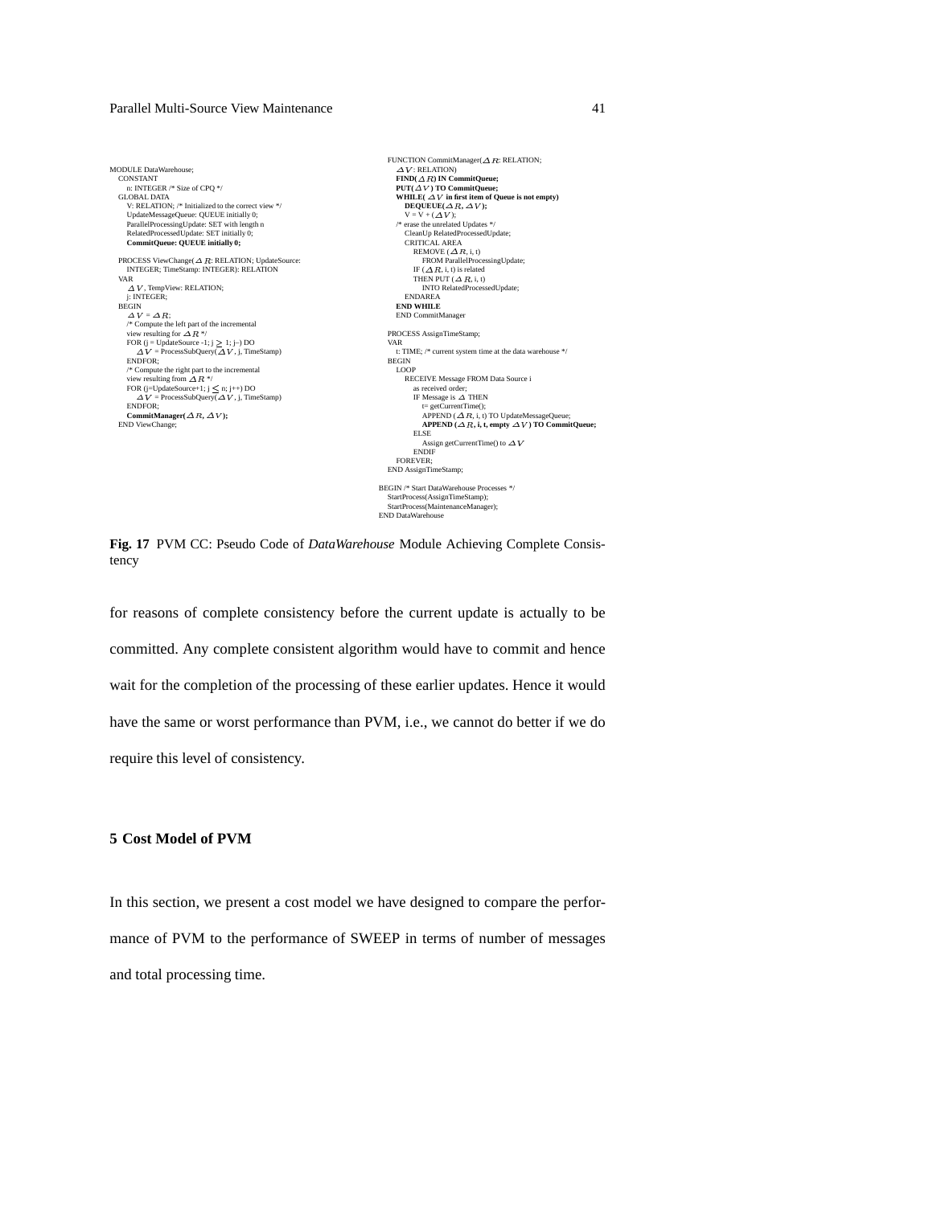```
MODULE DataWarehouse;
  CONSTANT
    n: INTEGER /* Size of CPQ */
  GLOBAL DATA
    V: RELATION; /* Initialized to the correct view */
    UpdateMessageQueue: QUEUE initially 0;
    ParallelProcessingUpdate: SET with length n
    RelatedProcessedUpdate: SET initially 0;
    CommitQueue: QUEUE initially 0;

  PROCESS ViewChange(ΔR: RELATION; UpdateSource:
    INTEGER; TimeStamp: INTEGER): RELATION
  VAR
    ΔV, TempView: RELATION;
    j: INTEGER;
  BEGIN
    ΔV = ΔR;
    /* Compute the left part of the incremental
    view resulting for ΔR */
    FOR (j = UpdateSource -1; j ≥ 1; j--) DO
      ΔV = ProcessSubQuery(ΔV, j, TimeStamp)
    ENDFOR;
    /* Compute the right part to the incremental
    view resulting from ΔR */
    FOR (j=UpdateSource+1; j ≤ n; j++) DO
      ΔV = ProcessSubQuery(ΔV, j, TimeStamp)
    ENDFOR;
    CommitManager(ΔR, ΔV);
  END ViewChange;

  FUNCTION CommitManager(ΔR: RELATION;
    ΔV: RELATION)
    FIND(ΔR) IN CommitQueue;
    PUT(ΔV) TO CommitQueue;
    WHILE( ΔV in first item of Queue is not empty)
      DEQUEUE(ΔR, ΔV);
      V = V + (ΔV);
    /* erase the unrelated Updates */
      CleanUp RelatedProcessedUpdate;
      CRITICAL AREA
        REMOVE (ΔR, i, t)
          FROM ParallelProcessingUpdate;
        IF (ΔR, i, t) is related
        THEN PUT (ΔR, i, t)
          INTO RelatedProcessedUpdate;
      ENDAREA
    END WHILE
  END CommitManager

  PROCESS AssignTimeStamp;
  VAR
    t: TIME; /* current system time at the data warehouse */
  BEGIN
    LOOP
      RECEIVE Message FROM Data Source i
        as received order;
        IF Message is Δ THEN
          t= getCurrentTime();
          APPEND (ΔR, i, t) TO UpdateMessageQueue;
          APPEND (ΔR, i, t, empty ΔV) TO CommitQueue;
        ELSE
          Assign getCurrentTime() to ΔV
        ENDIF
    FOREVER;
  END AssignTimeStamp;

BEGIN /* Start DataWarehouse Processes */
  StartProcess(AssignTimeStamp);
  StartProcess(MaintenanceManager);
END DataWarehouse
```

**Fig. 17** PVM CC: Pseudo Code of *DataWarehouse* Module Achieving Complete Consistency

for reasons of complete consistency before the current update is actually to be committed. Any complete consistent algorithm would have to commit and hence wait for the completion of the processing of these earlier updates. Hence it would have the same or worst performance than PVM, i.e., we cannot do better if we do require this level of consistency.

## 5 Cost Model of PVM

In this section, we present a cost model we have designed to compare the performance of PVM to the performance of SWEEP in terms of number of messages and total processing time.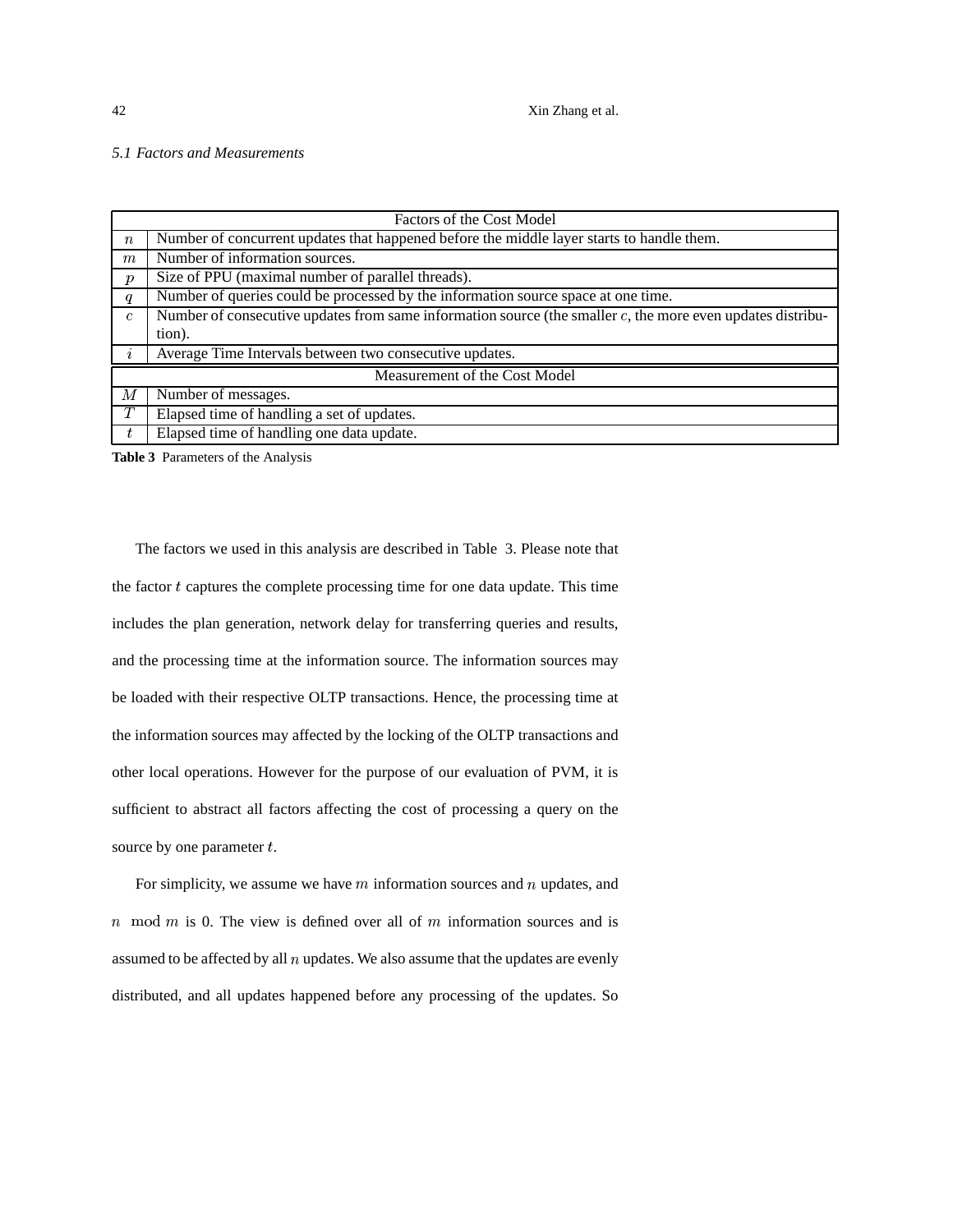### 5.1 Factors and Measurements

| | |
|---|---|
| Factors of the Cost Model | |
| $n$ | Number of concurrent updates that happened before the middle layer starts to handle them. |
| $m$ | Number of information sources. |
| $p$ | Size of PPU (maximal number of parallel threads). |
| $q$ | Number of queries could be processed by the information source space at one time. |
| $c$ | Number of consecutive updates from same information source (the smaller $c$, the more even updates distribution). |
| $i$ | Average Time Intervals between two consecutive updates. |
| Measurement of the Cost Model | |
| $M$ | Number of messages. |
| $T$ | Elapsed time of handling a set of updates. |
| $t$ | Elapsed time of handling one data update. |

**Table 3** Parameters of the Analysis

The factors we used in this analysis are described in Table 3. Please note that the factor $t$ captures the complete processing time for one data update. This time includes the plan generation, network delay for transferring queries and results, and the processing time at the information source. The information sources may be loaded with their respective OLTP transactions. Hence, the processing time at the information sources may affected by the locking of the OLTP transactions and other local operations. However for the purpose of our evaluation of PVM, it is sufficient to abstract all factors affecting the cost of processing a query on the source by one parameter $t$.

For simplicity, we assume we have $m$ information sources and $n$ updates, and $n \mod m$ is 0. The view is defined over all of $m$ information sources and is assumed to be affected by all $n$ updates. We also assume that the updates are evenly distributed, and all updates happened before any processing of the updates. So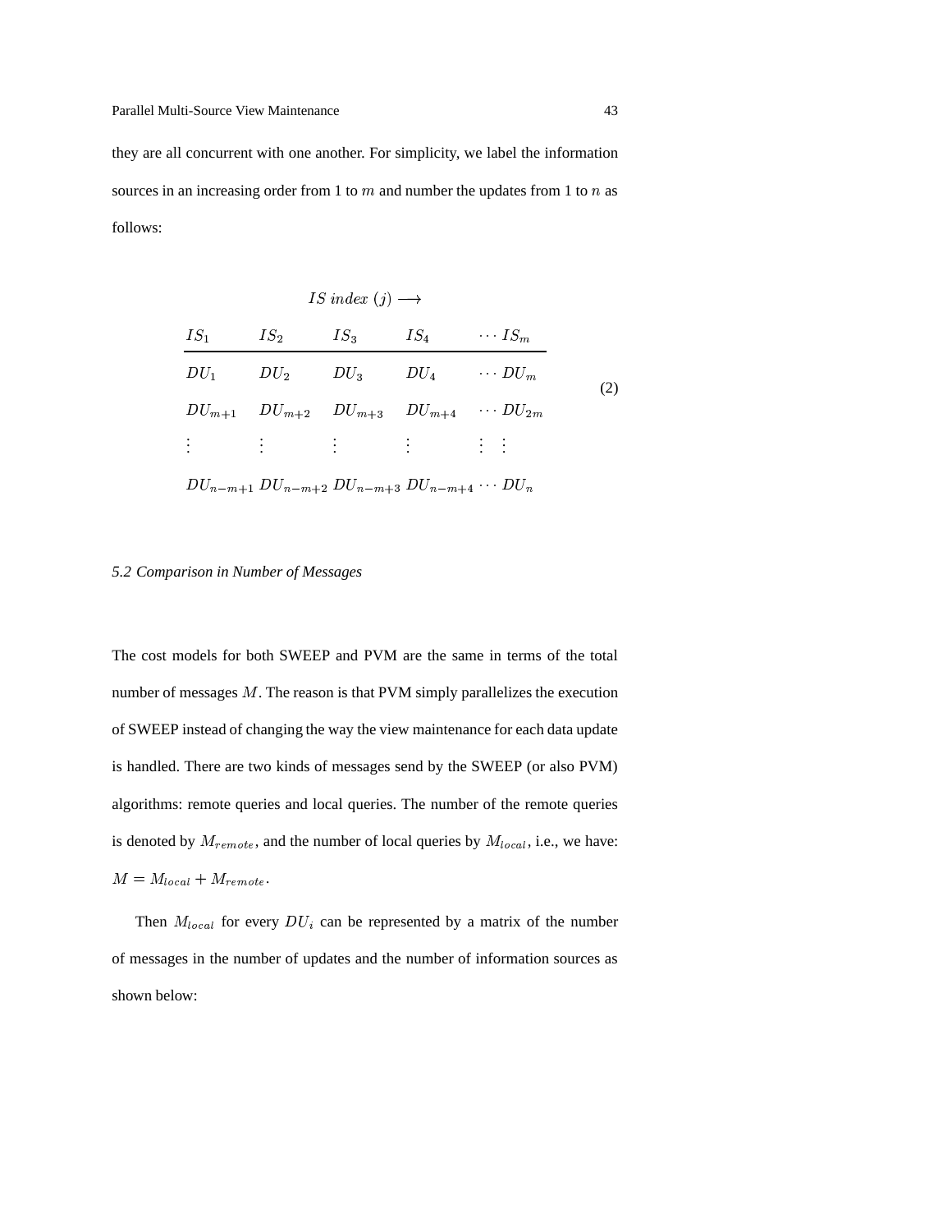they are all concurrent with one another. For simplicity, we label the information sources in an increasing order from 1 to $m$ and number the updates from 1 to $n$ as follows:

$$
\begin{array}{lllll}
 & & IS\ index\ (j) \longrightarrow & & \\
IS_1 & IS_2 & IS_3 & IS_4 & \cdots IS_m \\
\hline
DU_1 & DU_2 & DU_3 & DU_4 & \cdots DU_m \\
DU_{m+1} & DU_{m+2} & DU_{m+3} & DU_{m+4} & \cdots DU_{2m} \\
\vdots & \vdots & \vdots & \vdots & \vdots\ \vdots \\
DU_{n-m+1} & DU_{n-m+2} & DU_{n-m+3} & DU_{n-m+4} & \cdots DU_n
\end{array}
\tag{2}
$$

### *5.2 Comparison in Number of Messages*

The cost models for both SWEEP and PVM are the same in terms of the total number of messages $M$. The reason is that PVM simply parallelizes the execution of SWEEP instead of changing the way the view maintenance for each data update is handled. There are two kinds of messages send by the SWEEP (or also PVM) algorithms: remote queries and local queries. The number of the remote queries is denoted by $M_{remote}$, and the number of local queries by $M_{local}$, i.e., we have: $M = M_{local} + M_{remote}$.

Then $M_{local}$ for every $DU_i$ can be represented by a matrix of the number of messages in the number of updates and the number of information sources as shown below: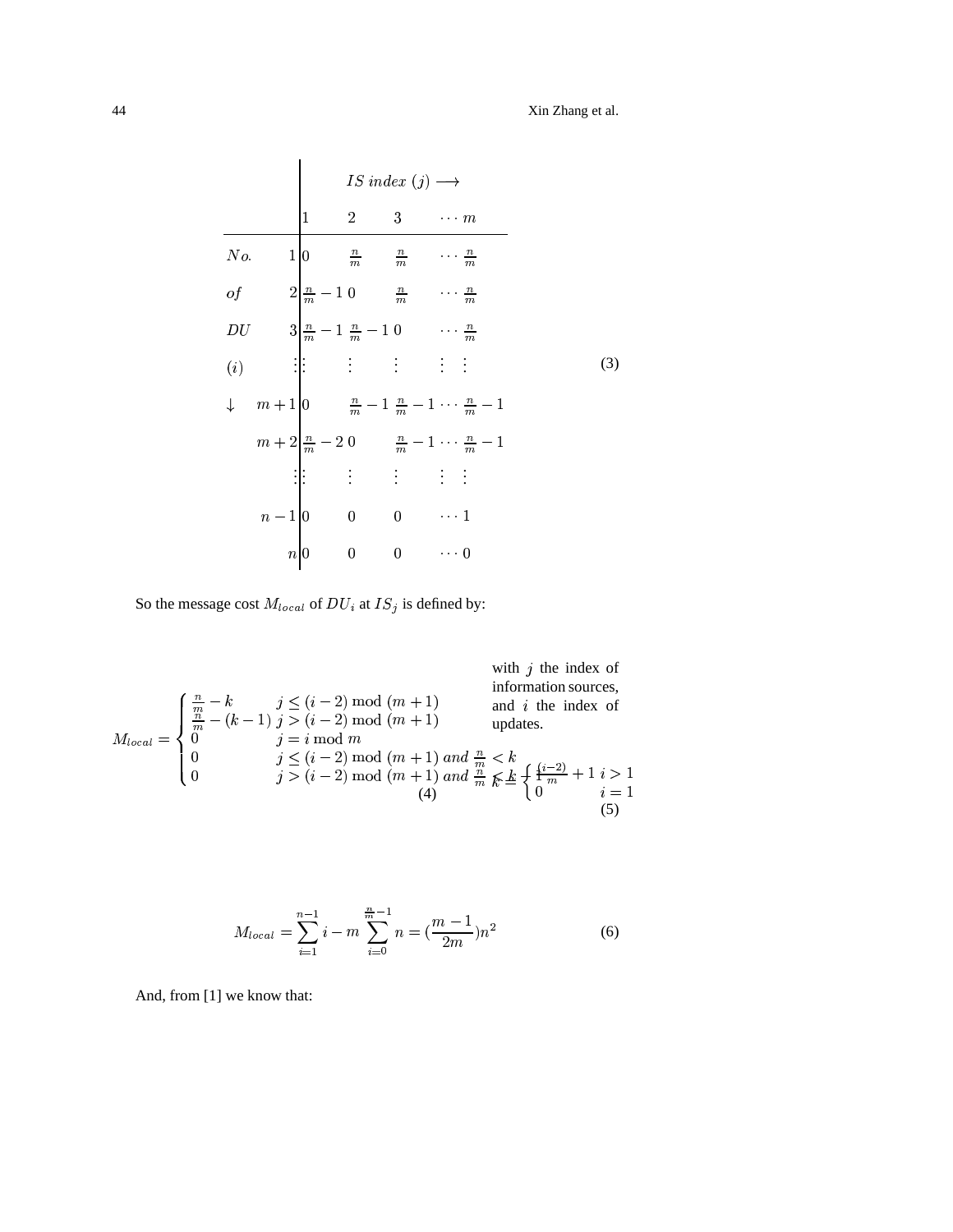$$
\begin{array}{ll|lllll}
 & & \multicolumn{5}{c}{IS\ index\ (j) \longrightarrow} \\
 & & 1 & 2 & 3 & \cdots & m \\
\hline
No. & 1 & 0 & \frac{n}{m} & \frac{n}{m} & \cdots & \frac{n}{m} \\
of & 2 & \frac{n}{m}-1 & 0 & \frac{n}{m} & \cdots & \frac{n}{m} \\
DU & 3 & \frac{n}{m}-1 & \frac{n}{m}-1 & 0 & \cdots & \frac{n}{m} \\
(i) & \vdots & \vdots & \vdots & \vdots & \vdots & \vdots \\
\downarrow & m+1 & 0 & \frac{n}{m}-1 & \frac{n}{m}-1 & \cdots & \frac{n}{m}-1 \\
 & m+2 & \frac{n}{m}-2 & 0 & \frac{n}{m}-1 & \cdots & \frac{n}{m}-1 \\
 & \vdots & \vdots & \vdots & \vdots & \vdots & \vdots \\
 & n-1 & 0 & 0 & 0 & \cdots & 1 \\
 & n & 0 & 0 & 0 & \cdots & 0
\end{array}
\tag{3}
$$

So the message cost $M_{local}$ of $DU_i$ at $IS_j$ is defined by:

$$
M_{local} = \begin{cases} \frac{n}{m} - k & j \leq (i-2) \bmod (m+1) \\ \frac{n}{m} - (k-1) & j > (i-2) \bmod (m+1) \\ 0 & j = i \bmod m \\ 0 & j \leq (i-2) \bmod (m+1)\ and\ \frac{n}{m} < k \\ 0 & j > (i-2) \bmod (m+1)\ and\ \frac{n}{m} < k \end{cases} \tag{4}
$$

with $j$ the index of information sources, and $i$ the index of updates.

$$
k = \begin{cases} \frac{(i-2)}{m} + 1 & i > 1 \\ 0 & i = 1 \end{cases} \tag{5}
$$

$$
M_{local} = \sum_{i=1}^{n-1} i - m \sum_{i=0}^{\frac{n}{m}-1} n = (\frac{m-1}{2m})n^2 \tag{6}
$$

And, from [1] we know that: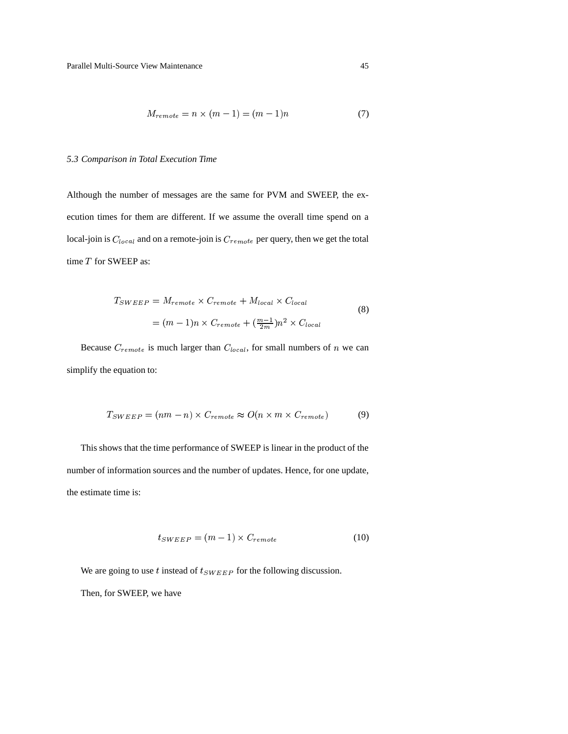$$M_{remote} = n \times (m-1) = (m-1)n \tag{7}$$

*5.3 Comparison in Total Execution Time*

Although the number of messages are the same for PVM and SWEEP, the execution times for them are different. If we assume the overall time spend on a local-join is $C_{local}$ and on a remote-join is $C_{remote}$ per query, then we get the total time $T$ for SWEEP as:

$$\begin{aligned} T_{SWEEP} &= M_{remote} \times C_{remote} + M_{local} \times C_{local} \\ &= (m-1)n \times C_{remote} + (\tfrac{m-1}{2m})n^2 \times C_{local} \end{aligned} \tag{8}$$

Because $C_{remote}$ is much larger than $C_{local}$, for small numbers of $n$ we can simplify the equation to:

$$T_{SWEEP} = (nm - n) \times C_{remote} \approx O(n \times m \times C_{remote}) \tag{9}$$

This shows that the time performance of SWEEP is linear in the product of the number of information sources and the number of updates. Hence, for one update, the estimate time is:

$$t_{SWEEP} = (m-1) \times C_{remote} \tag{10}$$

We are going to use $t$ instead of $t_{SWEEP}$ for the following discussion.

Then, for SWEEP, we have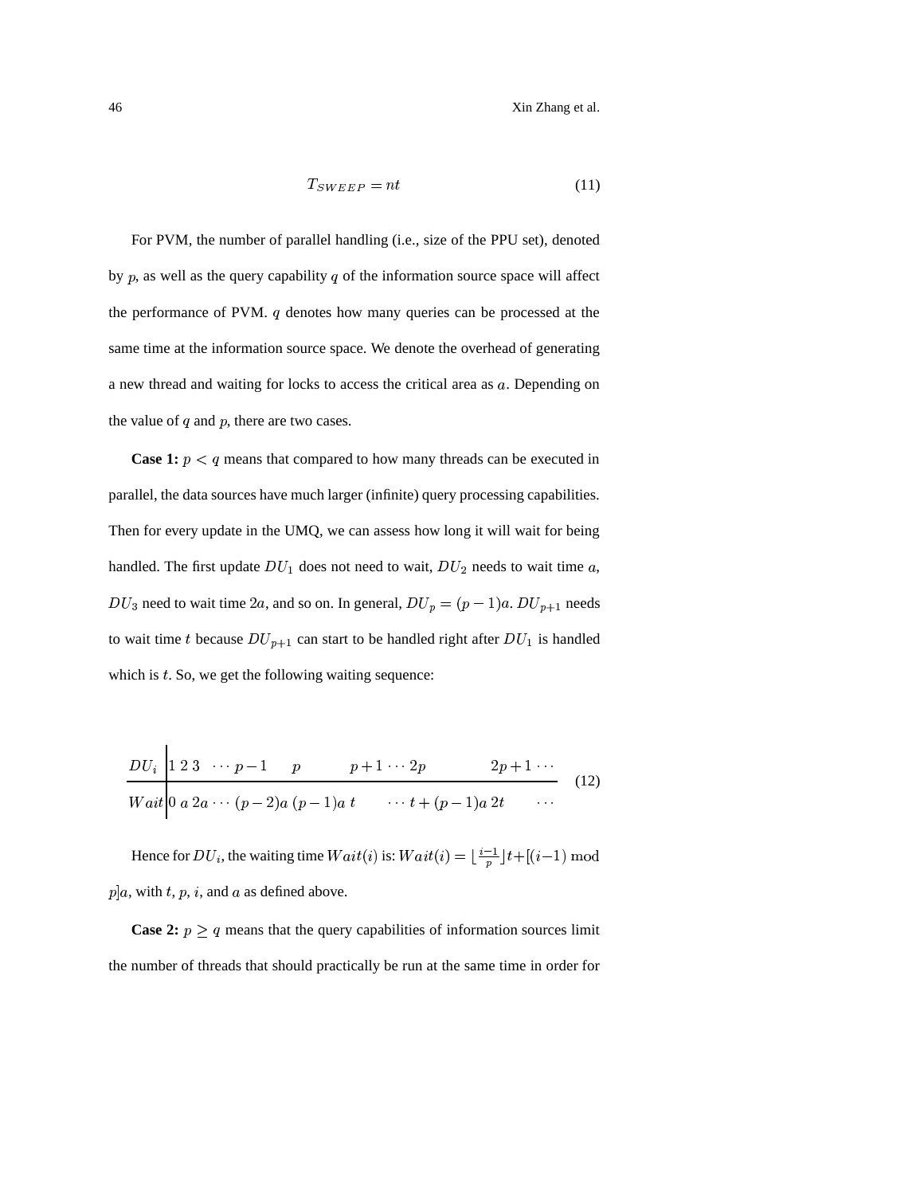$$T_{SWEEP} = nt \tag{11}$$

For PVM, the number of parallel handling (i.e., size of the PPU set), denoted by $p$, as well as the query capability $q$ of the information source space will affect the performance of PVM. $q$ denotes how many queries can be processed at the same time at the information source space. We denote the overhead of generating a new thread and waiting for locks to access the critical area as $a$. Depending on the value of $q$ and $p$, there are two cases.

**Case 1:** $p < q$ means that compared to how many threads can be executed in parallel, the data sources have much larger (infinite) query processing capabilities. Then for every update in the UMQ, we can assess how long it will wait for being handled. The first update $DU_1$ does not need to wait, $DU_2$ needs to wait time $a$, $DU_3$ need to wait time $2a$, and so on. In general, $DU_p = (p-1)a$. $DU_{p+1}$ needs to wait time $t$ because $DU_{p+1}$ can start to be handled right after $DU_1$ is handled which is $t$. So, we get the following waiting sequence:

$$\begin{array}{c|cccccccccc} DU_i & 1 & 2 & 3 & \cdots & p-1 & p & p+1 & \cdots & 2p & 2p+1 \cdots \\ \hline Wait & 0 & a & 2a & \cdots & (p-2)a & (p-1)a & t & \cdots & t+(p-1)a & 2t \quad \cdots \end{array} \tag{12}$$

Hence for $DU_i$, the waiting time $Wait(i)$ is: $Wait(i) = \lfloor \frac{i-1}{p} \rfloor t + [(i-1) \bmod p]a$, with $t$, $p$, $i$, and $a$ as defined above.

**Case 2:** $p \geq q$ means that the query capabilities of information sources limit the number of threads that should practically be run at the same time in order for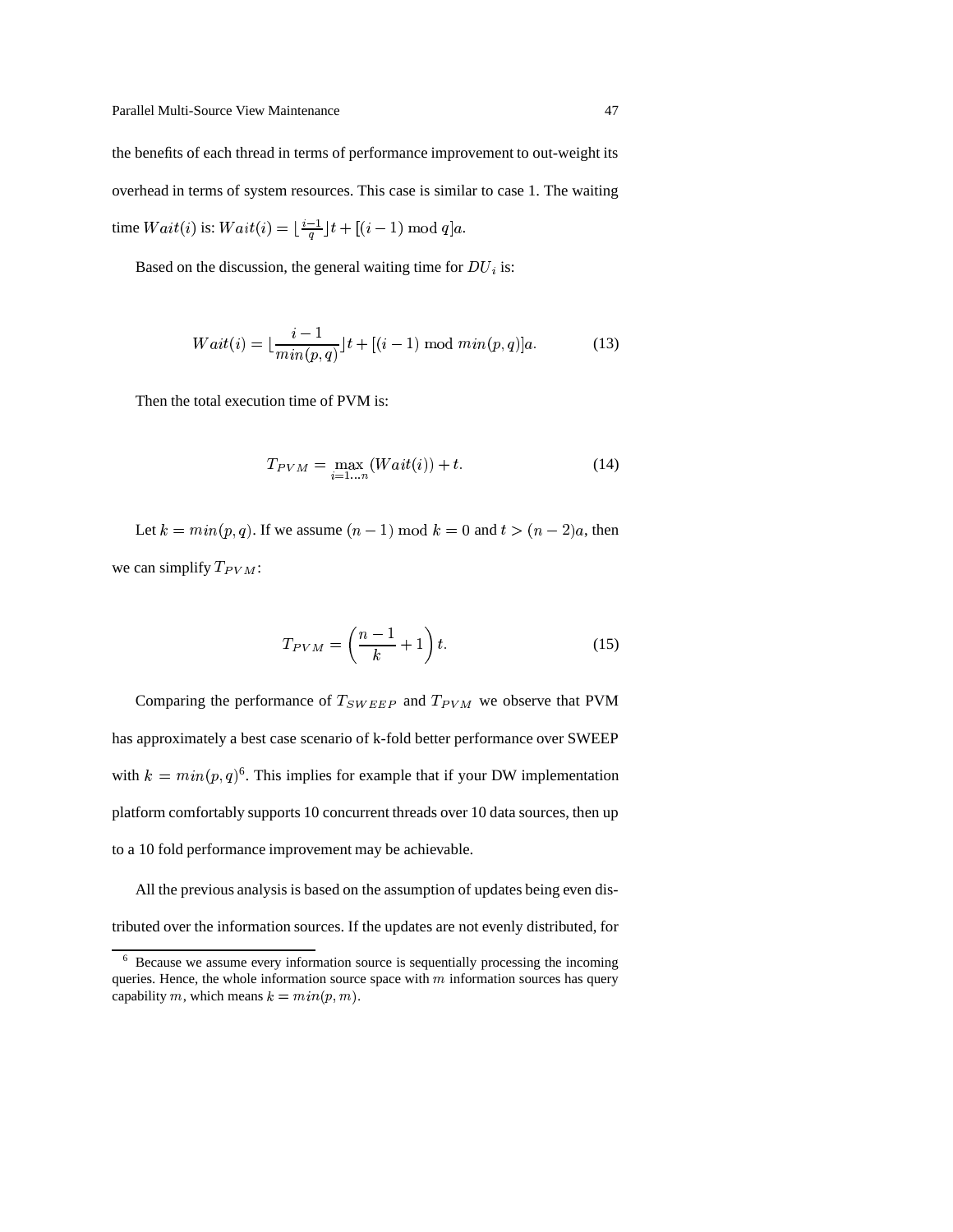the benefits of each thread in terms of performance improvement to out-weight its overhead in terms of system resources. This case is similar to case 1. The waiting time $Wait(i)$ is: $Wait(i) = \lfloor \frac{i-1}{q} \rfloor t + [(i-1) \bmod q]a$.

Based on the discussion, the general waiting time for $DU_i$ is:

$$Wait(i) = \lfloor \frac{i-1}{min(p,q)} \rfloor t + [(i-1) \bmod min(p,q)]a. \tag{13}$$

Then the total execution time of PVM is:

$$T_{PVM} = \max_{i=1...n} (Wait(i)) + t. \tag{14}$$

Let $k = min(p,q)$. If we assume $(n-1) \bmod k = 0$ and $t > (n-2)a$, then we can simplify $T_{PVM}$:

$$T_{PVM} = \left( \frac{n-1}{k} + 1 \right) t. \tag{15}$$

Comparing the performance of $T_{SWEEP}$ and $T_{PVM}$ we observe that PVM has approximately a best case scenario of k-fold better performance over SWEEP with $k = min(p,q)$[6]. This implies for example that if your DW implementation platform comfortably supports 10 concurrent threads over 10 data sources, then up to a 10 fold performance improvement may be achievable.

All the previous analysis is based on the assumption of updates being even distributed over the information sources. If the updates are not evenly distributed, for

[6] Because we assume every information source is sequentially processing the incoming queries. Hence, the whole information source space with $m$ information sources has query capability $m$, which means $k = min(p,m)$.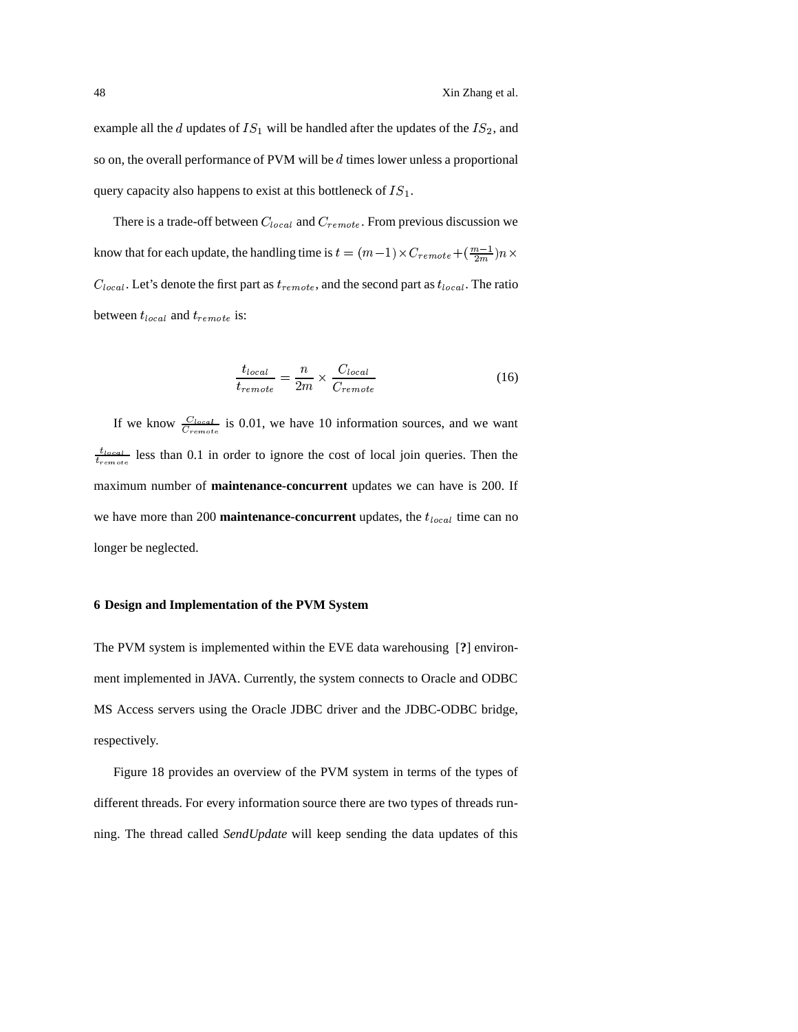example all the $d$ updates of $IS_1$ will be handled after the updates of the $IS_2$, and so on, the overall performance of PVM will be $d$ times lower unless a proportional query capacity also happens to exist at this bottleneck of $IS_1$.

There is a trade-off between $C_{local}$ and $C_{remote}$. From previous discussion we know that for each update, the handling time is $t = (m-1) \times C_{remote} + (\frac{m-1}{2m})n \times C_{local}$. Let's denote the first part as $t_{remote}$, and the second part as $t_{local}$. The ratio between $t_{local}$ and $t_{remote}$ is:

$$\frac{t_{local}}{t_{remote}} = \frac{n}{2m} \times \frac{C_{local}}{C_{remote}} \tag{16}$$

If we know $\frac{C_{local}}{C_{remote}}$ is 0.01, we have 10 information sources, and we want $\frac{t_{local}}{t_{remote}}$ less than 0.1 in order to ignore the cost of local join queries. Then the maximum number of **maintenance-concurrent** updates we can have is 200. If we have more than 200 **maintenance-concurrent** updates, the $t_{local}$ time can no longer be neglected.

## 6 Design and Implementation of the PVM System

The PVM system is implemented within the EVE data warehousing [**?**] environment implemented in JAVA. Currently, the system connects to Oracle and ODBC MS Access servers using the Oracle JDBC driver and the JDBC-ODBC bridge, respectively.

Figure 18 provides an overview of the PVM system in terms of the types of different threads. For every information source there are two types of threads running. The thread called *SendUpdate* will keep sending the data updates of this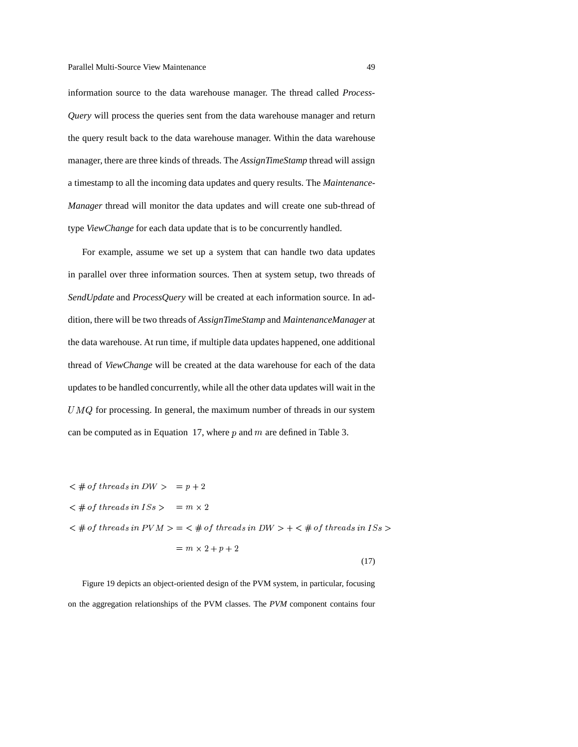information source to the data warehouse manager. The thread called *Process-Query* will process the queries sent from the data warehouse manager and return the query result back to the data warehouse manager. Within the data warehouse manager, there are three kinds of threads. The *AssignTimeStamp* thread will assign a timestamp to all the incoming data updates and query results. The *Maintenance-Manager* thread will monitor the data updates and will create one sub-thread of type *ViewChange* for each data update that is to be concurrently handled.

For example, assume we set up a system that can handle two data updates in parallel over three information sources. Then at system setup, two threads of *SendUpdate* and *ProcessQuery* will be created at each information source. In addition, there will be two threads of *AssignTimeStamp* and *MaintenanceManager* at the data warehouse. At run time, if multiple data updates happened, one additional thread of *ViewChange* will be created at the data warehouse for each of the data updates to be handled concurrently, while all the other data updates will wait in the $UMQ$ for processing. In general, the maximum number of threads in our system can be computed as in Equation 17, where $p$ and $m$ are defined in Table 3.

$$
\begin{aligned}
<\#\,of\,threads\,in\,DW> &= p + 2 \\
<\#\,of\,threads\,in\,ISs> &= m \times 2 \\
<\#\,of\,threads\,in\,PVM> &= <\#\,of\,threads\,in\,DW> + <\#\,of\,threads\,in\,ISs> \\
&= m \times 2 + p + 2
\end{aligned}
\tag{17}
$$

Figure 19 depicts an object-oriented design of the PVM system, in particular, focusing on the aggregation relationships of the PVM classes. The *PVM* component contains four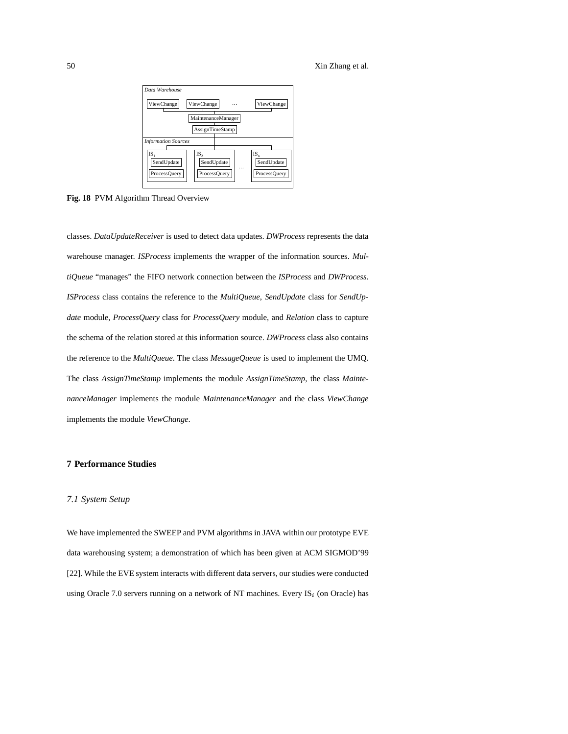Data Warehouse

ViewChange ViewChange … ViewChange

MaintenanceManager

AssignTimeStamp

Information Sources

$IS_1$ SendUpdate ProcessQuery

$IS_2$ SendUpdate ProcessQuery

…

$IS_n$ SendUpdate ProcessQuery

**Fig. 18** PVM Algorithm Thread Overview

classes. *DataUpdateReceiver* is used to detect data updates. *DWProcess* represents the data warehouse manager. *ISProcess* implements the wrapper of the information sources. *MultiQueue* "manages" the FIFO network connection between the *ISProcess* and *DWProcess*. *ISProcess* class contains the reference to the *MultiQueue*, *SendUpdate* class for *SendUpdate* module, *ProcessQuery* class for *ProcessQuery* module, and *Relation* class to capture the schema of the relation stored at this information source. *DWProcess* class also contains the reference to the *MultiQueue*. The class *MessageQueue* is used to implement the UMQ. The class *AssignTimeStamp* implements the module *AssignTimeStamp*, the class *MaintenanceManager* implements the module *MaintenanceManager* and the class *ViewChange* implements the module *ViewChange*.

## 7 Performance Studies

### 7.1 System Setup

We have implemented the SWEEP and PVM algorithms in JAVA within our prototype EVE data warehousing system; a demonstration of which has been given at ACM SIGMOD'99 [22]. While the EVE system interacts with different data servers, our studies were conducted using Oracle 7.0 servers running on a network of NT machines. Every $IS_i$ (on Oracle) has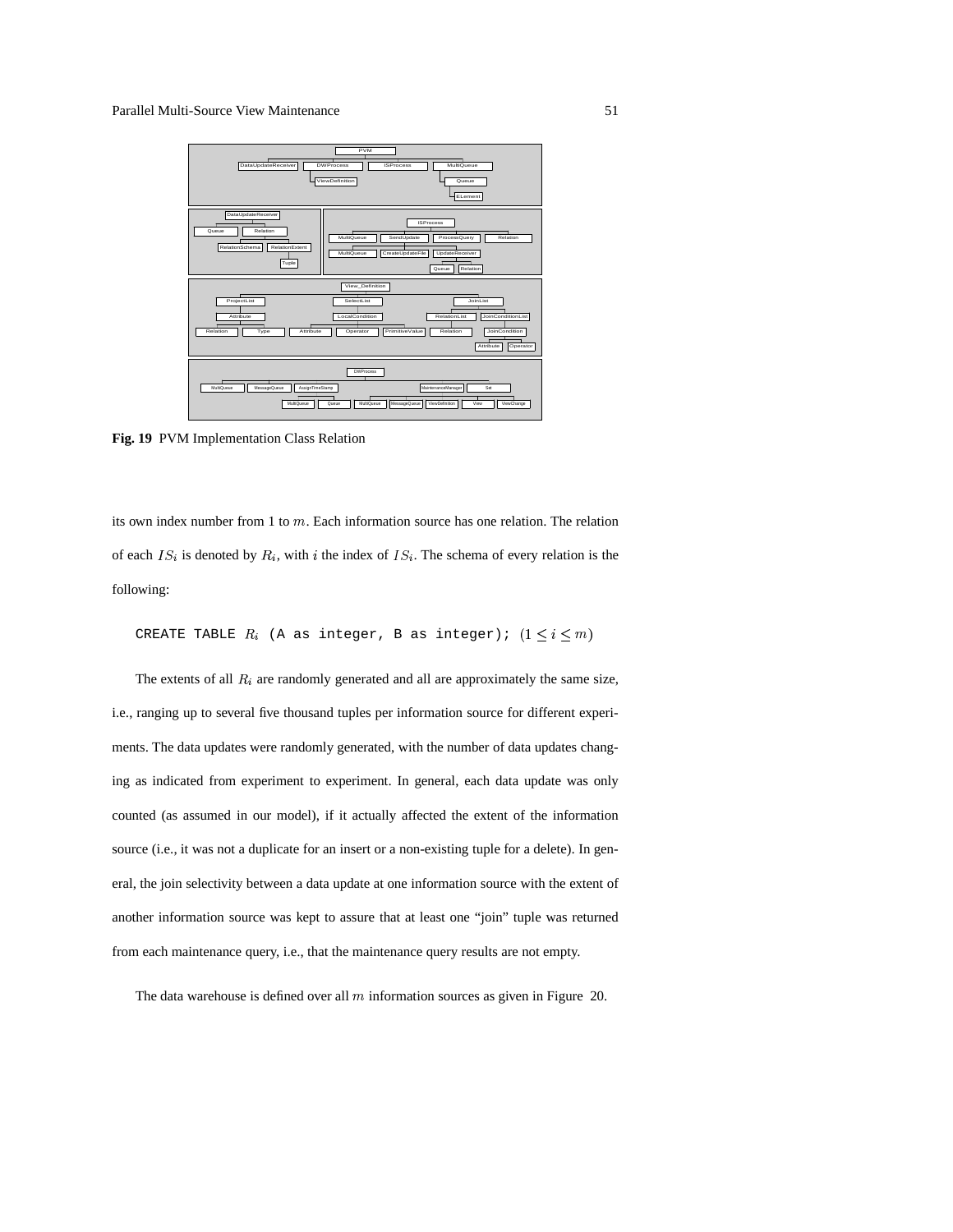PVM
DataUpdateReceiver
DWProcess
ISProcess
MultiQueue
ViewDefinition
Queue
ELement

DataUpdateReceiver
Queue
Relation
RelationSchema
RelationExtent
Tuple

ISProcess
MultiQueue
SendUpdate
ProcessQuery
Relation
MultiQueue
CreateUpdateFile
UpdateReceiver
Queue
Relation

View_Definition
ProjectList
SelectList
JoinList
Attribute
LocalCondition
RelationList
JoinConditionList
Relation
Type
Attribute
Operator
PrimitiveValue
Relation
JoinCondition
Attribute
Operator

DWProcess
MultiQueue
MessageQueue
AssignTimeStamp
MaintenanceManager
Set
MultiQueue
Queue
MultiQueue
MessageQueue
ViewDefinition
View
ViewChange

**Fig. 19** PVM Implementation Class Relation

its own index number from 1 to $m$. Each information source has one relation. The relation of each $IS_i$ is denoted by $R_i$, with $i$ the index of $IS_i$. The schema of every relation is the following:

CREATE TABLE $R_i$ (A as integer, B as integer); $(1 \leq i \leq m)$

The extents of all $R_i$ are randomly generated and all are approximately the same size, i.e., ranging up to several five thousand tuples per information source for different experiments. The data updates were randomly generated, with the number of data updates changing as indicated from experiment to experiment. In general, each data update was only counted (as assumed in our model), if it actually affected the extent of the information source (i.e., it was not a duplicate for an insert or a non-existing tuple for a delete). In general, the join selectivity between a data update at one information source with the extent of another information source was kept to assure that at least one "join" tuple was returned from each maintenance query, i.e., that the maintenance query results are not empty.

The data warehouse is defined over all $m$ information sources as given in Figure 20.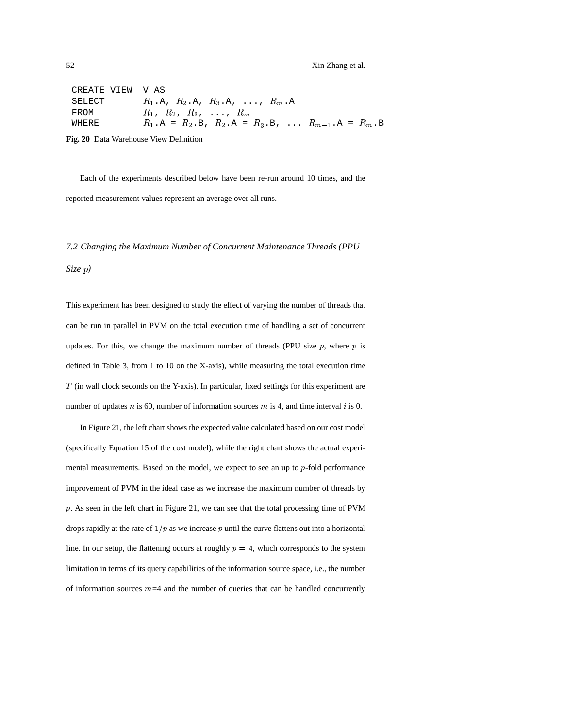```
CREATE VIEW  V AS
SELECT       R_1.A, R_2.A, R_3.A, ..., R_m.A
FROM         R_1, R_2, R_3, ..., R_m
WHERE        R_1.A = R_2.B, R_2.A = R_3.B, ... R_{m-1}.A = R_m.B
```

**Fig. 20** Data Warehouse View Definition

Each of the experiments described below have been re-run around 10 times, and the reported measurement values represent an average over all runs.

### *7.2 Changing the Maximum Number of Concurrent Maintenance Threads (PPU Size $p$)*

This experiment has been designed to study the effect of varying the number of threads that can be run in parallel in PVM on the total execution time of handling a set of concurrent updates. For this, we change the maximum number of threads (PPU size $p$, where $p$ is defined in Table 3, from 1 to 10 on the X-axis), while measuring the total execution time $T$ (in wall clock seconds on the Y-axis). In particular, fixed settings for this experiment are number of updates $n$ is 60, number of information sources $m$ is 4, and time interval $i$ is 0.

In Figure 21, the left chart shows the expected value calculated based on our cost model (specifically Equation 15 of the cost model), while the right chart shows the actual experimental measurements. Based on the model, we expect to see an up to $p$-fold performance improvement of PVM in the ideal case as we increase the maximum number of threads by $p$. As seen in the left chart in Figure 21, we can see that the total processing time of PVM drops rapidly at the rate of $1/p$ as we increase $p$ until the curve flattens out into a horizontal line. In our setup, the flattening occurs at roughly $p = 4$, which corresponds to the system limitation in terms of its query capabilities of the information source space, i.e., the number of information sources $m$=4 and the number of queries that can be handled concurrently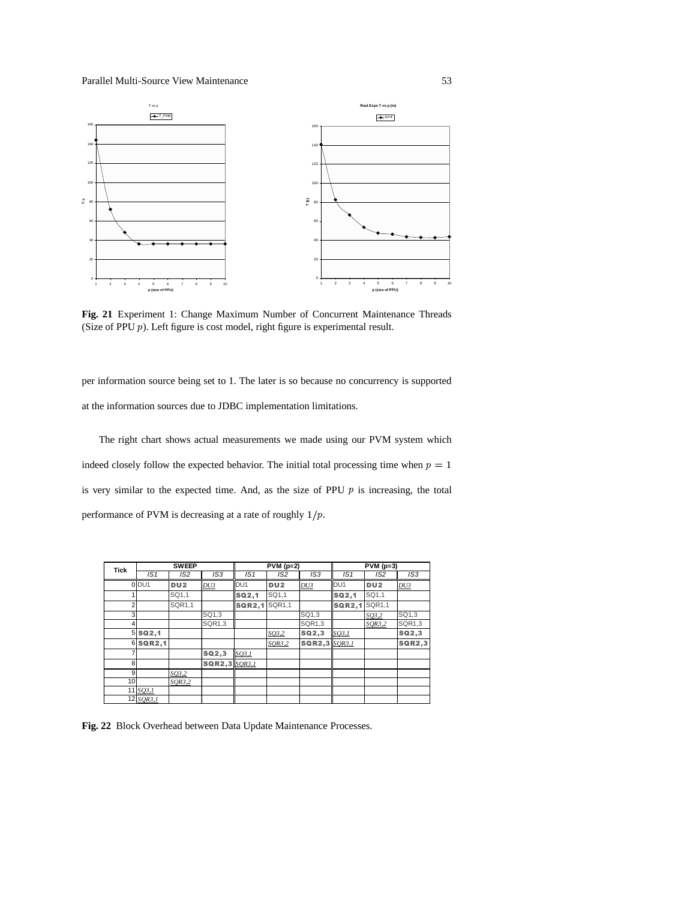T vs p

T_PVM

160

140

120

100

80

60

40

20

0

1 2 3 4 5 6 7 8 9 10

p (size of PPU)

T: s

Real Exps T vs p (m)

m=4

160

140

120

100

80

60

40

20

0

1 2 3 4 5 6 7 8 9 10

p (size of PPU)

T (s)

**Fig. 21** Experiment 1: Change Maximum Number of Concurrent Maintenance Threads (Size of PPU $p$). Left figure is cost model, right figure is experimental result.

per information source being set to 1. The later is so because no concurrency is supported at the information sources due to JDBC implementation limitations.

The right chart shows actual measurements we made using our PVM system which indeed closely follow the expected behavior. The initial total processing time when $p = 1$ is very similar to the expected time. And, as the size of PPU $p$ is increasing, the total performance of PVM is decreasing at a rate of roughly $1/p$.

| Tick | SWEEP | | | PVM (p=2) | | | PVM (p=3) | | |
|---|---|---|---|---|---|---|---|---|---|
| | *IS1* | *IS2* | *IS3* | *IS1* | *IS2* | *IS3* | *IS1* | *IS2* | *IS3* |
| 0 | DU1 | **DU2** | *DU3* | DU1 | **DU2** | *DU3* | DU1 | **DU2** | *DU3* |
| 1 | | SQ1,1 | | **SQ2,1** | SQ1,1 | | **SQ2,1** | SQ1,1 | |
| 2 | | SQR1,1 | | **SQR2,1** | SQR1,1 | | **SQR2,1** | SQR1,1 | |
| 3 | | | SQ1,3 | | | SQ1,3 | | *SQ3,2* | SQ1,3 |
| 4 | | | SQR1,3 | | | SQR1,3 | | *SQR3,2* | SQR1,3 |
| 5 | **SQ2,1** | | | | *SQ3,2* | **SQ2,3** | *SQ3,1* | | **SQ2,3** |
| 6 | **SQR2,1** | | | | *SQR3,2* | **SQR2,3** | *SQR3,1* | | **SQR2,3** |
| 7 | | | **SQ2,3** | *SQ3,1* | | | | | |
| 8 | | | **SQR2,3** | *SQR3,1* | | | | | |
| 9 | | *SQ3,2* | | | | | | | |
| 10 | | *SQR3,2* | | | | | | | |
| 11 | *SQ3,1* | | | | | | | | |
| 12 | *SQR3,1* | | | | | | | | |

**Fig. 22** Block Overhead between Data Update Maintenance Processes.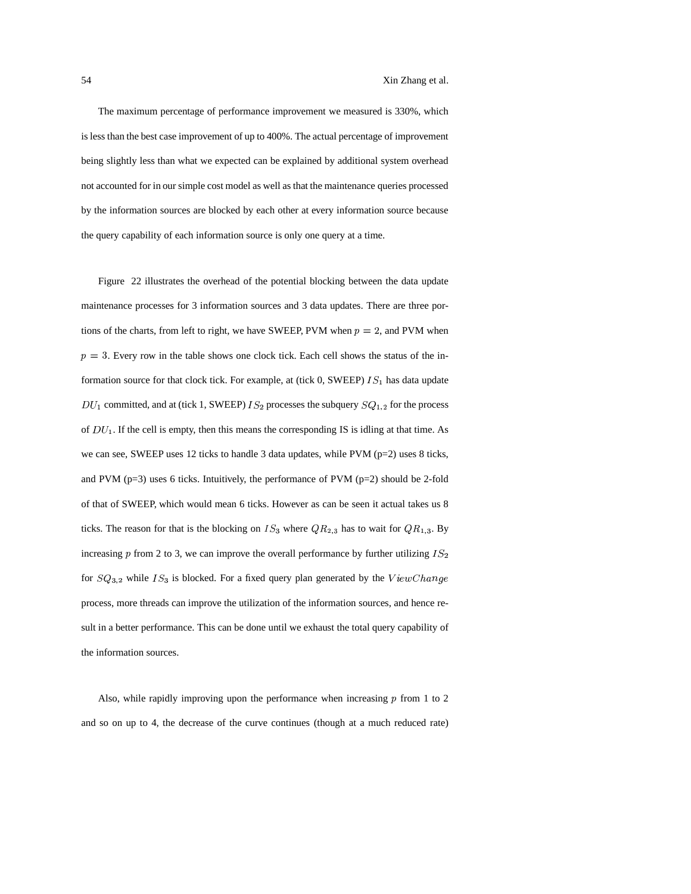The maximum percentage of performance improvement we measured is 330%, which is less than the best case improvement of up to 400%. The actual percentage of improvement being slightly less than what we expected can be explained by additional system overhead not accounted for in our simple cost model as well as that the maintenance queries processed by the information sources are blocked by each other at every information source because the query capability of each information source is only one query at a time.

Figure 22 illustrates the overhead of the potential blocking between the data update maintenance processes for 3 information sources and 3 data updates. There are three portions of the charts, from left to right, we have SWEEP, PVM when $p = 2$, and PVM when $p = 3$. Every row in the table shows one clock tick. Each cell shows the status of the information source for that clock tick. For example, at (tick 0, SWEEP) $IS_1$ has data update $DU_1$ committed, and at (tick 1, SWEEP) $IS_2$ processes the subquery $SQ_{1,2}$ for the process of $DU_1$. If the cell is empty, then this means the corresponding IS is idling at that time. As we can see, SWEEP uses 12 ticks to handle 3 data updates, while PVM (p=2) uses 8 ticks, and PVM (p=3) uses 6 ticks. Intuitively, the performance of PVM (p=2) should be 2-fold of that of SWEEP, which would mean 6 ticks. However as can be seen it actual takes us 8 ticks. The reason for that is the blocking on $IS_3$ where $QR_{2,3}$ has to wait for $QR_{1,3}$. By increasing $p$ from 2 to 3, we can improve the overall performance by further utilizing $IS_2$ for $SQ_{3,2}$ while $IS_3$ is blocked. For a fixed query plan generated by the $ViewChange$ process, more threads can improve the utilization of the information sources, and hence result in a better performance. This can be done until we exhaust the total query capability of the information sources.

Also, while rapidly improving upon the performance when increasing $p$ from 1 to 2 and so on up to 4, the decrease of the curve continues (though at a much reduced rate)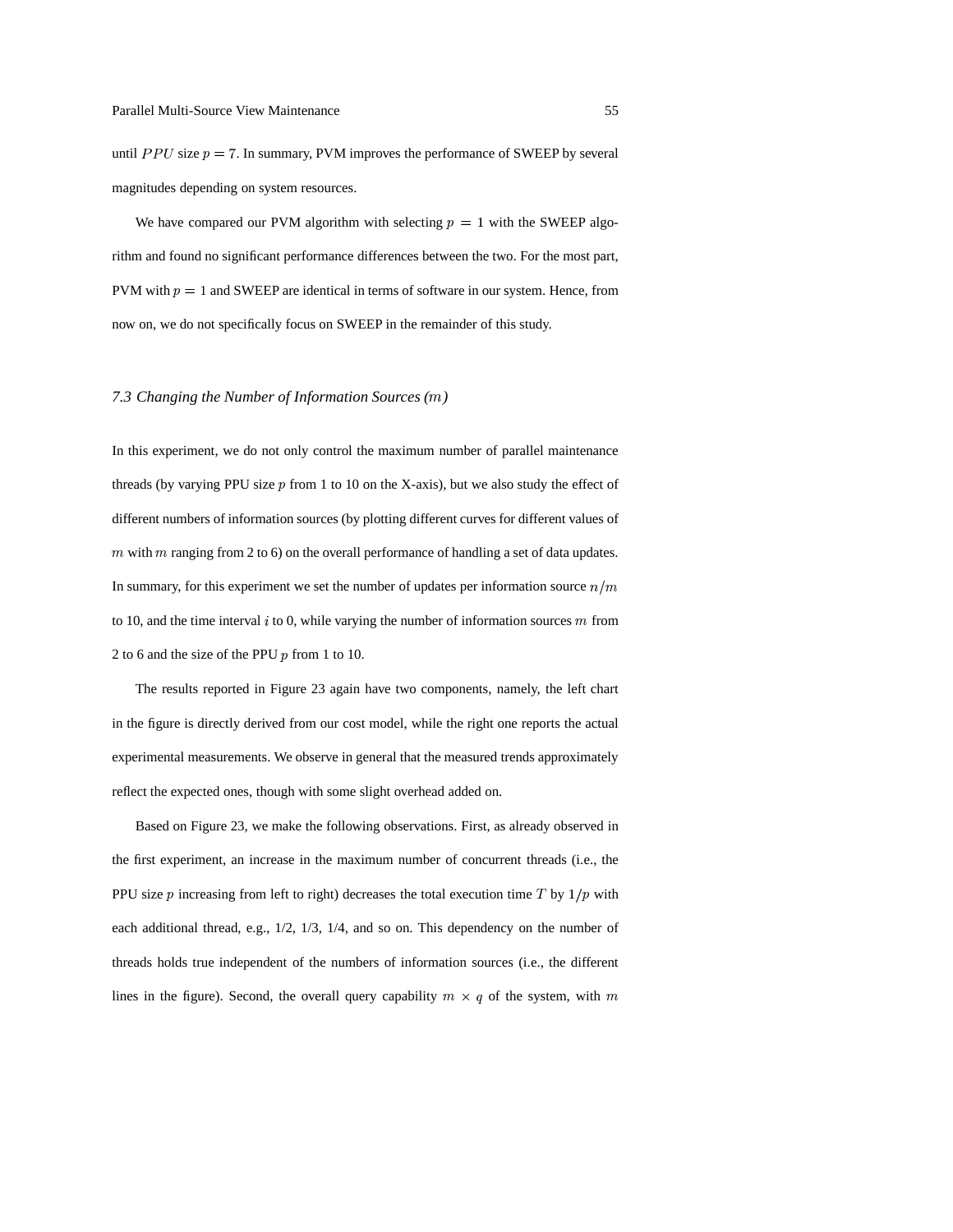until $PPU$ size $p = 7$. In summary, PVM improves the performance of SWEEP by several magnitudes depending on system resources.

We have compared our PVM algorithm with selecting $p = 1$ with the SWEEP algorithm and found no significant performance differences between the two. For the most part, PVM with $p = 1$ and SWEEP are identical in terms of software in our system. Hence, from now on, we do not specifically focus on SWEEP in the remainder of this study.

### *7.3 Changing the Number of Information Sources ($m$)*

In this experiment, we do not only control the maximum number of parallel maintenance threads (by varying PPU size $p$ from 1 to 10 on the X-axis), but we also study the effect of different numbers of information sources (by plotting different curves for different values of $m$ with $m$ ranging from 2 to 6) on the overall performance of handling a set of data updates. In summary, for this experiment we set the number of updates per information source $n/m$ to 10, and the time interval $i$ to 0, while varying the number of information sources $m$ from 2 to 6 and the size of the PPU $p$ from 1 to 10.

The results reported in Figure 23 again have two components, namely, the left chart in the figure is directly derived from our cost model, while the right one reports the actual experimental measurements. We observe in general that the measured trends approximately reflect the expected ones, though with some slight overhead added on.

Based on Figure 23, we make the following observations. First, as already observed in the first experiment, an increase in the maximum number of concurrent threads (i.e., the PPU size $p$ increasing from left to right) decreases the total execution time $T$ by $1/p$ with each additional thread, e.g., 1/2, 1/3, 1/4, and so on. This dependency on the number of threads holds true independent of the numbers of information sources (i.e., the different lines in the figure). Second, the overall query capability $m \times q$ of the system, with $m$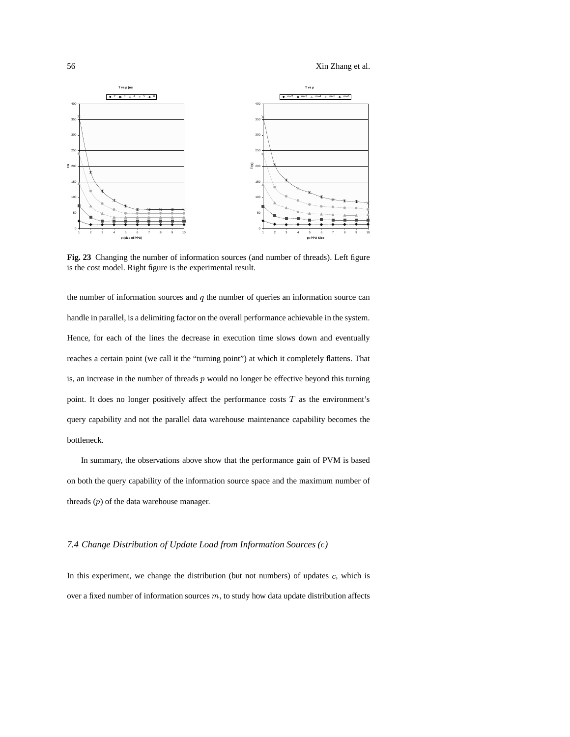T vs p (m)

2 3 4 5 6

400
350
300
250
200
150
100
50
0

T a

1 2 3 4 5 6 7 8 9 10

p (size of PPU)

T vs p

m=2 m=3 m=4 m=5 m=6

400
350
300
250
200
150
100
50
0

T (s)

1 2 3 4 5 6 7 8 9 10

p: PPU Size

**Fig. 23** Changing the number of information sources (and number of threads). Left figure is the cost model. Right figure is the experimental result.

the number of information sources and $q$ the number of queries an information source can handle in parallel, is a delimiting factor on the overall performance achievable in the system. Hence, for each of the lines the decrease in execution time slows down and eventually reaches a certain point (we call it the "turning point") at which it completely flattens. That is, an increase in the number of threads $p$ would no longer be effective beyond this turning point. It does no longer positively affect the performance costs $T$ as the environment's query capability and not the parallel data warehouse maintenance capability becomes the bottleneck.

In summary, the observations above show that the performance gain of PVM is based on both the query capability of the information source space and the maximum number of threads ($p$) of the data warehouse manager.

### *7.4 Change Distribution of Update Load from Information Sources ($c$)*

In this experiment, we change the distribution (but not numbers) of updates $c$, which is over a fixed number of information sources $m$, to study how data update distribution affects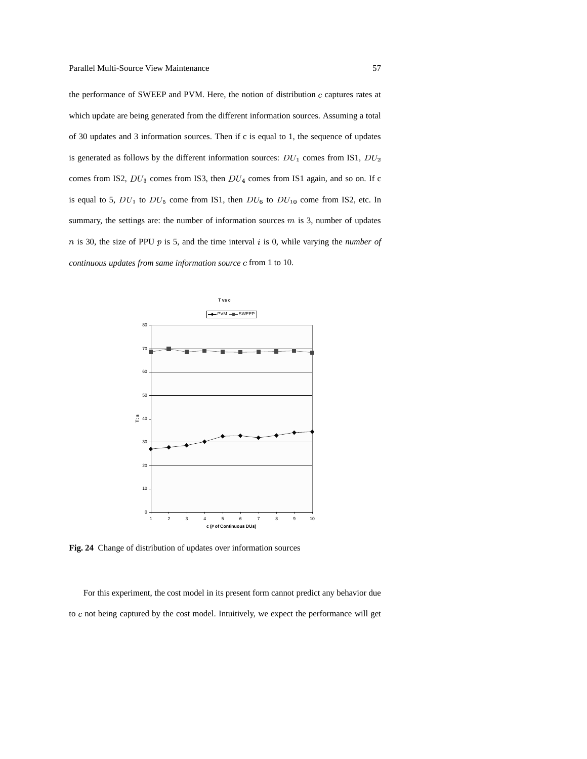the performance of SWEEP and PVM. Here, the notion of distribution $c$ captures rates at which update are being generated from the different information sources. Assuming a total of 30 updates and 3 information sources. Then if c is equal to 1, the sequence of updates is generated as follows by the different information sources: $DU_1$ comes from IS1, $DU_2$ comes from IS2, $DU_3$ comes from IS3, then $DU_4$ comes from IS1 again, and so on. If c is equal to 5, $DU_1$ to $DU_5$ come from IS1, then $DU_6$ to $DU_{10}$ come from IS2, etc. In summary, the settings are: the number of information sources $m$ is 3, number of updates $n$ is 30, the size of PPU $p$ is 5, and the time interval $i$ is 0, while varying the *number of continuous updates from same information source* $c$ from 1 to 10.

T vs c

PVM SWEEP

T: s

0 10 20 30 40 50 60 70 80

1 2 3 4 5 6 7 8 9 10

c (# of Continuous DUs)

**Fig. 24** Change of distribution of updates over information sources

For this experiment, the cost model in its present form cannot predict any behavior due to $c$ not being captured by the cost model. Intuitively, we expect the performance will get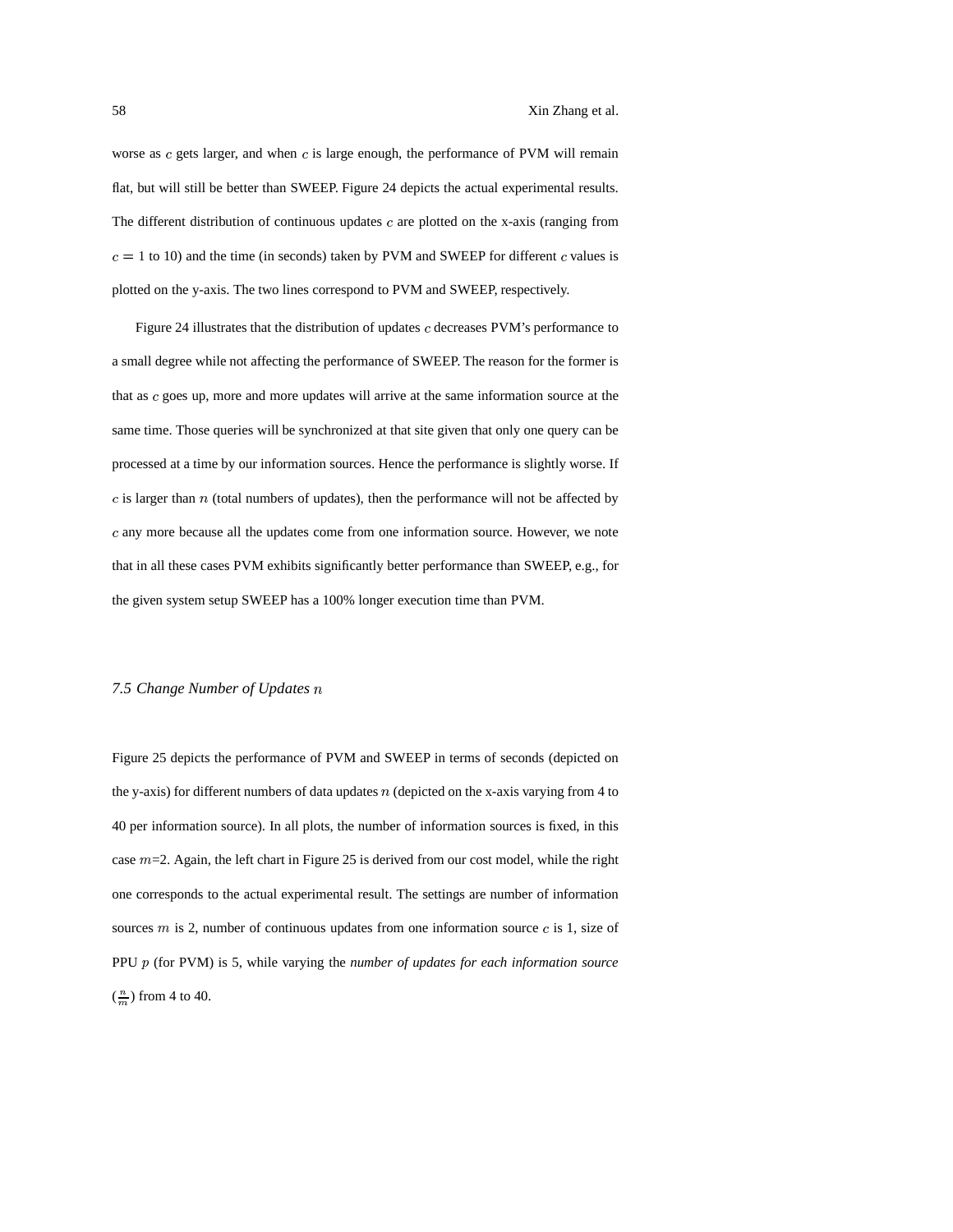worse as $c$ gets larger, and when $c$ is large enough, the performance of PVM will remain flat, but will still be better than SWEEP. Figure 24 depicts the actual experimental results. The different distribution of continuous updates $c$ are plotted on the x-axis (ranging from $c = 1$ to 10) and the time (in seconds) taken by PVM and SWEEP for different $c$ values is plotted on the y-axis. The two lines correspond to PVM and SWEEP, respectively.

Figure 24 illustrates that the distribution of updates $c$ decreases PVM's performance to a small degree while not affecting the performance of SWEEP. The reason for the former is that as $c$ goes up, more and more updates will arrive at the same information source at the same time. Those queries will be synchronized at that site given that only one query can be processed at a time by our information sources. Hence the performance is slightly worse. If $c$ is larger than $n$ (total numbers of updates), then the performance will not be affected by $c$ any more because all the updates come from one information source. However, we note that in all these cases PVM exhibits significantly better performance than SWEEP, e.g., for the given system setup SWEEP has a 100% longer execution time than PVM.

### *7.5 Change Number of Updates $n$*

Figure 25 depicts the performance of PVM and SWEEP in terms of seconds (depicted on the y-axis) for different numbers of data updates $n$ (depicted on the x-axis varying from 4 to 40 per information source). In all plots, the number of information sources is fixed, in this case $m$=2. Again, the left chart in Figure 25 is derived from our cost model, while the right one corresponds to the actual experimental result. The settings are number of information sources $m$ is 2, number of continuous updates from one information source $c$ is 1, size of PPU $p$ (for PVM) is 5, while varying the *number of updates for each information source* ($\frac{n}{m}$) from 4 to 40.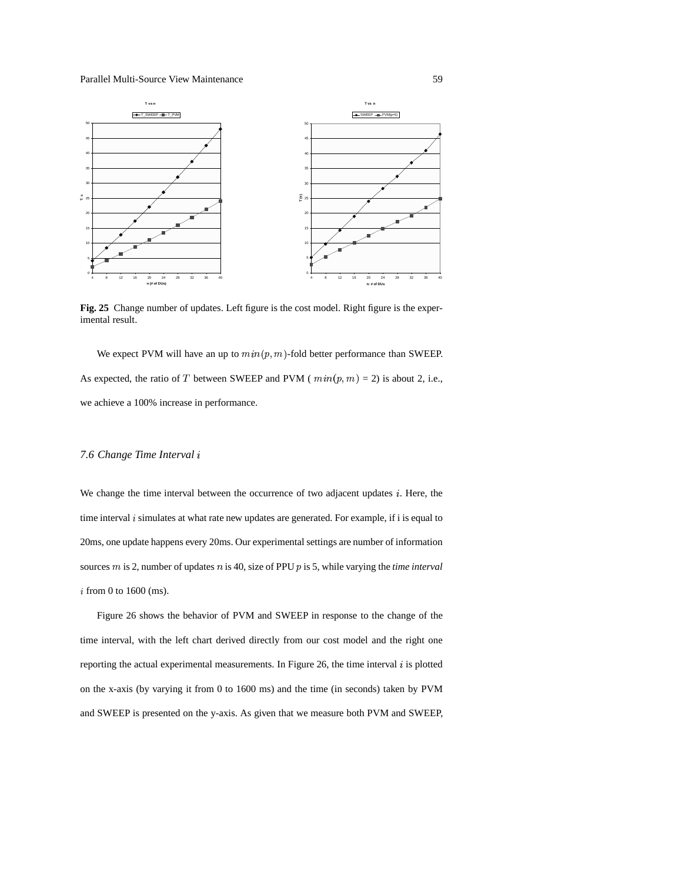T vs n

T_SWEEP T_PVM

50
45
40
35
30
25
20
15
10
5
0

T, s

4 8 12 16 20 24 28 32 36 40

n (# of DUs)

T vs n

SWEEP PVM(p=5)

50
45
40
35
30
25
20
15
10
5
0

T (s)

4 8 12 16 20 24 28 32 36 40

n: # of DUs

**Fig. 25** Change number of updates. Left figure is the cost model. Right figure is the experimental result.

We expect PVM will have an up to $min(p, m)$-fold better performance than SWEEP. As expected, the ratio of $T$ between SWEEP and PVM ( $min(p, m)$ = 2) is about 2, i.e., we achieve a 100% increase in performance.

### *7.6 Change Time Interval $i$*

We change the time interval between the occurrence of two adjacent updates $i$. Here, the time interval $i$ simulates at what rate new updates are generated. For example, if i is equal to 20ms, one update happens every 20ms. Our experimental settings are number of information sources $m$ is 2, number of updates $n$ is 40, size of PPU $p$ is 5, while varying the *time interval* $i$ from 0 to 1600 (ms).

Figure 26 shows the behavior of PVM and SWEEP in response to the change of the time interval, with the left chart derived directly from our cost model and the right one reporting the actual experimental measurements. In Figure 26, the time interval $i$ is plotted on the x-axis (by varying it from 0 to 1600 ms) and the time (in seconds) taken by PVM and SWEEP is presented on the y-axis. As given that we measure both PVM and SWEEP,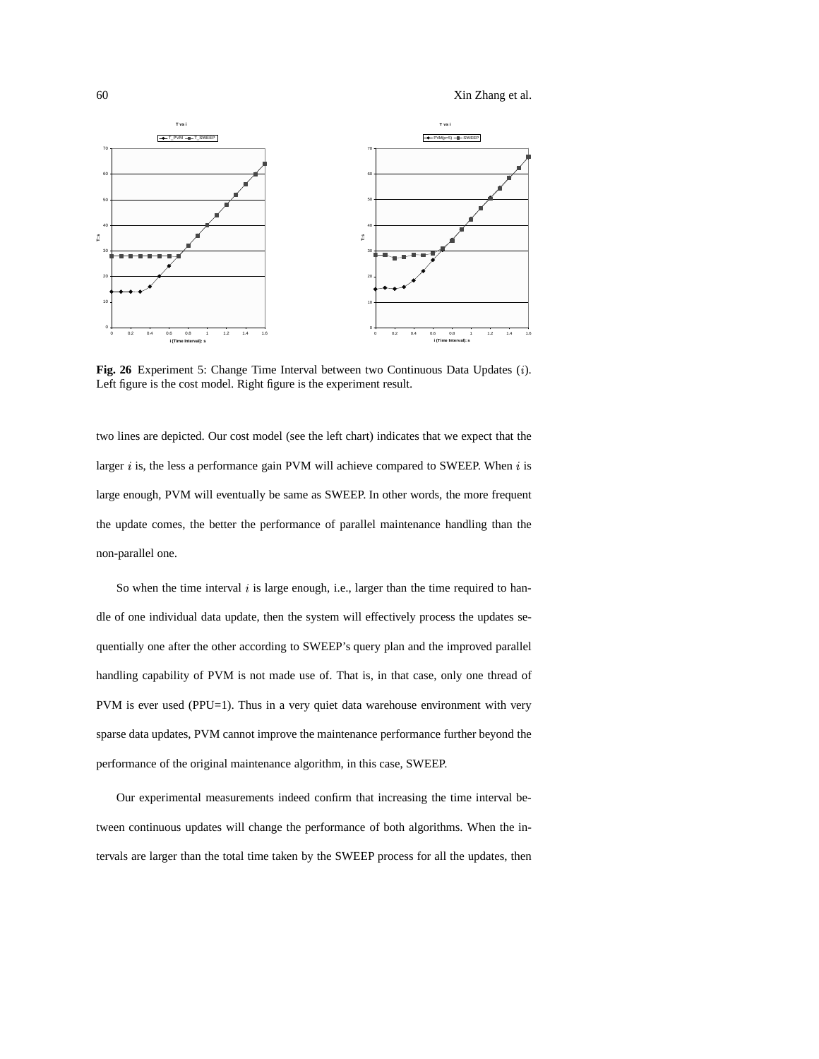T vs i

T_PVM T_SWEEP

70
60
50
40
30
20
10
0

T: s

0 0.2 0.4 0.6 0.8 1 1.2 1.4 1.6

i (Time Interval): s

T vs i

PVM(p=5) SWEEP

70
60
50
40
30
20
10
0

T: s

0 0.2 0.4 0.6 0.8 1 1.2 1.4 1.6

i (Time Interval): s

**Fig. 26** Experiment 5: Change Time Interval between two Continuous Data Updates ($i$). Left figure is the cost model. Right figure is the experiment result.

two lines are depicted. Our cost model (see the left chart) indicates that we expect that the larger $i$ is, the less a performance gain PVM will achieve compared to SWEEP. When $i$ is large enough, PVM will eventually be same as SWEEP. In other words, the more frequent the update comes, the better the performance of parallel maintenance handling than the non-parallel one.

So when the time interval $i$ is large enough, i.e., larger than the time required to handle of one individual data update, then the system will effectively process the updates sequentially one after the other according to SWEEP's query plan and the improved parallel handling capability of PVM is not made use of. That is, in that case, only one thread of PVM is ever used (PPU=1). Thus in a very quiet data warehouse environment with very sparse data updates, PVM cannot improve the maintenance performance further beyond the performance of the original maintenance algorithm, in this case, SWEEP.

Our experimental measurements indeed confirm that increasing the time interval between continuous updates will change the performance of both algorithms. When the intervals are larger than the total time taken by the SWEEP process for all the updates, then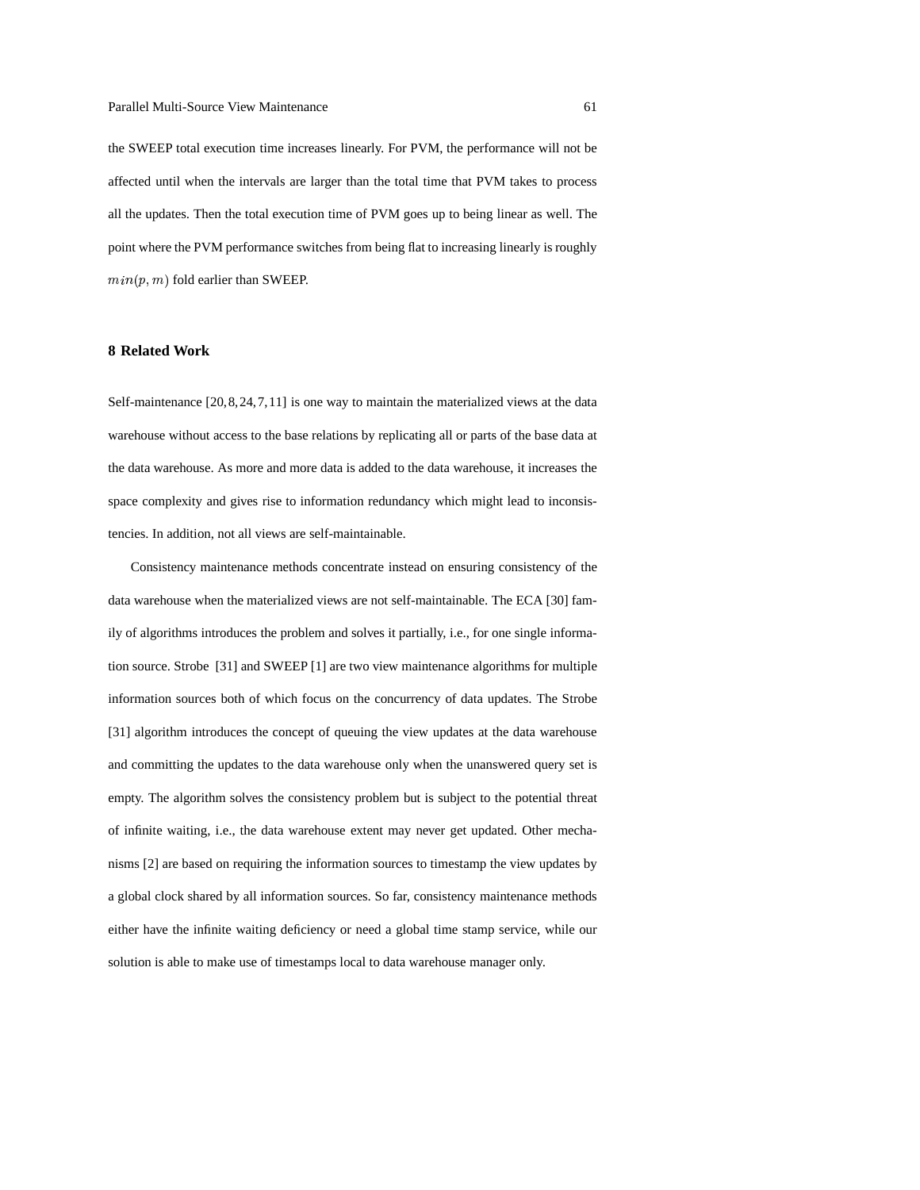the SWEEP total execution time increases linearly. For PVM, the performance will not be affected until when the intervals are larger than the total time that PVM takes to process all the updates. Then the total execution time of PVM goes up to being linear as well. The point where the PVM performance switches from being flat to increasing linearly is roughly $min(p, m)$ fold earlier than SWEEP.

## 8 Related Work

Self-maintenance [20, 8, 24, 7, 11] is one way to maintain the materialized views at the data warehouse without access to the base relations by replicating all or parts of the base data at the data warehouse. As more and more data is added to the data warehouse, it increases the space complexity and gives rise to information redundancy which might lead to inconsistencies. In addition, not all views are self-maintainable.

Consistency maintenance methods concentrate instead on ensuring consistency of the data warehouse when the materialized views are not self-maintainable. The ECA [30] family of algorithms introduces the problem and solves it partially, i.e., for one single information source. Strobe [31] and SWEEP [1] are two view maintenance algorithms for multiple information sources both of which focus on the concurrency of data updates. The Strobe [31] algorithm introduces the concept of queuing the view updates at the data warehouse and committing the updates to the data warehouse only when the unanswered query set is empty. The algorithm solves the consistency problem but is subject to the potential threat of infinite waiting, i.e., the data warehouse extent may never get updated. Other mechanisms [2] are based on requiring the information sources to timestamp the view updates by a global clock shared by all information sources. So far, consistency maintenance methods either have the infinite waiting deficiency or need a global time stamp service, while our solution is able to make use of timestamps local to data warehouse manager only.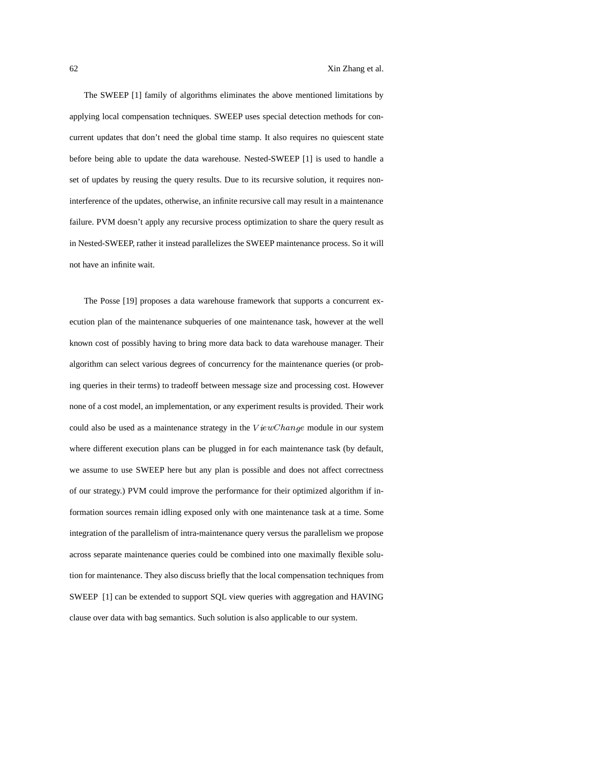The SWEEP [1] family of algorithms eliminates the above mentioned limitations by applying local compensation techniques. SWEEP uses special detection methods for concurrent updates that don't need the global time stamp. It also requires no quiescent state before being able to update the data warehouse. Nested-SWEEP [1] is used to handle a set of updates by reusing the query results. Due to its recursive solution, it requires non-interference of the updates, otherwise, an infinite recursive call may result in a maintenance failure. PVM doesn't apply any recursive process optimization to share the query result as in Nested-SWEEP, rather it instead parallelizes the SWEEP maintenance process. So it will not have an infinite wait.

The Posse [19] proposes a data warehouse framework that supports a concurrent execution plan of the maintenance subqueries of one maintenance task, however at the well known cost of possibly having to bring more data back to data warehouse manager. Their algorithm can select various degrees of concurrency for the maintenance queries (or probing queries in their terms) to tradeoff between message size and processing cost. However none of a cost model, an implementation, or any experiment results is provided. Their work could also be used as a maintenance strategy in the $ViewChange$ module in our system where different execution plans can be plugged in for each maintenance task (by default, we assume to use SWEEP here but any plan is possible and does not affect correctness of our strategy.) PVM could improve the performance for their optimized algorithm if information sources remain idling exposed only with one maintenance task at a time. Some integration of the parallelism of intra-maintenance query versus the parallelism we propose across separate maintenance queries could be combined into one maximally flexible solution for maintenance. They also discuss briefly that the local compensation techniques from SWEEP [1] can be extended to support SQL view queries with aggregation and HAVING clause over data with bag semantics. Such solution is also applicable to our system.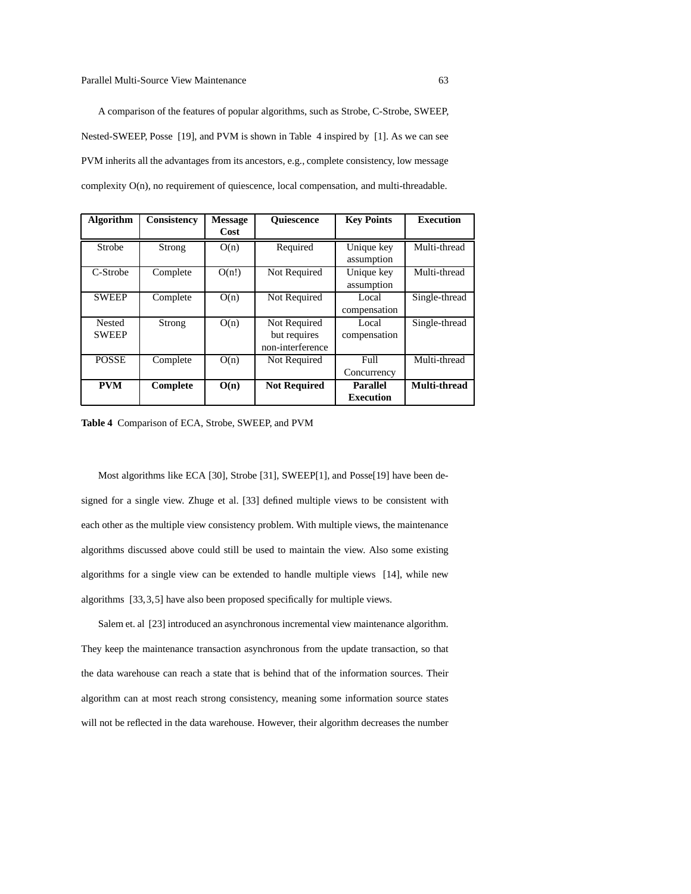A comparison of the features of popular algorithms, such as Strobe, C-Strobe, SWEEP, Nested-SWEEP, Posse [19], and PVM is shown in Table 4 inspired by [1]. As we can see PVM inherits all the advantages from its ancestors, e.g., complete consistency, low message complexity O(n), no requirement of quiescence, local compensation, and multi-threadable.

| **Algorithm** | **Consistency** | **Message Cost** | **Quiescence** | **Key Points** | **Execution** |
|---|---|---|---|---|---|
| Strobe | Strong | O(n) | Required | Unique key assumption | Multi-thread |
| C-Strobe | Complete | O(n!) | Not Required | Unique key assumption | Multi-thread |
| SWEEP | Complete | O(n) | Not Required | Local compensation | Single-thread |
| Nested SWEEP | Strong | O(n) | Not Required but requires non-interference | Local compensation | Single-thread |
| POSSE | Complete | O(n) | Not Required | Full Concurrency | Multi-thread |
| **PVM** | **Complete** | **O(n)** | **Not Required** | **Parallel Execution** | **Multi-thread** |

**Table 4** Comparison of ECA, Strobe, SWEEP, and PVM

Most algorithms like ECA [30], Strobe [31], SWEEP[1], and Posse[19] have been designed for a single view. Zhuge et al. [33] defined multiple views to be consistent with each other as the multiple view consistency problem. With multiple views, the maintenance algorithms discussed above could still be used to maintain the view. Also some existing algorithms for a single view can be extended to handle multiple views [14], while new algorithms [33,3,5] have also been proposed specifically for multiple views.

Salem et. al [23] introduced an asynchronous incremental view maintenance algorithm. They keep the maintenance transaction asynchronous from the update transaction, so that the data warehouse can reach a state that is behind that of the information sources. Their algorithm can at most reach strong consistency, meaning some information source states will not be reflected in the data warehouse. However, their algorithm decreases the number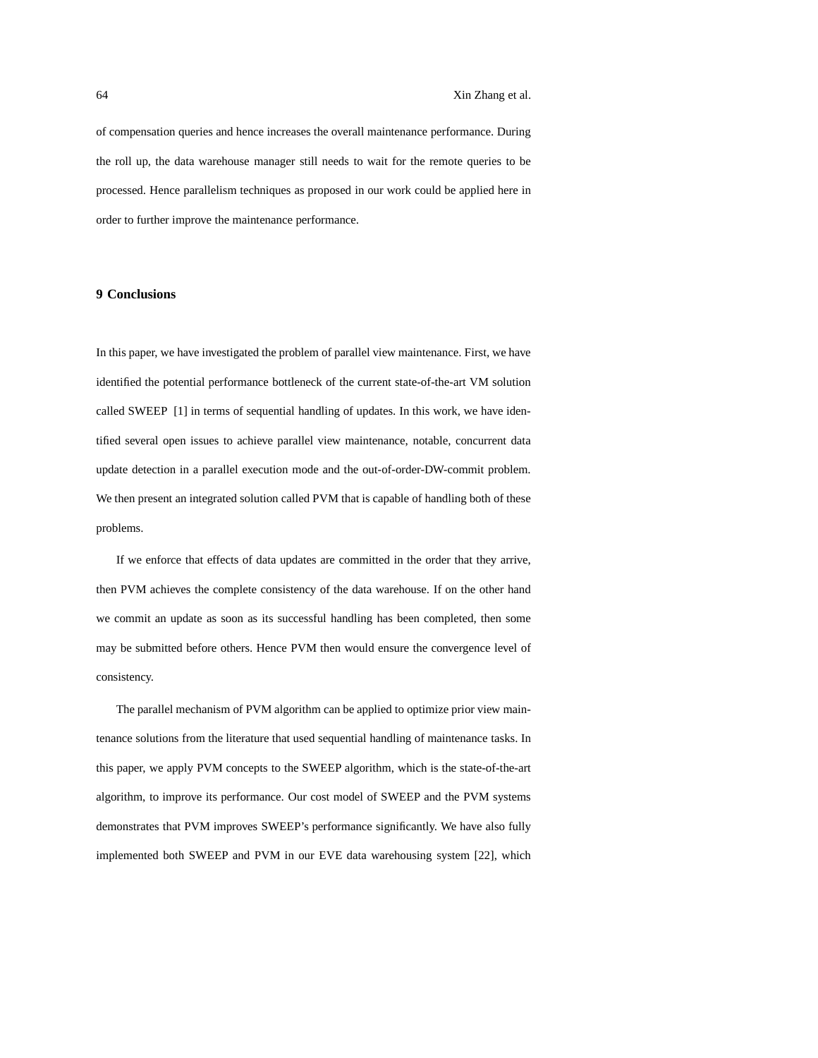of compensation queries and hence increases the overall maintenance performance. During the roll up, the data warehouse manager still needs to wait for the remote queries to be processed. Hence parallelism techniques as proposed in our work could be applied here in order to further improve the maintenance performance.

## 9 Conclusions

In this paper, we have investigated the problem of parallel view maintenance. First, we have identified the potential performance bottleneck of the current state-of-the-art VM solution called SWEEP [1] in terms of sequential handling of updates. In this work, we have identified several open issues to achieve parallel view maintenance, notable, concurrent data update detection in a parallel execution mode and the out-of-order-DW-commit problem. We then present an integrated solution called PVM that is capable of handling both of these problems.

If we enforce that effects of data updates are committed in the order that they arrive, then PVM achieves the complete consistency of the data warehouse. If on the other hand we commit an update as soon as its successful handling has been completed, then some may be submitted before others. Hence PVM then would ensure the convergence level of consistency.

The parallel mechanism of PVM algorithm can be applied to optimize prior view maintenance solutions from the literature that used sequential handling of maintenance tasks. In this paper, we apply PVM concepts to the SWEEP algorithm, which is the state-of-the-art algorithm, to improve its performance. Our cost model of SWEEP and the PVM systems demonstrates that PVM improves SWEEP's performance significantly. We have also fully implemented both SWEEP and PVM in our EVE data warehousing system [22], which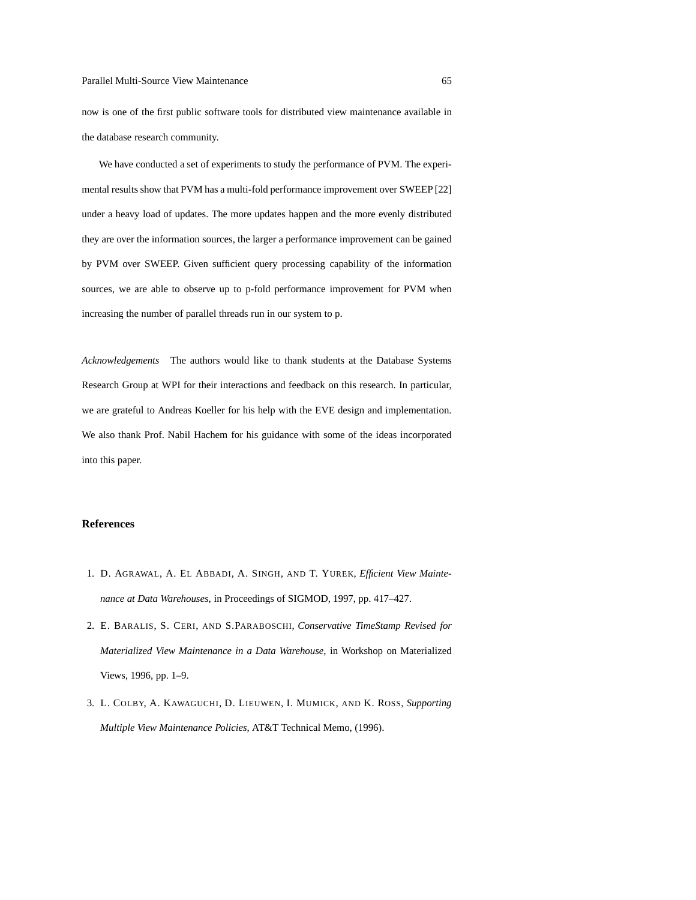now is one of the first public software tools for distributed view maintenance available in the database research community.

We have conducted a set of experiments to study the performance of PVM. The experimental results show that PVM has a multi-fold performance improvement over SWEEP [22] under a heavy load of updates. The more updates happen and the more evenly distributed they are over the information sources, the larger a performance improvement can be gained by PVM over SWEEP. Given sufficient query processing capability of the information sources, we are able to observe up to p-fold performance improvement for PVM when increasing the number of parallel threads run in our system to p.

*Acknowledgements* The authors would like to thank students at the Database Systems Research Group at WPI for their interactions and feedback on this research. In particular, we are grateful to Andreas Koeller for his help with the EVE design and implementation. We also thank Prof. Nabil Hachem for his guidance with some of the ideas incorporated into this paper.

## References

1. D. Agrawal, A. El Abbadi, A. Singh, and T. Yurek, *Efficient View Maintenance at Data Warehouses*, in Proceedings of SIGMOD, 1997, pp. 417–427.
2. E. Baralis, S. Ceri, and S.Paraboschi, *Conservative TimeStamp Revised for Materialized View Maintenance in a Data Warehouse*, in Workshop on Materialized Views, 1996, pp. 1–9.
3. L. Colby, A. Kawaguchi, D. Lieuwen, I. Mumick, and K. Ross, *Supporting Multiple View Maintenance Policies*, AT&T Technical Memo, (1996).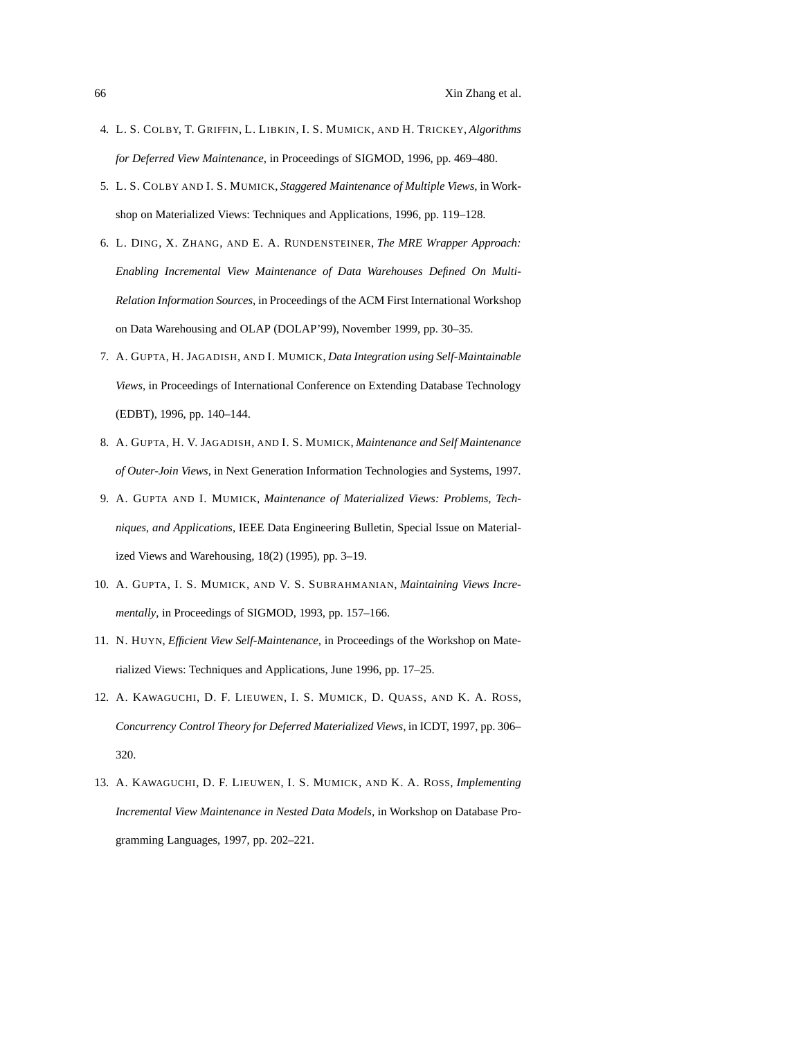4. L. S. Colby, T. Griffin, L. Libkin, I. S. Mumick, and H. Trickey, *Algorithms for Deferred View Maintenance*, in Proceedings of SIGMOD, 1996, pp. 469–480.
5. L. S. Colby and I. S. Mumick, *Staggered Maintenance of Multiple Views*, in Workshop on Materialized Views: Techniques and Applications, 1996, pp. 119–128.
6. L. Ding, X. Zhang, and E. A. Rundensteiner, *The MRE Wrapper Approach: Enabling Incremental View Maintenance of Data Warehouses Defined On Multi-Relation Information Sources*, in Proceedings of the ACM First International Workshop on Data Warehousing and OLAP (DOLAP'99), November 1999, pp. 30–35.
7. A. Gupta, H. Jagadish, and I. Mumick, *Data Integration using Self-Maintainable Views*, in Proceedings of International Conference on Extending Database Technology (EDBT), 1996, pp. 140–144.
8. A. Gupta, H. V. Jagadish, and I. S. Mumick, *Maintenance and Self Maintenance of Outer-Join Views*, in Next Generation Information Technologies and Systems, 1997.
9. A. Gupta and I. Mumick, *Maintenance of Materialized Views: Problems, Techniques, and Applications*, IEEE Data Engineering Bulletin, Special Issue on Materialized Views and Warehousing, 18(2) (1995), pp. 3–19.
10. A. Gupta, I. S. Mumick, and V. S. Subrahmanian, *Maintaining Views Incrementally*, in Proceedings of SIGMOD, 1993, pp. 157–166.
11. N. Huyn, *Efficient View Self-Maintenance*, in Proceedings of the Workshop on Materialized Views: Techniques and Applications, June 1996, pp. 17–25.
12. A. Kawaguchi, D. F. Lieuwen, I. S. Mumick, D. Quass, and K. A. Ross, *Concurrency Control Theory for Deferred Materialized Views*, in ICDT, 1997, pp. 306–320.
13. A. Kawaguchi, D. F. Lieuwen, I. S. Mumick, and K. A. Ross, *Implementing Incremental View Maintenance in Nested Data Models*, in Workshop on Database Programming Languages, 1997, pp. 202–221.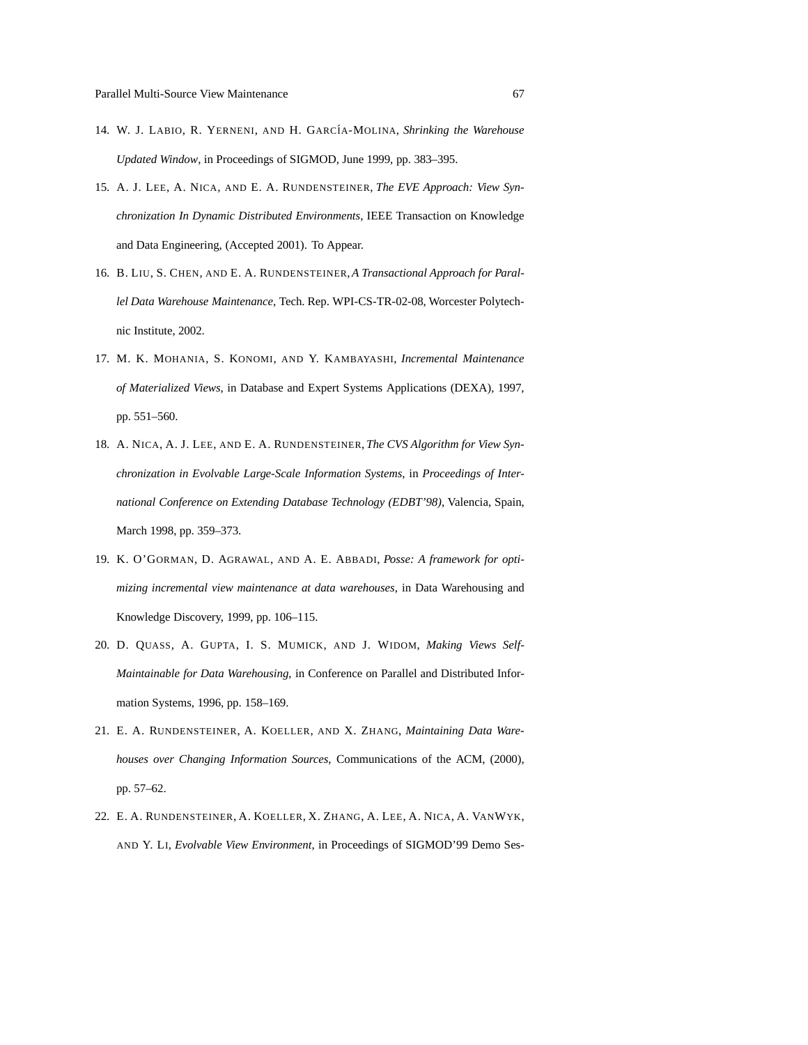14. W. J. Labio, R. Yerneni, and H. García-Molina, *Shrinking the Warehouse Updated Window*, in Proceedings of SIGMOD, June 1999, pp. 383–395.

15. A. J. Lee, A. Nica, and E. A. Rundensteiner, *The EVE Approach: View Synchronization In Dynamic Distributed Environments*, IEEE Transaction on Knowledge and Data Engineering, (Accepted 2001). To Appear.

16. B. Liu, S. Chen, and E. A. Rundensteiner, *A Transactional Approach for Parallel Data Warehouse Maintenance*, Tech. Rep. WPI-CS-TR-02-08, Worcester Polytechnic Institute, 2002.

17. M. K. Mohania, S. Konomi, and Y. Kambayashi, *Incremental Maintenance of Materialized Views*, in Database and Expert Systems Applications (DEXA), 1997, pp. 551–560.

18. A. Nica, A. J. Lee, and E. A. Rundensteiner, *The CVS Algorithm for View Synchronization in Evolvable Large-Scale Information Systems*, in *Proceedings of International Conference on Extending Database Technology (EDBT'98)*, Valencia, Spain, March 1998, pp. 359–373.

19. K. O'Gorman, D. Agrawal, and A. E. Abbadi, *Posse: A framework for optimizing incremental view maintenance at data warehouses*, in Data Warehousing and Knowledge Discovery, 1999, pp. 106–115.

20. D. Quass, A. Gupta, I. S. Mumick, and J. Widom, *Making Views Self-Maintainable for Data Warehousing*, in Conference on Parallel and Distributed Information Systems, 1996, pp. 158–169.

21. E. A. Rundensteiner, A. Koeller, and X. Zhang, *Maintaining Data Warehouses over Changing Information Sources*, Communications of the ACM, (2000), pp. 57–62.

22. E. A. Rundensteiner, A. Koeller, X. Zhang, A. Lee, A. Nica, A. VanWyk, and Y. Li, *Evolvable View Environment*, in Proceedings of SIGMOD'99 Demo Ses-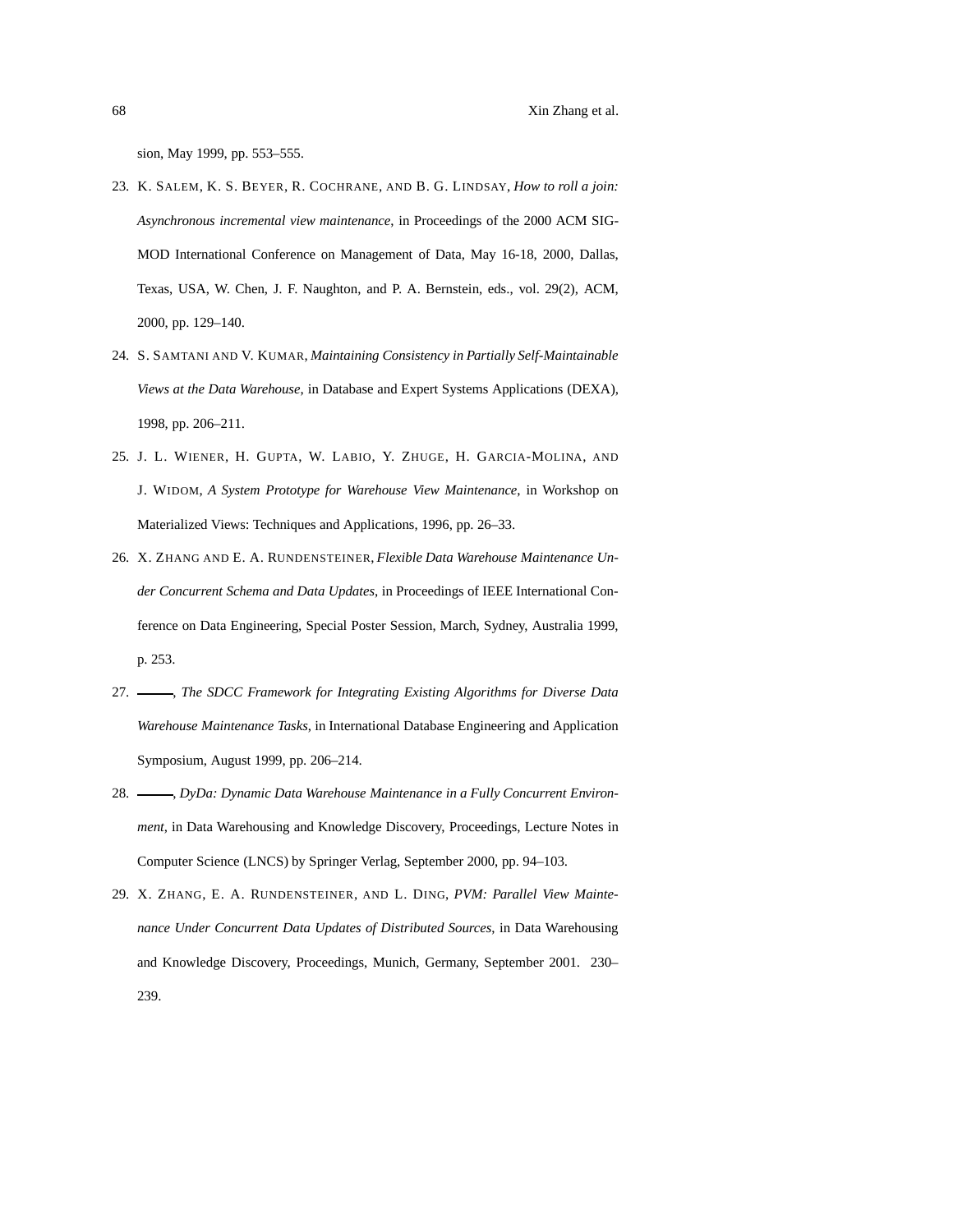sion, May 1999, pp. 553–555.

23. K. Salem, K. S. Beyer, R. Cochrane, and B. G. Lindsay, *How to roll a join: Asynchronous incremental view maintenance*, in Proceedings of the 2000 ACM SIGMOD International Conference on Management of Data, May 16-18, 2000, Dallas, Texas, USA, W. Chen, J. F. Naughton, and P. A. Bernstein, eds., vol. 29(2), ACM, 2000, pp. 129–140.

24. S. Samtani and V. Kumar, *Maintaining Consistency in Partially Self-Maintainable Views at the Data Warehouse*, in Database and Expert Systems Applications (DEXA), 1998, pp. 206–211.

25. J. L. Wiener, H. Gupta, W. Labio, Y. Zhuge, H. Garcia-Molina, and J. Widom, *A System Prototype for Warehouse View Maintenance*, in Workshop on Materialized Views: Techniques and Applications, 1996, pp. 26–33.

26. X. Zhang and E. A. Rundensteiner, *Flexible Data Warehouse Maintenance Under Concurrent Schema and Data Updates*, in Proceedings of IEEE International Conference on Data Engineering, Special Poster Session, March, Sydney, Australia 1999, p. 253.

27. ———, *The SDCC Framework for Integrating Existing Algorithms for Diverse Data Warehouse Maintenance Tasks*, in International Database Engineering and Application Symposium, August 1999, pp. 206–214.

28. ———, *DyDa: Dynamic Data Warehouse Maintenance in a Fully Concurrent Environment*, in Data Warehousing and Knowledge Discovery, Proceedings, Lecture Notes in Computer Science (LNCS) by Springer Verlag, September 2000, pp. 94–103.

29. X. Zhang, E. A. Rundensteiner, and L. Ding, *PVM: Parallel View Maintenance Under Concurrent Data Updates of Distributed Sources*, in Data Warehousing and Knowledge Discovery, Proceedings, Munich, Germany, September 2001. 230–239.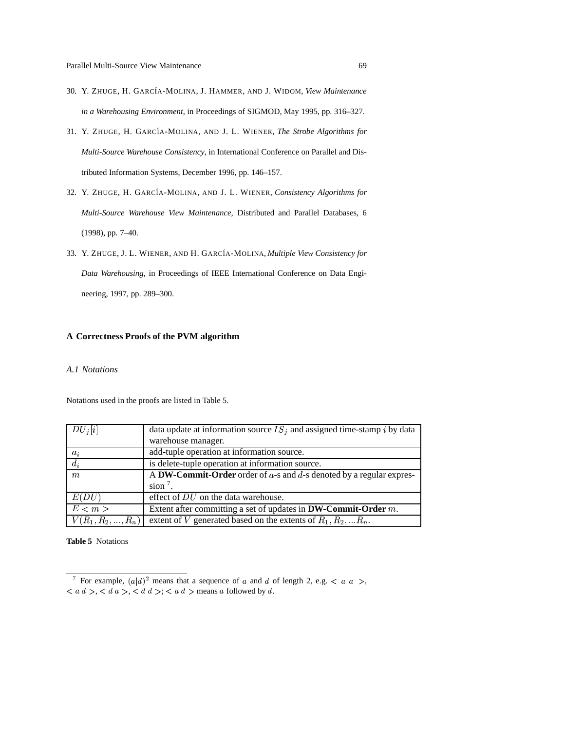30. Y. ZHUGE, H. GARCÍA-MOLINA, J. HAMMER, AND J. WIDOM, *View Maintenance in a Warehousing Environment*, in Proceedings of SIGMOD, May 1995, pp. 316–327.

31. Y. ZHUGE, H. GARCÍA-MOLINA, AND J. L. WIENER, *The Strobe Algorithms for Multi-Source Warehouse Consistency*, in International Conference on Parallel and Distributed Information Systems, December 1996, pp. 146–157.

32. Y. ZHUGE, H. GARCÍA-MOLINA, AND J. L. WIENER, *Consistency Algorithms for Multi-Source Warehouse View Maintenance*, Distributed and Parallel Databases, 6 (1998), pp. 7–40.

33. Y. ZHUGE, J. L. WIENER, AND H. GARCÍA-MOLINA, *Multiple View Consistency for Data Warehousing*, in Proceedings of IEEE International Conference on Data Engineering, 1997, pp. 289–300.

## A Correctness Proofs of the PVM algorithm

### A.1 Notations

Notations used in the proofs are listed in Table 5.

| | |
|---|---|
| $DU_j[i]$ | data update at information source $IS_j$ and assigned time-stamp $i$ by data warehouse manager. |
| $a_i$ | add-tuple operation at information source. |
| $d_i$ | is delete-tuple operation at information source. |
| $m$ | A **DW-Commit-Order** order of $a$-s and $d$-s denoted by a regular expression [7]. |
| $E(DU)$ | effect of $DU$ on the data warehouse. |
| $E<m>$ | Extent after committing a set of updates in **DW-Commit-Order** $m$. |
| $V(R_1, R_2, ..., R_n)$ | extent of $V$ generated based on the extents of $R_1, R_2, ...R_n$. |

**Table 5** Notations

[7] For example, $(a|d)^2$ means that a sequence of $a$ and $d$ of length 2, e.g. $< a\ a >$, $< a\ d >$, $< d\ a >$, $< d\ d >$; $< a\ d >$ means $a$ followed by $d$.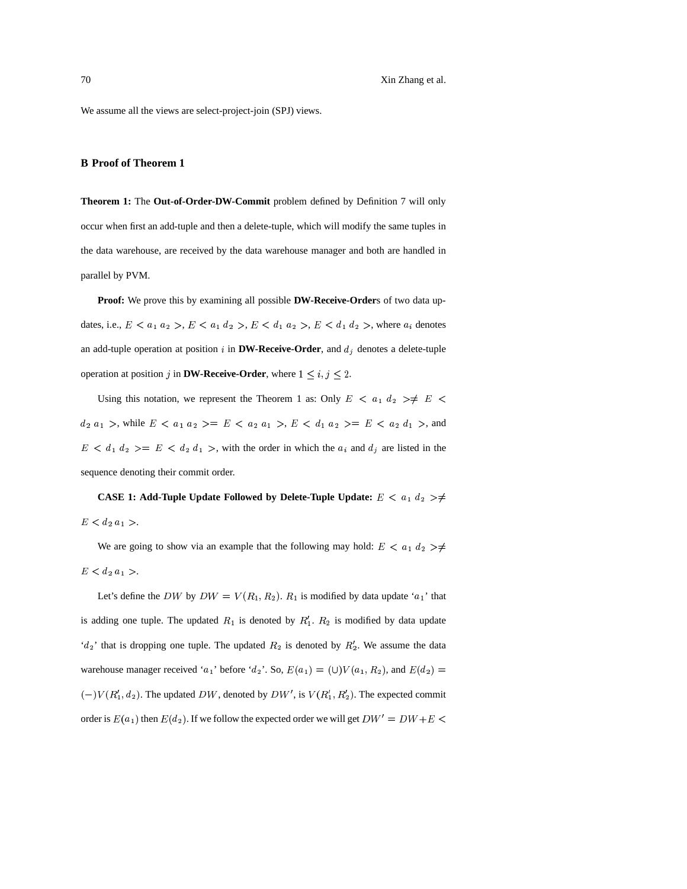We assume all the views are select-project-join (SPJ) views.

## B Proof of Theorem 1

**Theorem 1:** The **Out-of-Order-DW-Commit** problem defined by Definition 7 will only occur when first an add-tuple and then a delete-tuple, which will modify the same tuples in the data warehouse, are received by the data warehouse manager and both are handled in parallel by PVM.

**Proof:** We prove this by examining all possible **DW-Receive-Order**s of two data updates, i.e., $E < a_1\ a_2 >$, $E < a_1\ d_2 >$, $E < d_1\ a_2 >$, $E < d_1\ d_2 >$, where $a_i$ denotes an add-tuple operation at position $i$ in **DW-Receive-Order**, and $d_j$ denotes a delete-tuple operation at position $j$ in **DW-Receive-Order**, where $1 \leq i, j \leq 2$.

Using this notation, we represent the Theorem 1 as: Only $E < a_1\ d_2 > \neq E < d_2\ a_1 >$, while $E < a_1\ a_2 >= E < a_2\ a_1 >$, $E < d_1\ a_2 >= E < a_2\ d_1 >$, and $E < d_1\ d_2 >= E < d_2\ d_1 >$, with the order in which the $a_i$ and $d_j$ are listed in the sequence denoting their commit order.

**CASE 1: Add-Tuple Update Followed by Delete-Tuple Update:** $E < a_1\ d_2 > \neq E < d_2\ a_1 >$.

We are going to show via an example that the following may hold: $E < a_1\ d_2 > \neq E < d_2\ a_1 >$.

Let's define the $DW$ by $DW = V(R_1, R_2)$. $R_1$ is modified by data update '$a_1$' that is adding one tuple. The updated $R_1$ is denoted by $R_1'$. $R_2$ is modified by data update '$d_2$' that is dropping one tuple. The updated $R_2$ is denoted by $R_2'$. We assume the data warehouse manager received '$a_1$' before '$d_2$'. So, $E(a_1) = (\cup)V(a_1, R_2)$, and $E(d_2) = (-)V(R_1', d_2)$. The updated $DW$, denoted by $DW'$, is $V(R_1', R_2')$. The expected commit order is $E(a_1)$ then $E(d_2)$. If we follow the expected order we will get $DW' = DW + E <$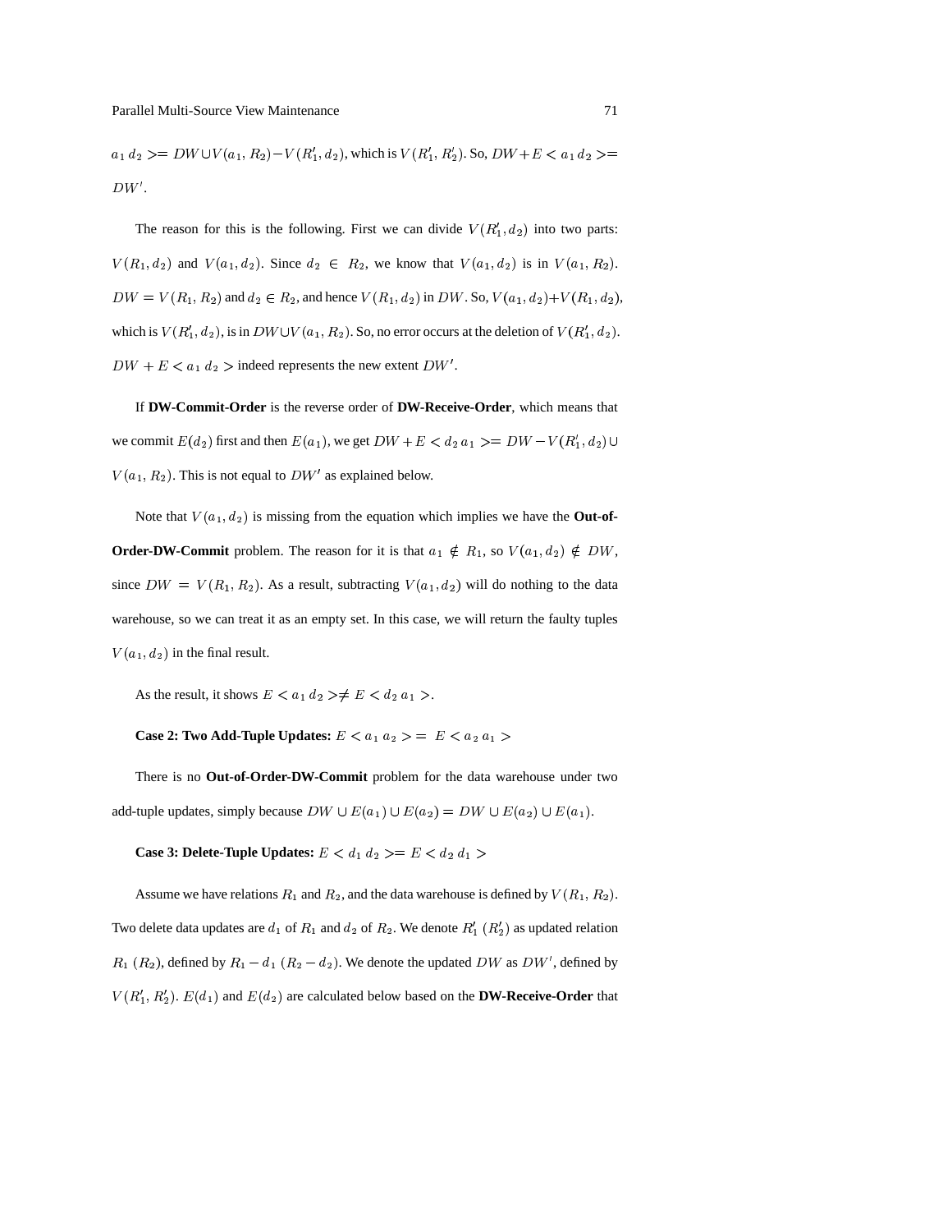$a_1\, d_2 >= DW \cup V(a_1, R_2) - V(R_1', d_2)$, which is $V(R_1', R_2')$. So, $DW + E < a_1\, d_2 >=$ $DW'$.

The reason for this is the following. First we can divide $V(R_1', d_2)$ into two parts: $V(R_1, d_2)$ and $V(a_1, d_2)$. Since $d_2 \in R_2$, we know that $V(a_1, d_2)$ is in $V(a_1, R_2)$. $DW = V(R_1, R_2)$ and $d_2 \in R_2$, and hence $V(R_1, d_2)$ in $DW$. So, $V(a_1, d_2) + V(R_1, d_2)$, which is $V(R_1', d_2)$, is in $DW \cup V(a_1, R_2)$. So, no error occurs at the deletion of $V(R_1', d_2)$. $DW + E < a_1\, d_2 >$ indeed represents the new extent $DW'$.

If **DW-Commit-Order** is the reverse order of **DW-Receive-Order**, which means that we commit $E(d_2)$ first and then $E(a_1)$, we get $DW + E < d_2\, a_1 >= DW - V(R_1', d_2) \cup$ $V(a_1, R_2)$. This is not equal to $DW'$ as explained below.

Note that $V(a_1, d_2)$ is missing from the equation which implies we have the **Out-of-Order-DW-Commit** problem. The reason for it is that $a_1 \notin R_1$, so $V(a_1, d_2) \notin DW$, since $DW = V(R_1, R_2)$. As a result, subtracting $V(a_1, d_2)$ will do nothing to the data warehouse, so we can treat it as an empty set. In this case, we will return the faulty tuples $V(a_1, d_2)$ in the final result.

As the result, it shows $E < a_1\, d_2 > \neq E < d_2\, a_1 >$.

**Case 2: Two Add-Tuple Updates:** $E < a_1\, a_2 > = E < a_2\, a_1 >$

There is no **Out-of-Order-DW-Commit** problem for the data warehouse under two add-tuple updates, simply because $DW \cup E(a_1) \cup E(a_2) = DW \cup E(a_2) \cup E(a_1)$.

**Case 3: Delete-Tuple Updates:** $E < d_1\, d_2 >= E < d_2\, d_1 >$

Assume we have relations $R_1$ and $R_2$, and the data warehouse is defined by $V(R_1, R_2)$. Two delete data updates are $d_1$ of $R_1$ and $d_2$ of $R_2$. We denote $R_1'$ ($R_2'$) as updated relation $R_1$ ($R_2$), defined by $R_1 - d_1$ ($R_2 - d_2$). We denote the updated $DW$ as $DW'$, defined by $V(R_1', R_2')$. $E(d_1)$ and $E(d_2)$ are calculated below based on the **DW-Receive-Order** that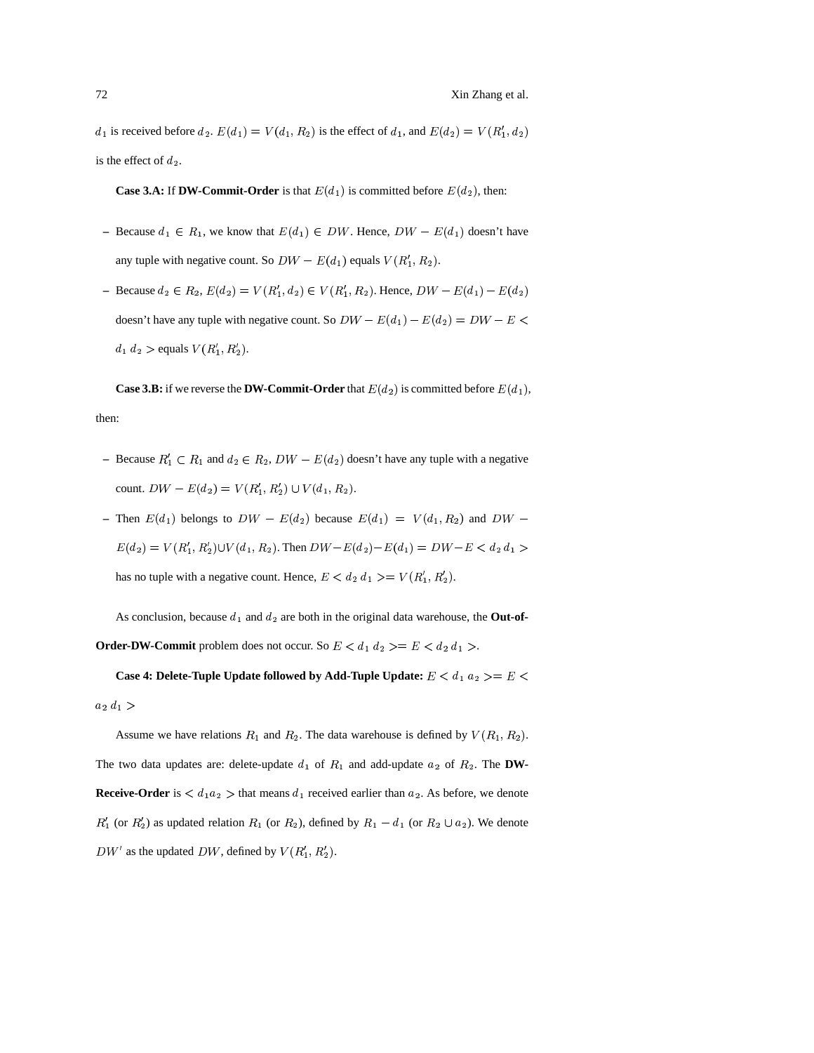$d_1$ is received before $d_2$. $E(d_1) = V(d_1, R_2)$ is the effect of $d_1$, and $E(d_2) = V(R_1', d_2)$ is the effect of $d_2$.

**Case 3.A:** If **DW-Commit-Order** is that $E(d_1)$ is committed before $E(d_2)$, then:

- Because $d_1 \in R_1$, we know that $E(d_1) \in DW$. Hence, $DW - E(d_1)$ doesn't have any tuple with negative count. So $DW - E(d_1)$ equals $V(R_1', R_2)$.
- Because $d_2 \in R_2$, $E(d_2) = V(R_1', d_2) \in V(R_1', R_2)$. Hence, $DW - E(d_1) - E(d_2)$ doesn't have any tuple with negative count. So $DW - E(d_1) - E(d_2) = DW - E < d_1\ d_2 >$ equals $V(R_1', R_2')$.

**Case 3.B:** if we reverse the **DW-Commit-Order** that $E(d_2)$ is committed before $E(d_1)$, then:

- Because $R_1' \subset R_1$ and $d_2 \in R_2$, $DW - E(d_2)$ doesn't have any tuple with a negative count. $DW - E(d_2) = V(R_1', R_2') \cup V(d_1, R_2)$.
- Then $E(d_1)$ belongs to $DW - E(d_2)$ because $E(d_1) = V(d_1, R_2)$ and $DW - E(d_2) = V(R_1', R_2') \cup V(d_1, R_2)$. Then $DW - E(d_2) - E(d_1) = DW - E < d_2\, d_1 >$ has no tuple with a negative count. Hence, $E < d_2\ d_1 >= V(R_1', R_2')$.

As conclusion, because $d_1$ and $d_2$ are both in the original data warehouse, the **Out-of-Order-DW-Commit** problem does not occur. So $E < d_1\ d_2 >= E < d_2\, d_1 >$.

**Case 4: Delete-Tuple Update followed by Add-Tuple Update:** $E < d_1\ a_2 >= E < a_2\ d_1 >$

Assume we have relations $R_1$ and $R_2$. The data warehouse is defined by $V(R_1, R_2)$. The two data updates are: delete-update $d_1$ of $R_1$ and add-update $a_2$ of $R_2$. The **DW-Receive-Order** is $< d_1 a_2 >$ that means $d_1$ received earlier than $a_2$. As before, we denote $R_1'$ (or $R_2'$) as updated relation $R_1$ (or $R_2$), defined by $R_1 - d_1$ (or $R_2 \cup a_2$). We denote $DW'$ as the updated $DW$, defined by $V(R_1', R_2')$.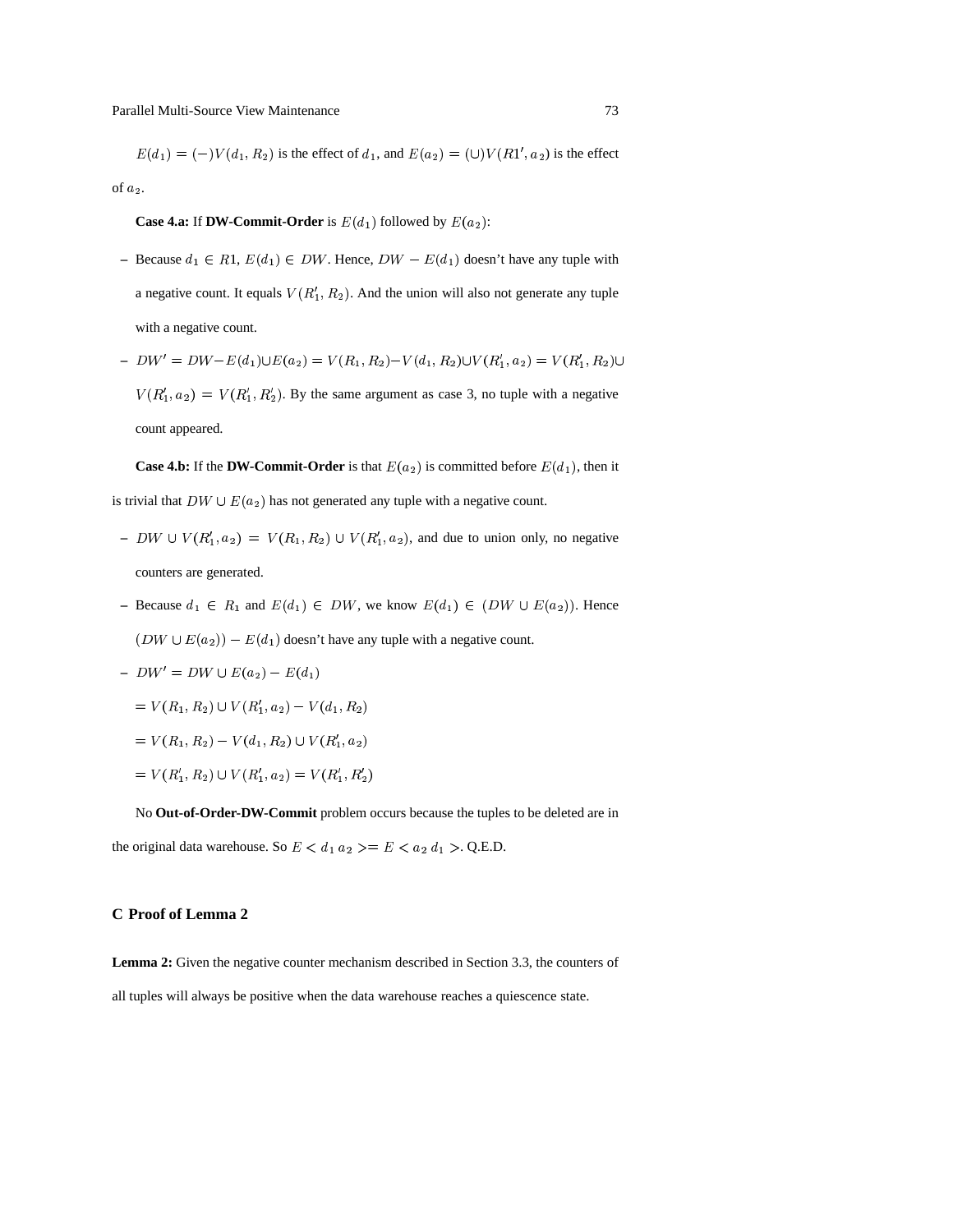$E(d_1) = (-)V(d_1, R_2)$ is the effect of $d_1$, and $E(a_2) = (\cup)V(R1', a_2)$ is the effect of $a_2$.

**Case 4.a:** If **DW-Commit-Order** is $E(d_1)$ followed by $E(a_2)$:

- Because $d_1 \in R1$, $E(d_1) \in DW$. Hence, $DW - E(d_1)$ doesn't have any tuple with a negative count. It equals $V(R_1', R_2)$. And the union will also not generate any tuple with a negative count.
- $DW' = DW - E(d_1) \cup E(a_2) = V(R_1, R_2) - V(d_1, R_2) \cup V(R_1', a_2) = V(R_1', R_2) \cup V(R_1', a_2) = V(R_1', R_2')$. By the same argument as case 3, no tuple with a negative count appeared.

**Case 4.b:** If the **DW-Commit-Order** is that $E(a_2)$ is committed before $E(d_1)$, then it is trivial that $DW \cup E(a_2)$ has not generated any tuple with a negative count.

- $DW \cup V(R_1', a_2) = V(R_1, R_2) \cup V(R_1', a_2)$, and due to union only, no negative counters are generated.
- Because $d_1 \in R_1$ and $E(d_1) \in DW$, we know $E(d_1) \in (DW \cup E(a_2))$. Hence $(DW \cup E(a_2)) - E(d_1)$ doesn't have any tuple with a negative count.
- $DW' = DW \cup E(a_2) - E(d_1)$

  $= V(R_1, R_2) \cup V(R_1', a_2) - V(d_1, R_2)$

  $= V(R_1, R_2) - V(d_1, R_2) \cup V(R_1', a_2)$

  $= V(R_1', R_2) \cup V(R_1', a_2) = V(R_1', R_2')$

No **Out-of-Order-DW-Commit** problem occurs because the tuples to be deleted are in the original data warehouse. So $E < d_1\, a_2 > = E < a_2\, d_1 >$. Q.E.D.

## C Proof of Lemma 2

**Lemma 2:** Given the negative counter mechanism described in Section 3.3, the counters of all tuples will always be positive when the data warehouse reaches a quiescence state.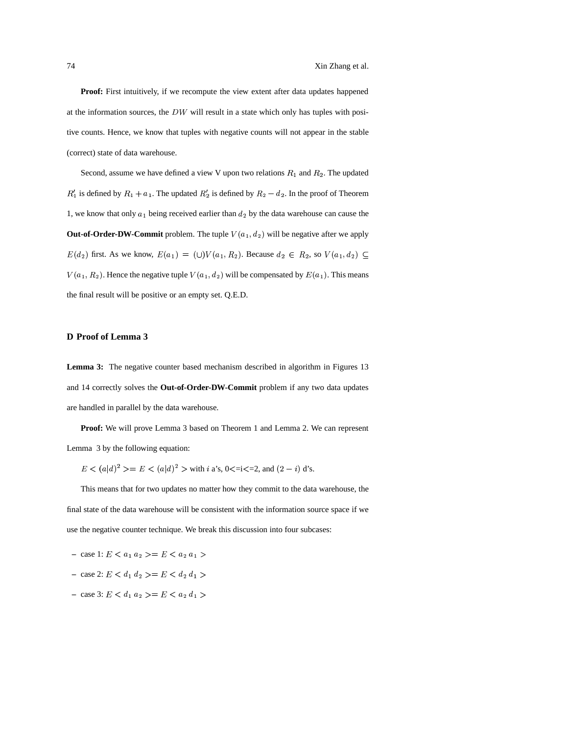**Proof:** First intuitively, if we recompute the view extent after data updates happened at the information sources, the $DW$ will result in a state which only has tuples with positive counts. Hence, we know that tuples with negative counts will not appear in the stable (correct) state of data warehouse.

Second, assume we have defined a view V upon two relations $R_1$ and $R_2$. The updated $R_1'$ is defined by $R_1 + a_1$. The updated $R_2'$ is defined by $R_2 - d_2$. In the proof of Theorem 1, we know that only $a_1$ being received earlier than $d_2$ by the data warehouse can cause the **Out-of-Order-DW-Commit** problem. The tuple $V(a_1, d_2)$ will be negative after we apply $E(d_2)$ first. As we know, $E(a_1) = (\cup)V(a_1, R_2)$. Because $d_2 \in R_2$, so $V(a_1, d_2) \subseteq V(a_1, R_2)$. Hence the negative tuple $V(a_1, d_2)$ will be compensated by $E(a_1)$. This means the final result will be positive or an empty set. Q.E.D.

## D Proof of Lemma 3

**Lemma 3:** The negative counter based mechanism described in algorithm in Figures 13 and 14 correctly solves the **Out-of-Order-DW-Commit** problem if any two data updates are handled in parallel by the data warehouse.

**Proof:** We will prove Lemma 3 based on Theorem 1 and Lemma 2. We can represent Lemma 3 by the following equation:

$E < (a|d)^2 >= E < (a|d)^2 >$ with $i$ a's, 0<=i<=2, and $(2-i)$ d's.

This means that for two updates no matter how they commit to the data warehouse, the final state of the data warehouse will be consistent with the information source space if we use the negative counter technique. We break this discussion into four subcases:

- case 1: $E < a_1\, a_2 >= E < a_2\, a_1 >$
- case 2: $E < d_1\, d_2 >= E < d_2\, d_1 >$
- case 3: $E < d_1\, a_2 >= E < a_2\, d_1 >$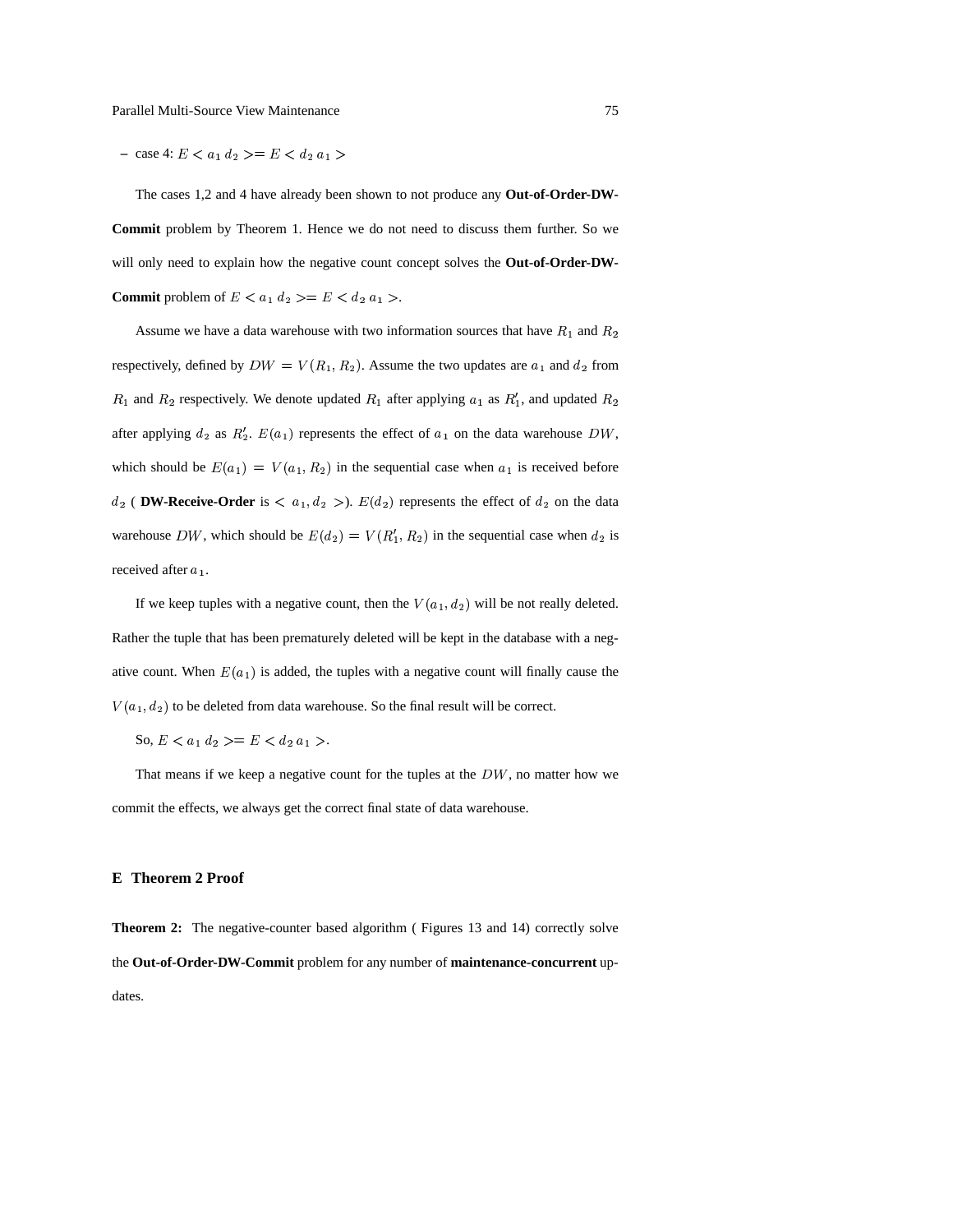- case 4: $E < a_1\, d_2 >= E < d_2\, a_1 >$

The cases 1,2 and 4 have already been shown to not produce any **Out-of-Order-DW-Commit** problem by Theorem 1. Hence we do not need to discuss them further. So we will only need to explain how the negative count concept solves the **Out-of-Order-DW-Commit** problem of $E < a_1\, d_2 >= E < d_2\, a_1 >$.

Assume we have a data warehouse with two information sources that have $R_1$ and $R_2$ respectively, defined by $DW = V(R_1, R_2)$. Assume the two updates are $a_1$ and $d_2$ from $R_1$ and $R_2$ respectively. We denote updated $R_1$ after applying $a_1$ as $R_1'$, and updated $R_2$ after applying $d_2$ as $R_2'$. $E(a_1)$ represents the effect of $a_1$ on the data warehouse $DW$, which should be $E(a_1) = V(a_1, R_2)$ in the sequential case when $a_1$ is received before $d_2$ ( **DW-Receive-Order** is $< a_1, d_2 >$). $E(d_2)$ represents the effect of $d_2$ on the data warehouse $DW$, which should be $E(d_2) = V(R_1', R_2)$ in the sequential case when $d_2$ is received after $a_1$.

If we keep tuples with a negative count, then the $V(a_1, d_2)$ will be not really deleted. Rather the tuple that has been prematurely deleted will be kept in the database with a negative count. When $E(a_1)$ is added, the tuples with a negative count will finally cause the $V(a_1, d_2)$ to be deleted from data warehouse. So the final result will be correct.

So, $E < a_1\, d_2 >= E < d_2\, a_1 >$.

That means if we keep a negative count for the tuples at the $DW$, no matter how we commit the effects, we always get the correct final state of data warehouse.

## E Theorem 2 Proof

**Theorem 2:** The negative-counter based algorithm ( Figures 13 and 14) correctly solve the **Out-of-Order-DW-Commit** problem for any number of **maintenance-concurrent** updates.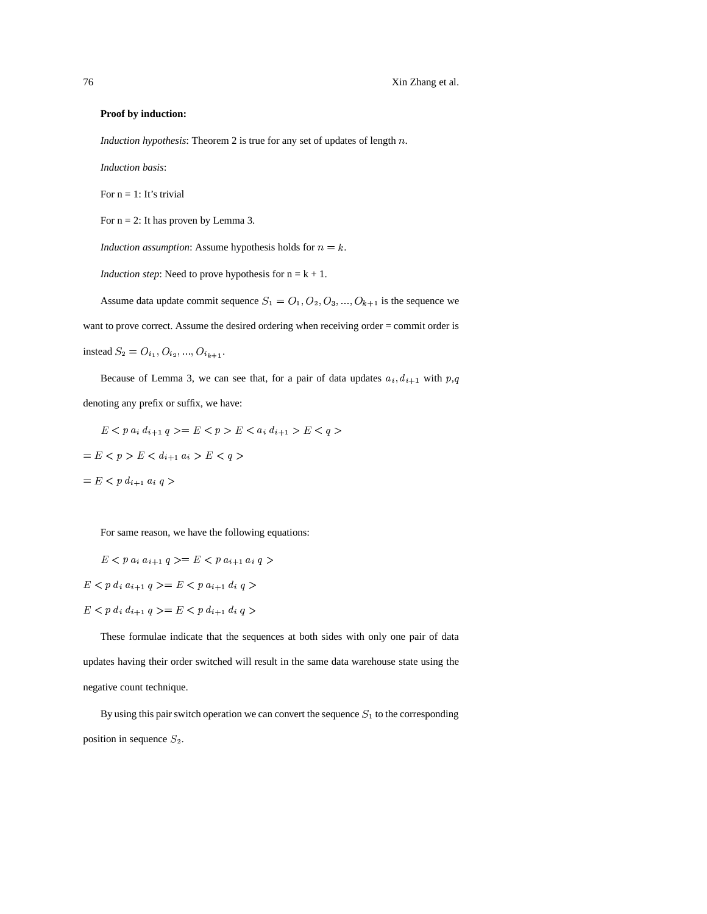**Proof by induction:**

*Induction hypothesis*: Theorem 2 is true for any set of updates of length $n$.

*Induction basis*:

For n = 1: It's trivial

For n = 2: It has proven by Lemma 3.

*Induction assumption*: Assume hypothesis holds for $n = k$.

*Induction step*: Need to prove hypothesis for n = k + 1.

Assume data update commit sequence $S_1 = O_1, O_2, O_3, ..., O_{k+1}$ is the sequence we want to prove correct. Assume the desired ordering when receiving order = commit order is instead $S_2 = O_{i_1}, O_{i_2}, ..., O_{i_{k+1}}$.

Because of Lemma 3, we can see that, for a pair of data updates $a_i, d_{i+1}$ with $p$,$q$ denoting any prefix or suffix, we have:

$E < p\ a_i\ d_{i+1}\ q >= E < p > E < a_i\ d_{i+1} > E < q >$

$= E < p > E < d_{i+1}\ a_i > E < q >$

$= E < p\ d_{i+1}\ a_i\ q >$

For same reason, we have the following equations:

$E < p\ a_i\ a_{i+1}\ q >= E < p\ a_{i+1}\ a_i\ q >$

$E < p\ d_i\ a_{i+1}\ q >= E < p\ a_{i+1}\ d_i\ q >$

$E < p\ d_i\ d_{i+1}\ q >= E < p\ d_{i+1}\ d_i\ q >$

These formulae indicate that the sequences at both sides with only one pair of data updates having their order switched will result in the same data warehouse state using the negative count technique.

By using this pair switch operation we can convert the sequence $S_1$ to the corresponding position in sequence $S_2$.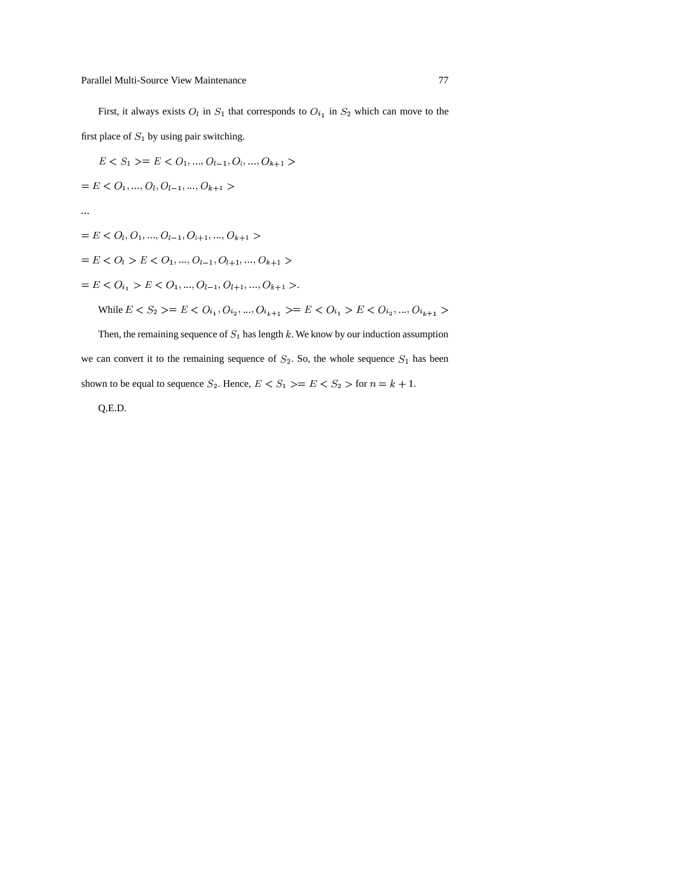First, it always exists $O_l$ in $S_1$ that corresponds to $O_{i_1}$ in $S_2$ which can move to the first place of $S_1$ by using pair switching.

$E < S_1 >= E < O_1, ..., O_{l-1}, O_l, ..., O_{k+1} >$

$= E < O_1, ..., O_l, O_{l-1}, ..., O_{k+1} >$

...

$= E < O_l, O_1, ..., O_{l-1}, O_{l+1}, ..., O_{k+1} >$

$= E < O_l > E < O_1, ..., O_{l-1}, O_{l+1}, ..., O_{k+1} >$

$= E < O_{i_1} > E < O_1, ..., O_{l-1}, O_{l+1}, ..., O_{k+1} >$.

While $E < S_2 >= E < O_{i_1}, O_{i_2}, ..., O_{i_{k+1}} >= E < O_{i_1} > E < O_{i_2}, ..., O_{i_{k+1}} >$

Then, the remaining sequence of $S_1$ has length $k$. We know by our induction assumption we can convert it to the remaining sequence of $S_2$. So, the whole sequence $S_1$ has been shown to be equal to sequence $S_2$. Hence, $E < S_1 >= E < S_2 >$ for $n = k + 1$.

Q.E.D.